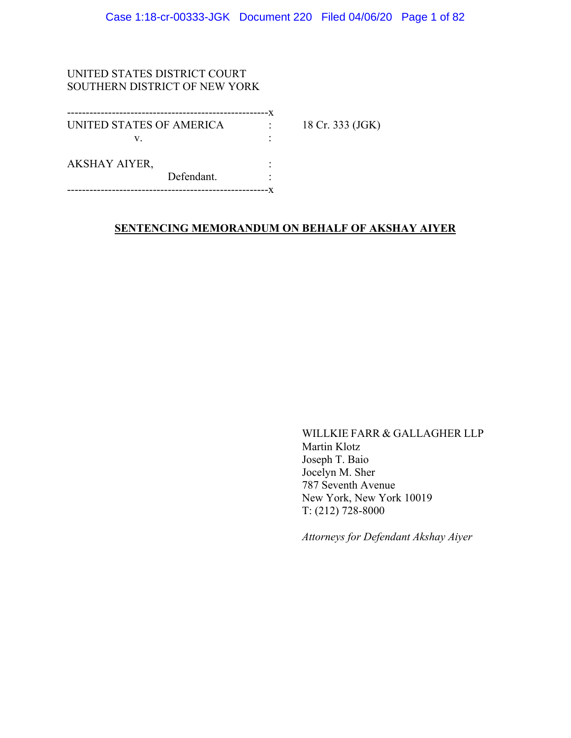UNITED STATES DISTRICT COURT
SOUTHERN DISTRICT OF NEW YORK

------------------------------------------------------x

UNITED STATES OF AMERICA : 18 Cr. 333 (JGK)

v. :

AKSHAY AIYER, :

Defendant. :

------------------------------------------------------x

## SENTENCING MEMORANDUM ON BEHALF OF AKSHAY AIYER

WILLKIE FARR & GALLAGHER LLP
Martin Klotz
Joseph T. Baio
Jocelyn M. Sher
787 Seventh Avenue
New York, New York 10019
T: (212) 728-8000

*Attorneys for Defendant Akshay Aiyer*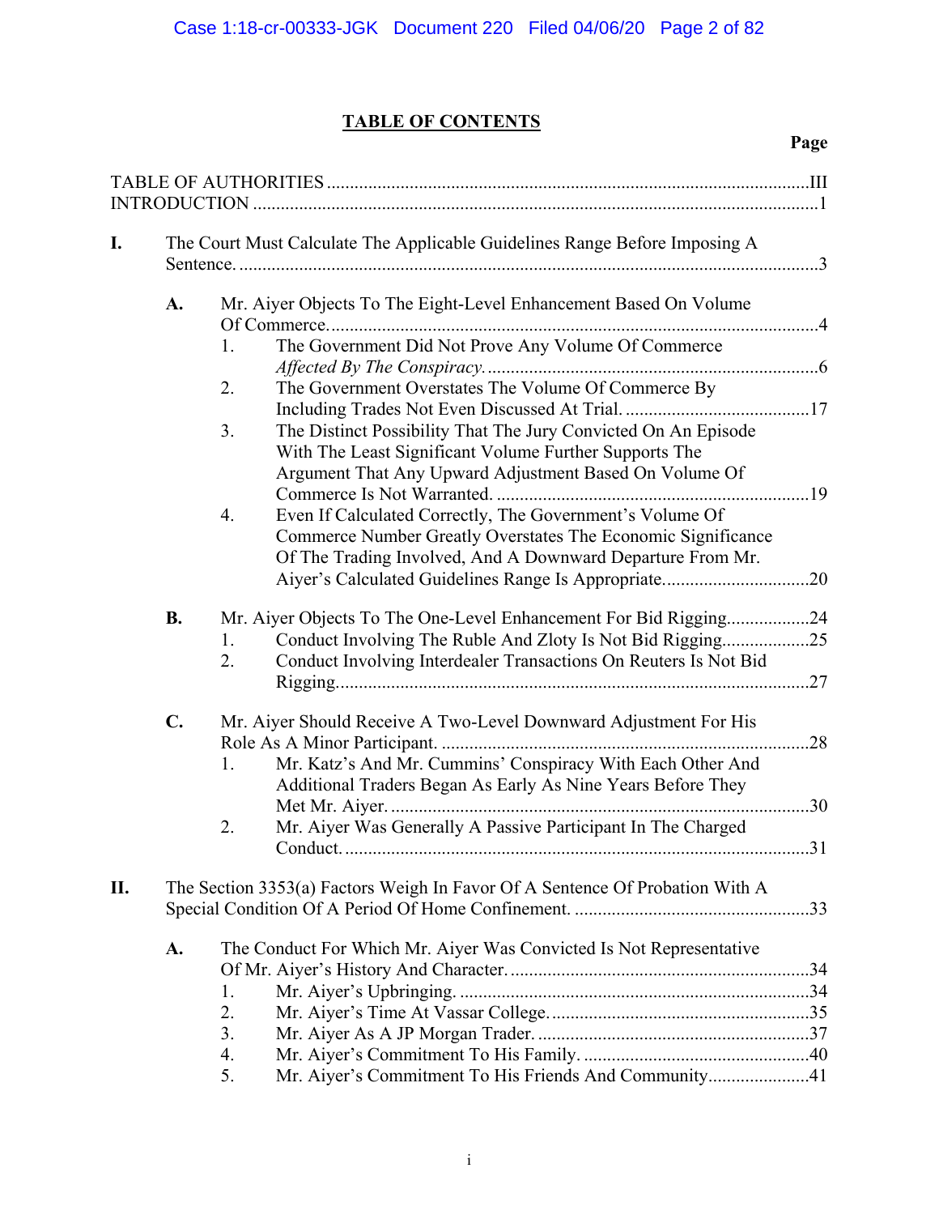# TABLE OF CONTENTS

Page

TABLE OF AUTHORITIES ........................................................................................................III
INTRODUCTION ..........................................................................................................................1

**I.** The Court Must Calculate The Applicable Guidelines Range Before Imposing A Sentence. .............................................................................................................................3

**A.** Mr. Aiyer Objects To The Eight-Level Enhancement Based On Volume Of Commerce..........................................................................................................4

1. The Government Did Not Prove Any Volume Of Commerce *Affected By The Conspiracy.*........................................................................6
2. The Government Overstates The Volume Of Commerce By Including Trades Not Even Discussed At Trial. .........................................17
3. The Distinct Possibility That The Jury Convicted On An Episode With The Least Significant Volume Further Supports The Argument That Any Upward Adjustment Based On Volume Of Commerce Is Not Warranted. ....................................................................19
4. Even If Calculated Correctly, The Government's Volume Of Commerce Number Greatly Overstates The Economic Significance Of The Trading Involved, And A Downward Departure From Mr. Aiyer's Calculated Guidelines Range Is Appropriate................................20

**B.** Mr. Aiyer Objects To The One-Level Enhancement For Bid Rigging.................24

1. Conduct Involving The Ruble And Zloty Is Not Bid Rigging..................25
2. Conduct Involving Interdealer Transactions On Reuters Is Not Bid Rigging......................................................................................................27

**C.** Mr. Aiyer Should Receive A Two-Level Downward Adjustment For His Role As A Minor Participant. ...............................................................................28

1. Mr. Katz's And Mr. Cummins' Conspiracy With Each Other And Additional Traders Began As Early As Nine Years Before They Met Mr. Aiyer. ..........................................................................................30
2. Mr. Aiyer Was Generally A Passive Participant In The Charged Conduct. ....................................................................................................31

**II.** The Section 3353(a) Factors Weigh In Favor Of A Sentence Of Probation With A Special Condition Of A Period Of Home Confinement. ..................................................33

**A.** The Conduct For Which Mr. Aiyer Was Convicted Is Not Representative Of Mr. Aiyer's History And Character. ................................................................34

1. Mr. Aiyer's Upbringing. ...........................................................................34
2. Mr. Aiyer's Time At Vassar College. ........................................................35
3. Mr. Aiyer As A JP Morgan Trader. ...........................................................37
4. Mr. Aiyer's Commitment To His Family. ................................................40
5. Mr. Aiyer's Commitment To His Friends And Community......................41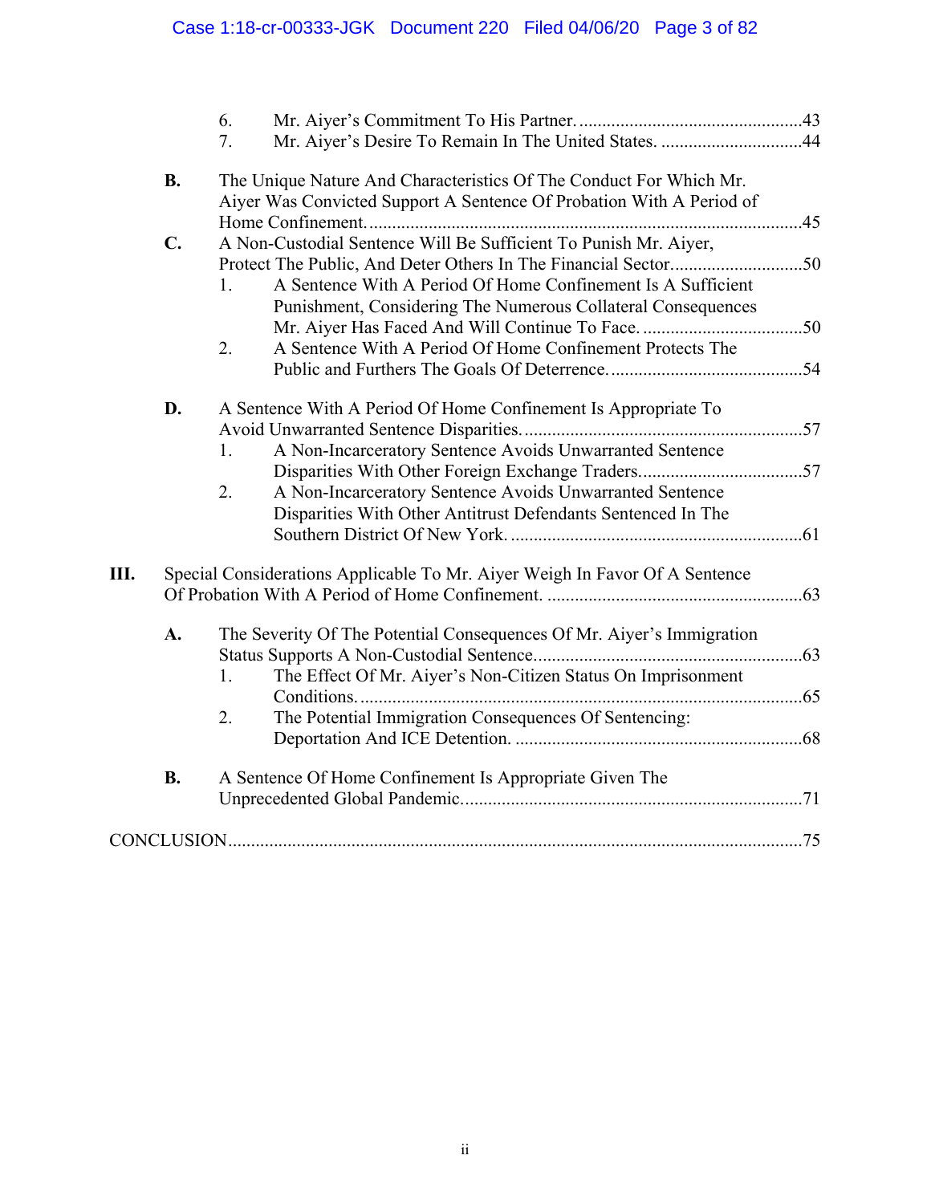6. Mr. Aiyer's Commitment To His Partner. ....................................................43
7. Mr. Aiyer's Desire To Remain In The United States. ...............................44

**B.** The Unique Nature And Characteristics Of The Conduct For Which Mr. Aiyer Was Convicted Support A Sentence Of Probation With A Period of Home Confinement. ..........................................................................................45

**C.** A Non-Custodial Sentence Will Be Sufficient To Punish Mr. Aiyer, Protect The Public, And Deter Others In The Financial Sector. ...........................50

1. A Sentence With A Period Of Home Confinement Is A Sufficient Punishment, Considering The Numerous Collateral Consequences Mr. Aiyer Has Faced And Will Continue To Face. ...................................50
2. A Sentence With A Period Of Home Confinement Protects The Public and Furthers The Goals Of Deterrence. ..........................................54

**D.** A Sentence With A Period Of Home Confinement Is Appropriate To Avoid Unwarranted Sentence Disparities. ...........................................................57

1. A Non-Incarceratory Sentence Avoids Unwarranted Sentence Disparities With Other Foreign Exchange Traders. ...................................57
2. A Non-Incarceratory Sentence Avoids Unwarranted Sentence Disparities With Other Antitrust Defendants Sentenced In The Southern District Of New York. ................................................................61

**III.** Special Considerations Applicable To Mr. Aiyer Weigh In Favor Of A Sentence Of Probation With A Period of Home Confinement. ........................................................63

**A.** The Severity Of The Potential Consequences Of Mr. Aiyer's Immigration Status Supports A Non-Custodial Sentence. .........................................................63

1. The Effect Of Mr. Aiyer's Non-Citizen Status On Imprisonment Conditions. ................................................................................................65
2. The Potential Immigration Consequences Of Sentencing: Deportation And ICE Detention. ..............................................................68

**B.** A Sentence Of Home Confinement Is Appropriate Given The Unprecedented Global Pandemic. .........................................................................71

CONCLUSION ............................................................................................................75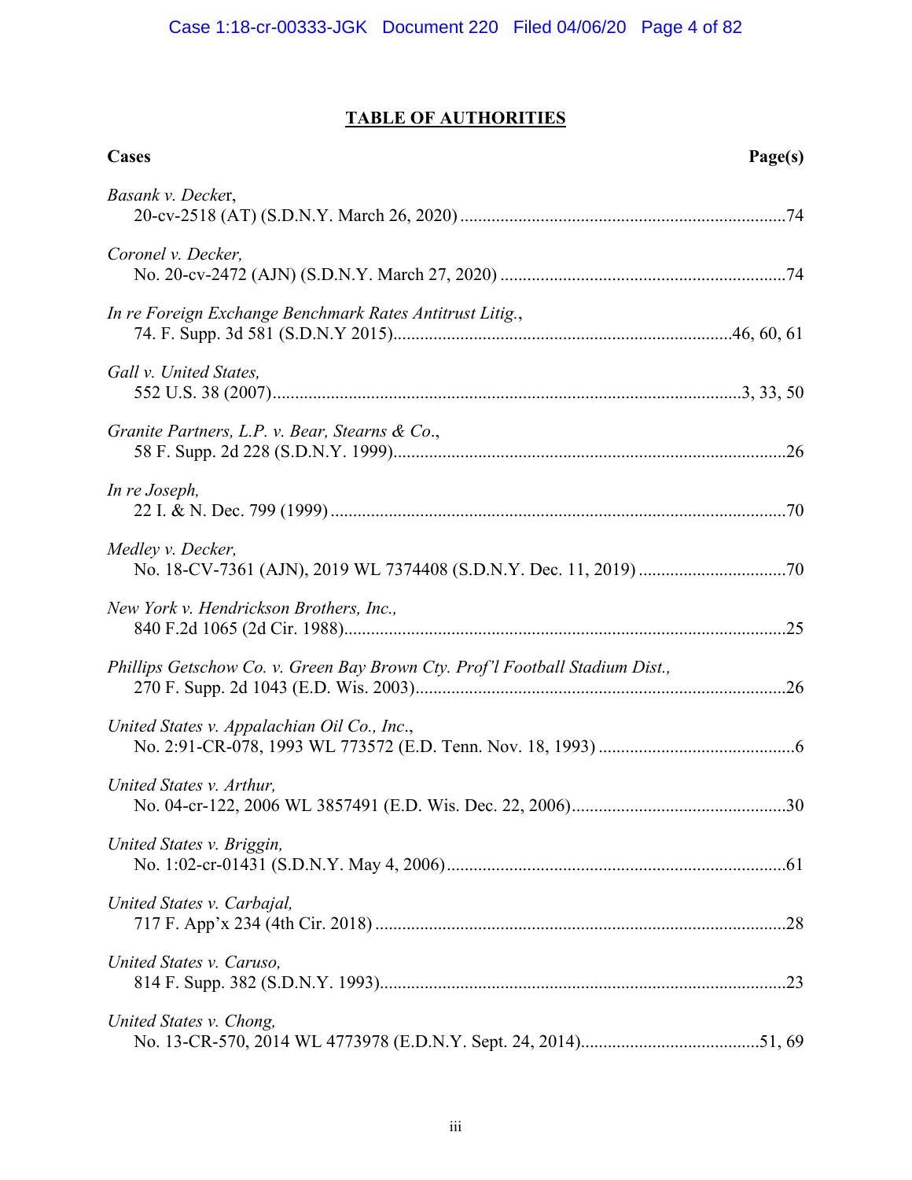## TABLE OF AUTHORITIES

| Cases | Page(s) |
|---|---|
| *Basank v. Decker*, 20-cv-2518 (AT) (S.D.N.Y. March 26, 2020) | 74 |
| *Coronel v. Decker,* No. 20-cv-2472 (AJN) (S.D.N.Y. March 27, 2020) | 74 |
| *In re Foreign Exchange Benchmark Rates Antitrust Litig.*, 74. F. Supp. 3d 581 (S.D.N.Y 2015) | 46, 60, 61 |
| *Gall v. United States,* 552 U.S. 38 (2007) | 3, 33, 50 |
| *Granite Partners, L.P. v. Bear, Stearns & Co*., 58 F. Supp. 2d 228 (S.D.N.Y. 1999) | 26 |
| *In re Joseph,* 22 I. & N. Dec. 799 (1999) | 70 |
| *Medley v. Decker,* No. 18-CV-7361 (AJN), 2019 WL 7374408 (S.D.N.Y. Dec. 11, 2019) | 70 |
| *New York v. Hendrickson Brothers, Inc.,* 840 F.2d 1065 (2d Cir. 1988) | 25 |
| *Phillips Getschow Co. v. Green Bay Brown Cty. Prof'l Football Stadium Dist.,* 270 F. Supp. 2d 1043 (E.D. Wis. 2003) | 26 |
| *United States v. Appalachian Oil Co., Inc*., No. 2:91-CR-078, 1993 WL 773572 (E.D. Tenn. Nov. 18, 1993) | 6 |
| *United States v. Arthur,* No. 04-cr-122, 2006 WL 3857491 (E.D. Wis. Dec. 22, 2006) | 30 |
| *United States v. Briggin,* No. 1:02-cr-01431 (S.D.N.Y. May 4, 2006) | 61 |
| *United States v. Carbajal,* 717 F. App'x 234 (4th Cir. 2018) | 28 |
| *United States v. Caruso,* 814 F. Supp. 382 (S.D.N.Y. 1993) | 23 |
| *United States v. Chong,* No. 13-CR-570, 2014 WL 4773978 (E.D.N.Y. Sept. 24, 2014) | 51, 69 |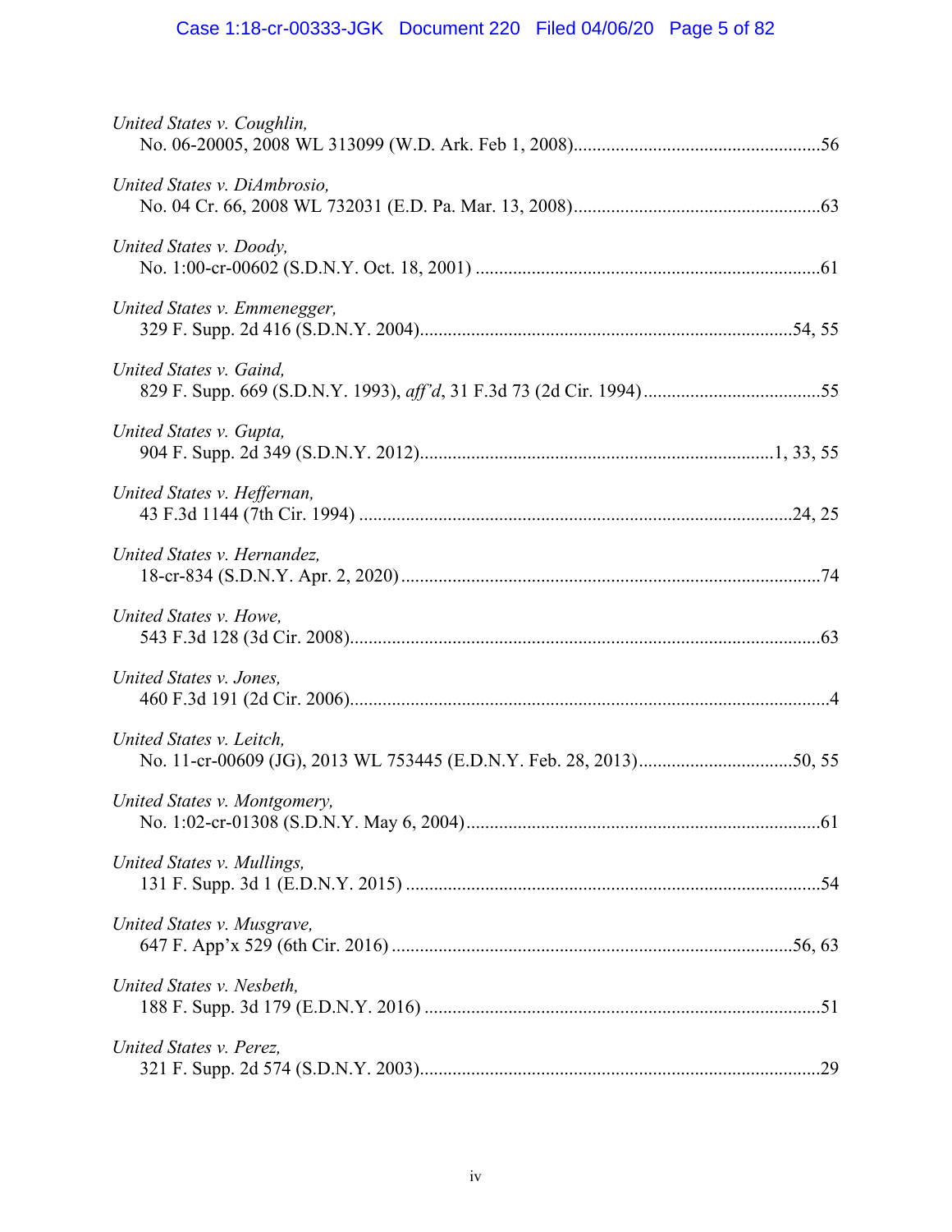*United States v. Coughlin*,
No. 06-20005, 2008 WL 313099 (W.D. Ark. Feb 1, 2008)....................................................56

*United States v. DiAmbrosio*,
No. 04 Cr. 66, 2008 WL 732031 (E.D. Pa. Mar. 13, 2008)....................................................63

*United States v. Doody*,
No. 1:00-cr-00602 (S.D.N.Y. Oct. 18, 2001) ..........................................................................61

*United States v. Emmenegger*,
329 F. Supp. 2d 416 (S.D.N.Y. 2004)...............................................................................54, 55

*United States v. Gaind*,
829 F. Supp. 669 (S.D.N.Y. 1993), *aff'd*, 31 F.3d 73 (2d Cir. 1994) ......................................55

*United States v. Gupta*,
904 F. Supp. 2d 349 (S.D.N.Y. 2012)...........................................................................1, 33, 55

*United States v. Heffernan*,
43 F.3d 1144 (7th Cir. 1994) ............................................................................................24, 25

*United States v. Hernandez*,
18-cr-834 (S.D.N.Y. Apr. 2, 2020) ..........................................................................................74

*United States v. Howe*,
543 F.3d 128 (3d Cir. 2008)....................................................................................................63

*United States v. Jones*,
460 F.3d 191 (2d Cir. 2006).......................................................................................................4

*United States v. Leitch*,
No. 11-cr-00609 (JG), 2013 WL 753445 (E.D.N.Y. Feb. 28, 2013).................................50, 55

*United States v. Montgomery*,
No. 1:02-cr-01308 (S.D.N.Y. May 6, 2004)............................................................................61

*United States v. Mullings*,
131 F. Supp. 3d 1 (E.D.N.Y. 2015) .........................................................................................54

*United States v. Musgrave*,
647 F. App'x 529 (6th Cir. 2016) .......................................................................................56, 63

*United States v. Nesbeth*,
188 F. Supp. 3d 179 (E.D.N.Y. 2016) .....................................................................................51

*United States v. Perez*,
321 F. Supp. 2d 574 (S.D.N.Y. 2003).....................................................................................29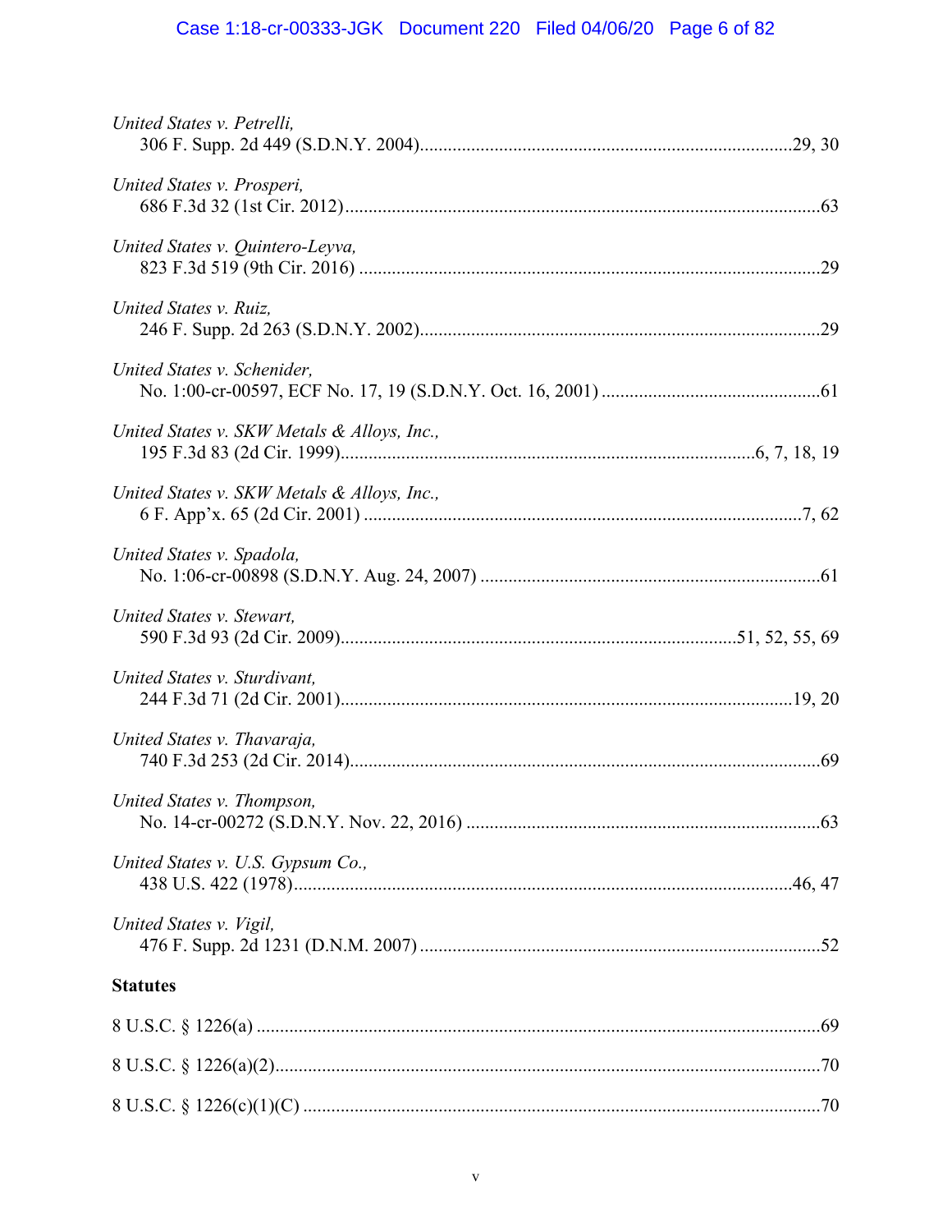*United States v. Petrelli*,
306 F. Supp. 2d 449 (S.D.N.Y. 2004)................................................................................29, 30

*United States v. Prosperi*,
686 F.3d 32 (1st Cir. 2012).....................................................................................................63

*United States v. Quintero-Leyva*,
823 F.3d 519 (9th Cir. 2016) ..................................................................................................29

*United States v. Ruiz*,
246 F. Supp. 2d 263 (S.D.N.Y. 2002).....................................................................................29

*United States v. Schenider*,
No. 1:00-cr-00597, ECF No. 17, 19 (S.D.N.Y. Oct. 16, 2001) ...............................................61

*United States v. SKW Metals & Alloys, Inc.*,
195 F.3d 83 (2d Cir. 1999).........................................................................................6, 7, 18, 19

*United States v. SKW Metals & Alloys, Inc.*,
6 F. App'x. 65 (2d Cir. 2001) .............................................................................................7, 62

*United States v. Spadola*,
No. 1:06-cr-00898 (S.D.N.Y. Aug. 24, 2007) ........................................................................61

*United States v. Stewart*,
590 F.3d 93 (2d Cir. 2009)....................................................................................51, 52, 55, 69

*United States v. Sturdivant*,
244 F.3d 71 (2d Cir. 2001)................................................................................................19, 20

*United States v. Thavaraja*,
740 F.3d 253 (2d Cir. 2014)....................................................................................................69

*United States v. Thompson*,
No. 14-cr-00272 (S.D.N.Y. Nov. 22, 2016) ...........................................................................63

*United States v. U.S. Gypsum Co.*,
438 U.S. 422 (1978)..........................................................................................................46, 47

*United States v. Vigil*,
476 F. Supp. 2d 1231 (D.N.M. 2007) .....................................................................................52

**Statutes**

8 U.S.C. § 1226(a) ........................................................................................................................69

8 U.S.C. § 1226(a)(2)....................................................................................................................70

8 U.S.C. § 1226(c)(1)(C) ..............................................................................................................70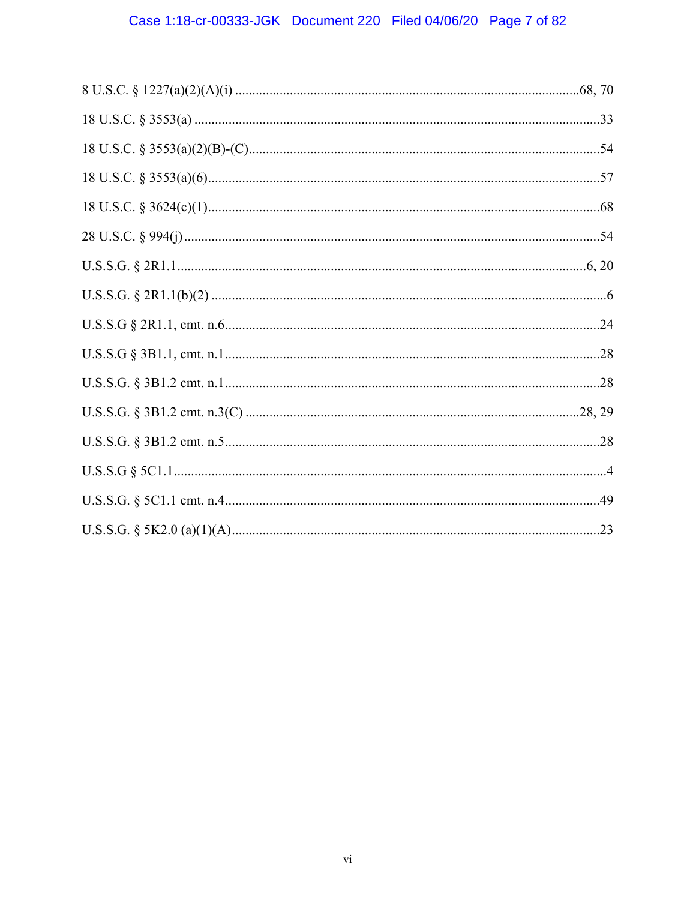8 U.S.C. § 1227(a)(2)(A)(i) ....................................................................................................68, 70

18 U.S.C. § 3553(a) ......................................................................................................................33

18 U.S.C. § 3553(a)(2)(B)-(C).......................................................................................................54

18 U.S.C. § 3553(a)(6)...................................................................................................................57

18 U.S.C. § 3624(c)(1)...................................................................................................................68

28 U.S.C. § 994(j) .........................................................................................................................54

U.S.S.G. § 2R1.1.........................................................................................................................6, 20

U.S.S.G. § 2R1.1(b)(2) ....................................................................................................................6

U.S.S.G § 2R1.1, cmt. n.6..............................................................................................................24

U.S.S.G § 3B1.1, cmt. n.1..............................................................................................................28

U.S.S.G. § 3B1.2 cmt. n.1..............................................................................................................28

U.S.S.G. § 3B1.2 cmt. n.3(C) ....................................................................................................28, 29

U.S.S.G. § 3B1.2 cmt. n.5..............................................................................................................28

U.S.S.G § 5C1.1...............................................................................................................................4

U.S.S.G. § 5C1.1 cmt. n.4..............................................................................................................49

U.S.S.G. § 5K2.0 (a)(1)(A)............................................................................................................23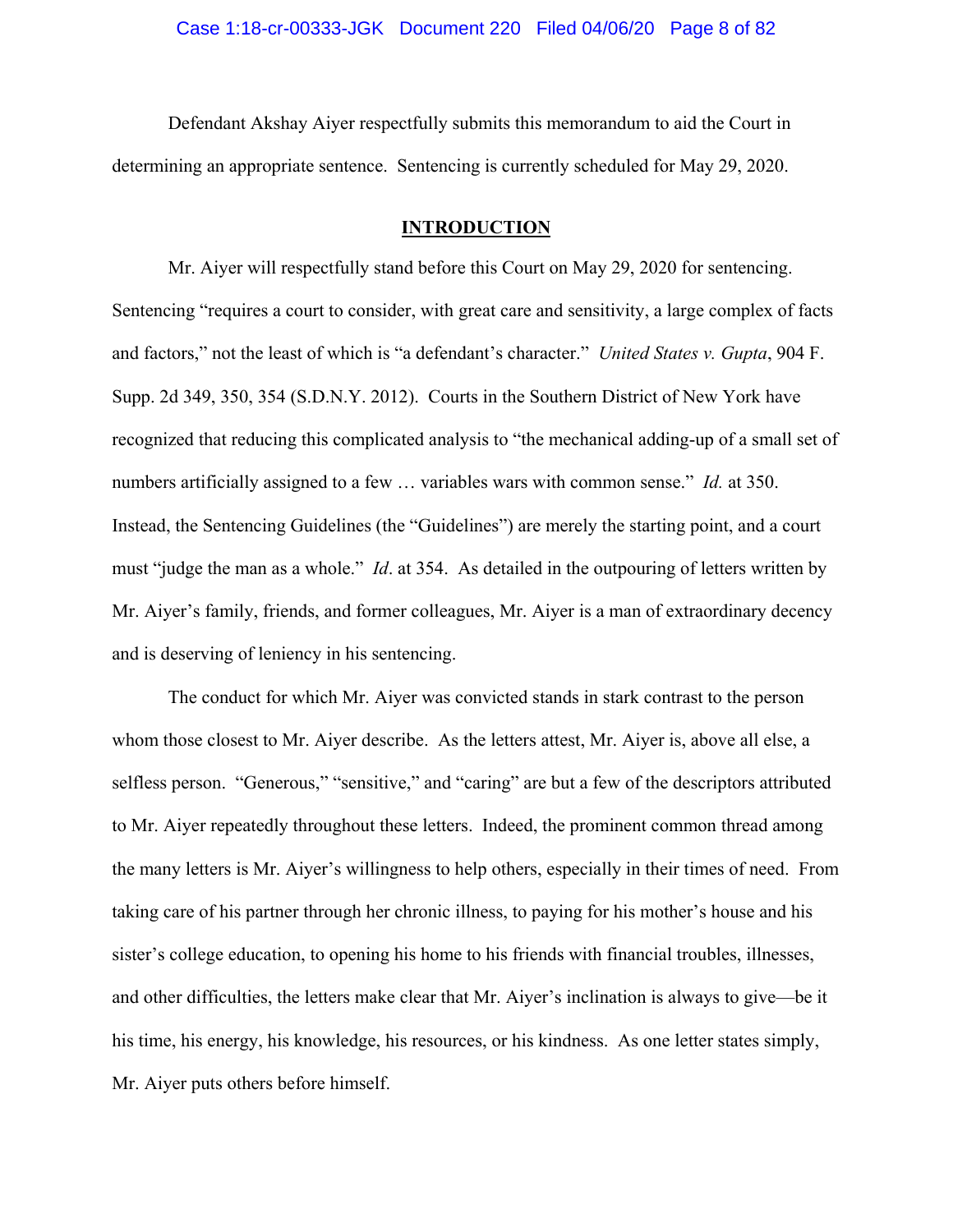Defendant Akshay Aiyer respectfully submits this memorandum to aid the Court in determining an appropriate sentence. Sentencing is currently scheduled for May 29, 2020.

## INTRODUCTION

Mr. Aiyer will respectfully stand before this Court on May 29, 2020 for sentencing. Sentencing "requires a court to consider, with great care and sensitivity, a large complex of facts and factors," not the least of which is "a defendant's character." *United States v. Gupta*, 904 F. Supp. 2d 349, 350, 354 (S.D.N.Y. 2012). Courts in the Southern District of New York have recognized that reducing this complicated analysis to "the mechanical adding-up of a small set of numbers artificially assigned to a few … variables wars with common sense." *Id.* at 350. Instead, the Sentencing Guidelines (the "Guidelines") are merely the starting point, and a court must "judge the man as a whole." *Id*. at 354. As detailed in the outpouring of letters written by Mr. Aiyer's family, friends, and former colleagues, Mr. Aiyer is a man of extraordinary decency and is deserving of leniency in his sentencing.

The conduct for which Mr. Aiyer was convicted stands in stark contrast to the person whom those closest to Mr. Aiyer describe. As the letters attest, Mr. Aiyer is, above all else, a selfless person. "Generous," "sensitive," and "caring" are but a few of the descriptors attributed to Mr. Aiyer repeatedly throughout these letters. Indeed, the prominent common thread among the many letters is Mr. Aiyer's willingness to help others, especially in their times of need. From taking care of his partner through her chronic illness, to paying for his mother's house and his sister's college education, to opening his home to his friends with financial troubles, illnesses, and other difficulties, the letters make clear that Mr. Aiyer's inclination is always to give—be it his time, his energy, his knowledge, his resources, or his kindness. As one letter states simply, Mr. Aiyer puts others before himself.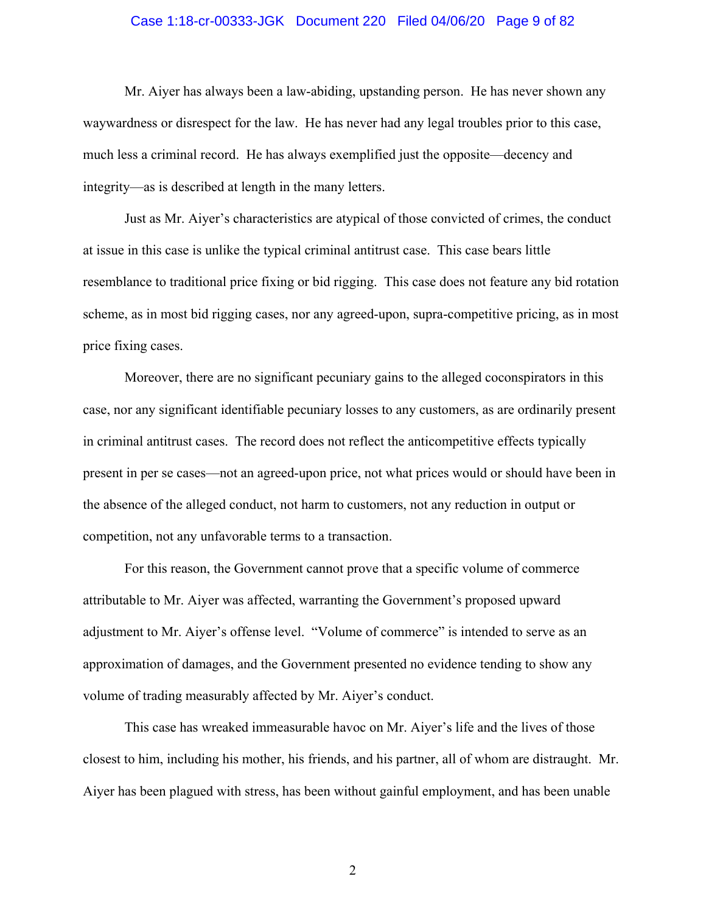Mr. Aiyer has always been a law-abiding, upstanding person. He has never shown any waywardness or disrespect for the law. He has never had any legal troubles prior to this case, much less a criminal record. He has always exemplified just the opposite—decency and integrity—as is described at length in the many letters.

Just as Mr. Aiyer's characteristics are atypical of those convicted of crimes, the conduct at issue in this case is unlike the typical criminal antitrust case. This case bears little resemblance to traditional price fixing or bid rigging. This case does not feature any bid rotation scheme, as in most bid rigging cases, nor any agreed-upon, supra-competitive pricing, as in most price fixing cases.

Moreover, there are no significant pecuniary gains to the alleged coconspirators in this case, nor any significant identifiable pecuniary losses to any customers, as are ordinarily present in criminal antitrust cases. The record does not reflect the anticompetitive effects typically present in per se cases—not an agreed-upon price, not what prices would or should have been in the absence of the alleged conduct, not harm to customers, not any reduction in output or competition, not any unfavorable terms to a transaction.

For this reason, the Government cannot prove that a specific volume of commerce attributable to Mr. Aiyer was affected, warranting the Government's proposed upward adjustment to Mr. Aiyer's offense level. "Volume of commerce" is intended to serve as an approximation of damages, and the Government presented no evidence tending to show any volume of trading measurably affected by Mr. Aiyer's conduct.

This case has wreaked immeasurable havoc on Mr. Aiyer's life and the lives of those closest to him, including his mother, his friends, and his partner, all of whom are distraught. Mr. Aiyer has been plagued with stress, has been without gainful employment, and has been unable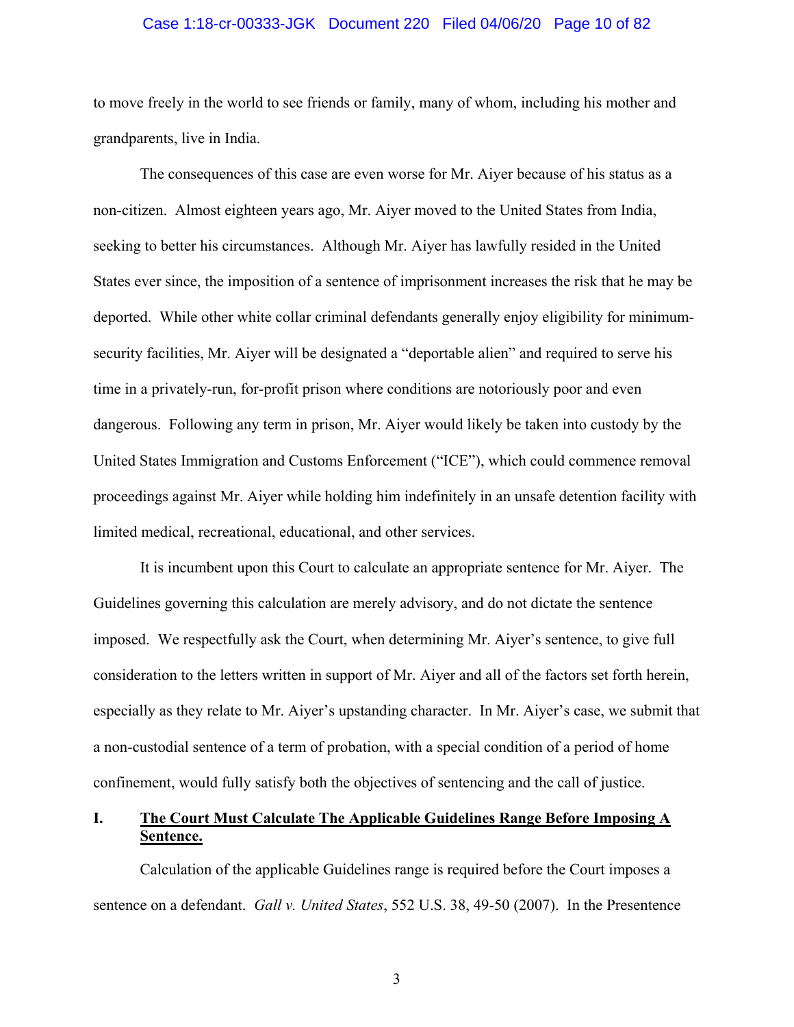to move freely in the world to see friends or family, many of whom, including his mother and grandparents, live in India.

The consequences of this case are even worse for Mr. Aiyer because of his status as a non-citizen. Almost eighteen years ago, Mr. Aiyer moved to the United States from India, seeking to better his circumstances. Although Mr. Aiyer has lawfully resided in the United States ever since, the imposition of a sentence of imprisonment increases the risk that he may be deported. While other white collar criminal defendants generally enjoy eligibility for minimum-security facilities, Mr. Aiyer will be designated a "deportable alien" and required to serve his time in a privately-run, for-profit prison where conditions are notoriously poor and even dangerous. Following any term in prison, Mr. Aiyer would likely be taken into custody by the United States Immigration and Customs Enforcement ("ICE"), which could commence removal proceedings against Mr. Aiyer while holding him indefinitely in an unsafe detention facility with limited medical, recreational, educational, and other services.

It is incumbent upon this Court to calculate an appropriate sentence for Mr. Aiyer. The Guidelines governing this calculation are merely advisory, and do not dictate the sentence imposed. We respectfully ask the Court, when determining Mr. Aiyer's sentence, to give full consideration to the letters written in support of Mr. Aiyer and all of the factors set forth herein, especially as they relate to Mr. Aiyer's upstanding character. In Mr. Aiyer's case, we submit that a non-custodial sentence of a term of probation, with a special condition of a period of home confinement, would fully satisfy both the objectives of sentencing and the call of justice.

## I. The Court Must Calculate The Applicable Guidelines Range Before Imposing A Sentence.

Calculation of the applicable Guidelines range is required before the Court imposes a sentence on a defendant. *Gall v. United States*, 552 U.S. 38, 49-50 (2007). In the Presentence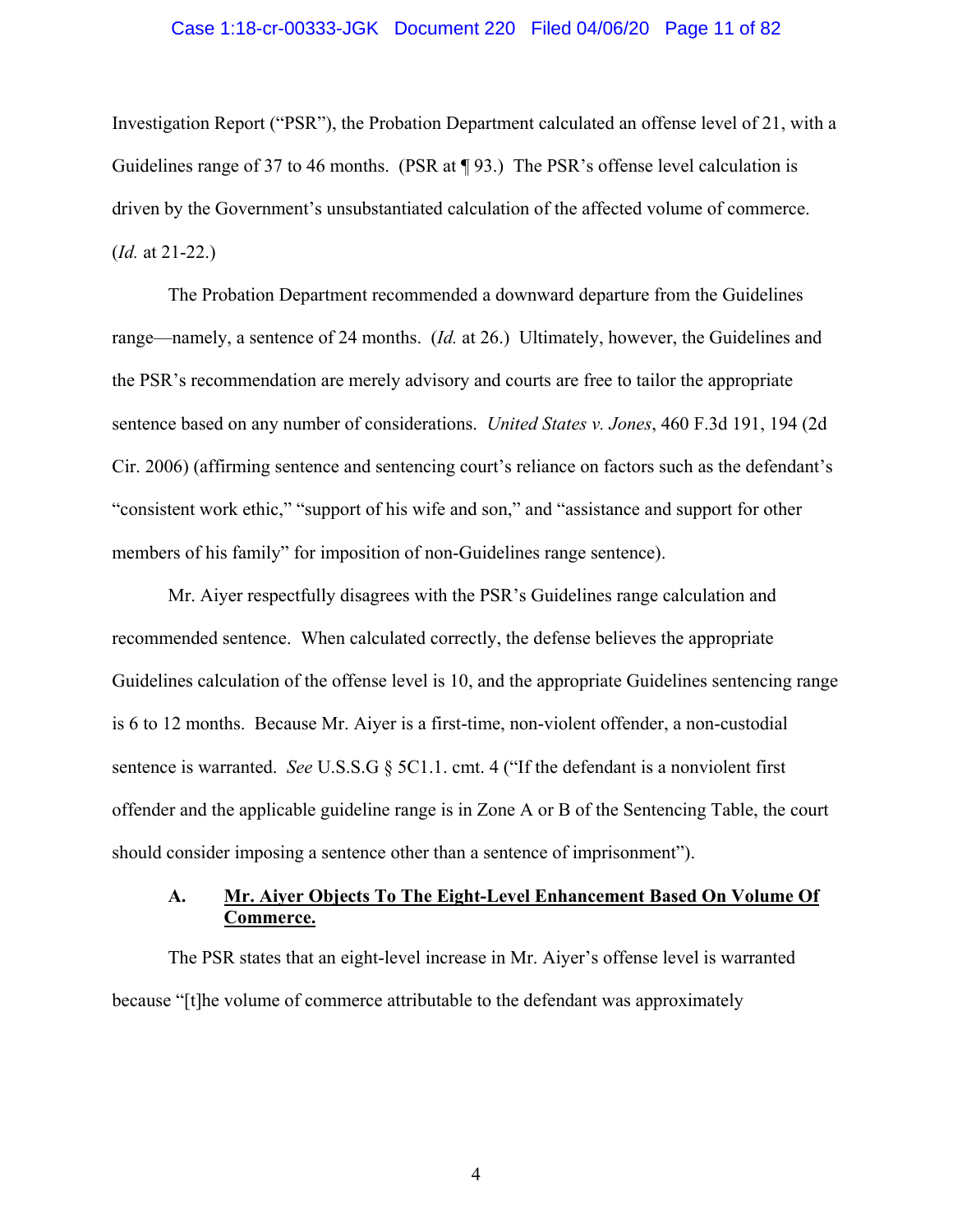Investigation Report ("PSR"), the Probation Department calculated an offense level of 21, with a Guidelines range of 37 to 46 months. (PSR at ¶ 93.) The PSR's offense level calculation is driven by the Government's unsubstantiated calculation of the affected volume of commerce. (*Id.* at 21-22.)

The Probation Department recommended a downward departure from the Guidelines range—namely, a sentence of 24 months. (*Id.* at 26.) Ultimately, however, the Guidelines and the PSR's recommendation are merely advisory and courts are free to tailor the appropriate sentence based on any number of considerations. *United States v. Jones*, 460 F.3d 191, 194 (2d Cir. 2006) (affirming sentence and sentencing court's reliance on factors such as the defendant's "consistent work ethic," "support of his wife and son," and "assistance and support for other members of his family" for imposition of non-Guidelines range sentence).

Mr. Aiyer respectfully disagrees with the PSR's Guidelines range calculation and recommended sentence. When calculated correctly, the defense believes the appropriate Guidelines calculation of the offense level is 10, and the appropriate Guidelines sentencing range is 6 to 12 months. Because Mr. Aiyer is a first-time, non-violent offender, a non-custodial sentence is warranted. *See* U.S.S.G § 5C1.1. cmt. 4 ("If the defendant is a nonviolent first offender and the applicable guideline range is in Zone A or B of the Sentencing Table, the court should consider imposing a sentence other than a sentence of imprisonment").

### A. <u>Mr. Aiyer Objects To The Eight-Level Enhancement Based On Volume Of Commerce.</u>

The PSR states that an eight-level increase in Mr. Aiyer's offense level is warranted because "[t]he volume of commerce attributable to the defendant was approximately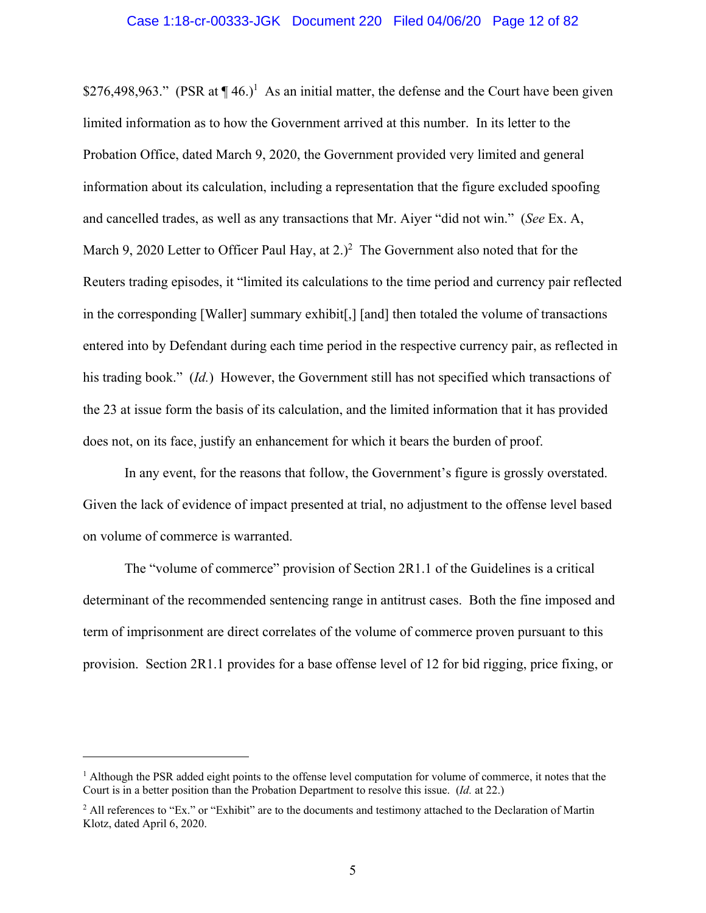$276,498,963." (PSR at ¶ 46.)[1] As an initial matter, the defense and the Court have been given limited information as to how the Government arrived at this number. In its letter to the Probation Office, dated March 9, 2020, the Government provided very limited and general information about its calculation, including a representation that the figure excluded spoofing and cancelled trades, as well as any transactions that Mr. Aiyer "did not win." (*See* Ex. A, March 9, 2020 Letter to Officer Paul Hay, at 2.)[2] The Government also noted that for the Reuters trading episodes, it "limited its calculations to the time period and currency pair reflected in the corresponding [Waller] summary exhibit[,] [and] then totaled the volume of transactions entered into by Defendant during each time period in the respective currency pair, as reflected in his trading book." (*Id.*) However, the Government still has not specified which transactions of the 23 at issue form the basis of its calculation, and the limited information that it has provided does not, on its face, justify an enhancement for which it bears the burden of proof.

In any event, for the reasons that follow, the Government's figure is grossly overstated. Given the lack of evidence of impact presented at trial, no adjustment to the offense level based on volume of commerce is warranted.

The "volume of commerce" provision of Section 2R1.1 of the Guidelines is a critical determinant of the recommended sentencing range in antitrust cases. Both the fine imposed and term of imprisonment are direct correlates of the volume of commerce proven pursuant to this provision. Section 2R1.1 provides for a base offense level of 12 for bid rigging, price fixing, or

---

[1] Although the PSR added eight points to the offense level computation for volume of commerce, it notes that the Court is in a better position than the Probation Department to resolve this issue. (*Id.* at 22.)

[2] All references to "Ex." or "Exhibit" are to the documents and testimony attached to the Declaration of Martin Klotz, dated April 6, 2020.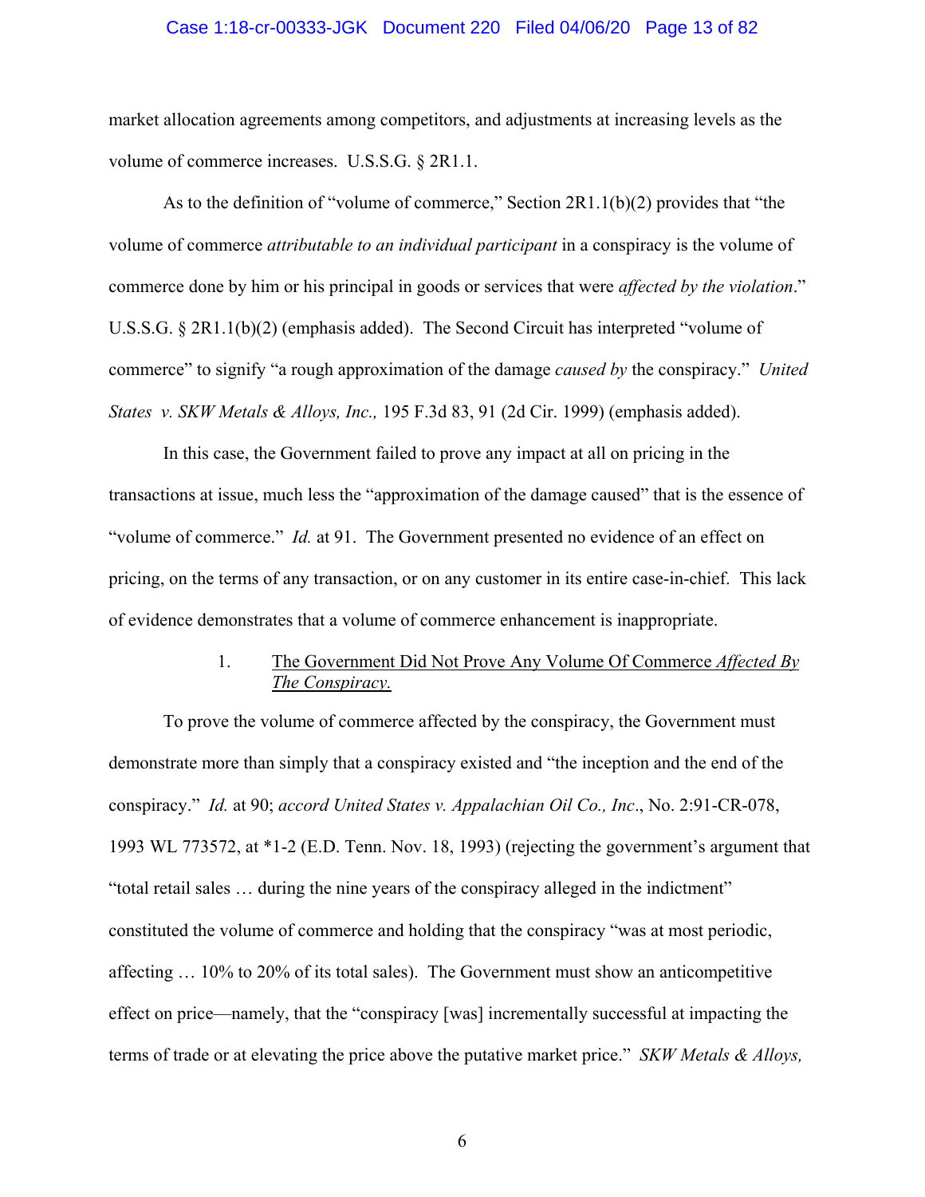market allocation agreements among competitors, and adjustments at increasing levels as the volume of commerce increases. U.S.S.G. § 2R1.1.

As to the definition of "volume of commerce," Section 2R1.1(b)(2) provides that "the volume of commerce *attributable to an individual participant* in a conspiracy is the volume of commerce done by him or his principal in goods or services that were *affected by the violation*." U.S.S.G. § 2R1.1(b)(2) (emphasis added). The Second Circuit has interpreted "volume of commerce" to signify "a rough approximation of the damage *caused by* the conspiracy." *United States v. SKW Metals & Alloys, Inc.,* 195 F.3d 83, 91 (2d Cir. 1999) (emphasis added).

In this case, the Government failed to prove any impact at all on pricing in the transactions at issue, much less the "approximation of the damage caused" that is the essence of "volume of commerce." *Id.* at 91. The Government presented no evidence of an effect on pricing, on the terms of any transaction, or on any customer in its entire case-in-chief. This lack of evidence demonstrates that a volume of commerce enhancement is inappropriate.

1. <u>The Government Did Not Prove Any Volume Of Commerce *Affected By The Conspiracy.*</u>

To prove the volume of commerce affected by the conspiracy, the Government must demonstrate more than simply that a conspiracy existed and "the inception and the end of the conspiracy." *Id.* at 90; *accord United States v. Appalachian Oil Co., Inc*., No. 2:91-CR-078, 1993 WL 773572, at *1-2 (E.D. Tenn. Nov. 18, 1993) (rejecting the government's argument that "total retail sales … during the nine years of the conspiracy alleged in the indictment" constituted the volume of commerce and holding that the conspiracy "was at most periodic, affecting … 10% to 20% of its total sales). The Government must show an anticompetitive effect on price—namely, that the "conspiracy [was] incrementally successful at impacting the terms of trade or at elevating the price above the putative market price." *SKW Metals & Alloys,*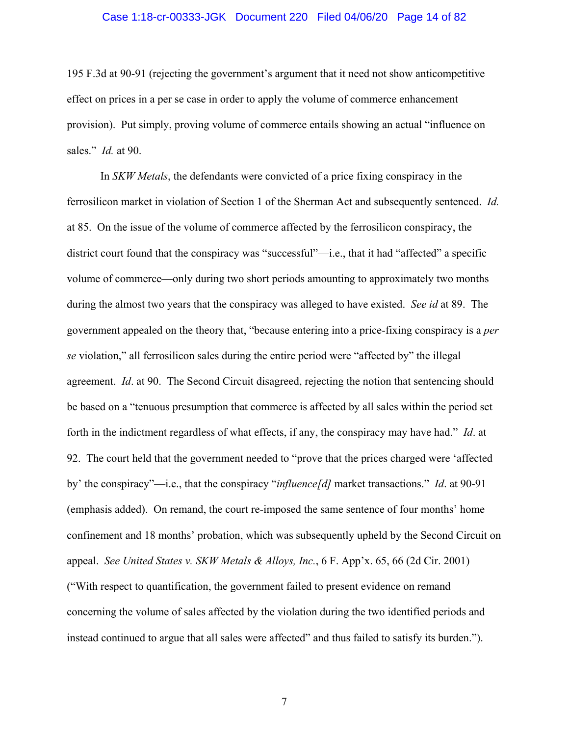195 F.3d at 90-91 (rejecting the government's argument that it need not show anticompetitive effect on prices in a per se case in order to apply the volume of commerce enhancement provision). Put simply, proving volume of commerce entails showing an actual "influence on sales." *Id.* at 90.

In *SKW Metals*, the defendants were convicted of a price fixing conspiracy in the ferrosilicon market in violation of Section 1 of the Sherman Act and subsequently sentenced. *Id.* at 85. On the issue of the volume of commerce affected by the ferrosilicon conspiracy, the district court found that the conspiracy was "successful"—i.e., that it had "affected" a specific volume of commerce—only during two short periods amounting to approximately two months during the almost two years that the conspiracy was alleged to have existed. *See id* at 89. The government appealed on the theory that, "because entering into a price-fixing conspiracy is a *per se* violation," all ferrosilicon sales during the entire period were "affected by" the illegal agreement. *Id*. at 90. The Second Circuit disagreed, rejecting the notion that sentencing should be based on a "tenuous presumption that commerce is affected by all sales within the period set forth in the indictment regardless of what effects, if any, the conspiracy may have had." *Id*. at 92. The court held that the government needed to "prove that the prices charged were 'affected by' the conspiracy"—i.e., that the conspiracy "*influence[d]* market transactions." *Id*. at 90-91 (emphasis added). On remand, the court re-imposed the same sentence of four months' home confinement and 18 months' probation, which was subsequently upheld by the Second Circuit on appeal. *See United States v. SKW Metals & Alloys, Inc.*, 6 F. App'x. 65, 66 (2d Cir. 2001) ("With respect to quantification, the government failed to present evidence on remand concerning the volume of sales affected by the violation during the two identified periods and instead continued to argue that all sales were affected" and thus failed to satisfy its burden.").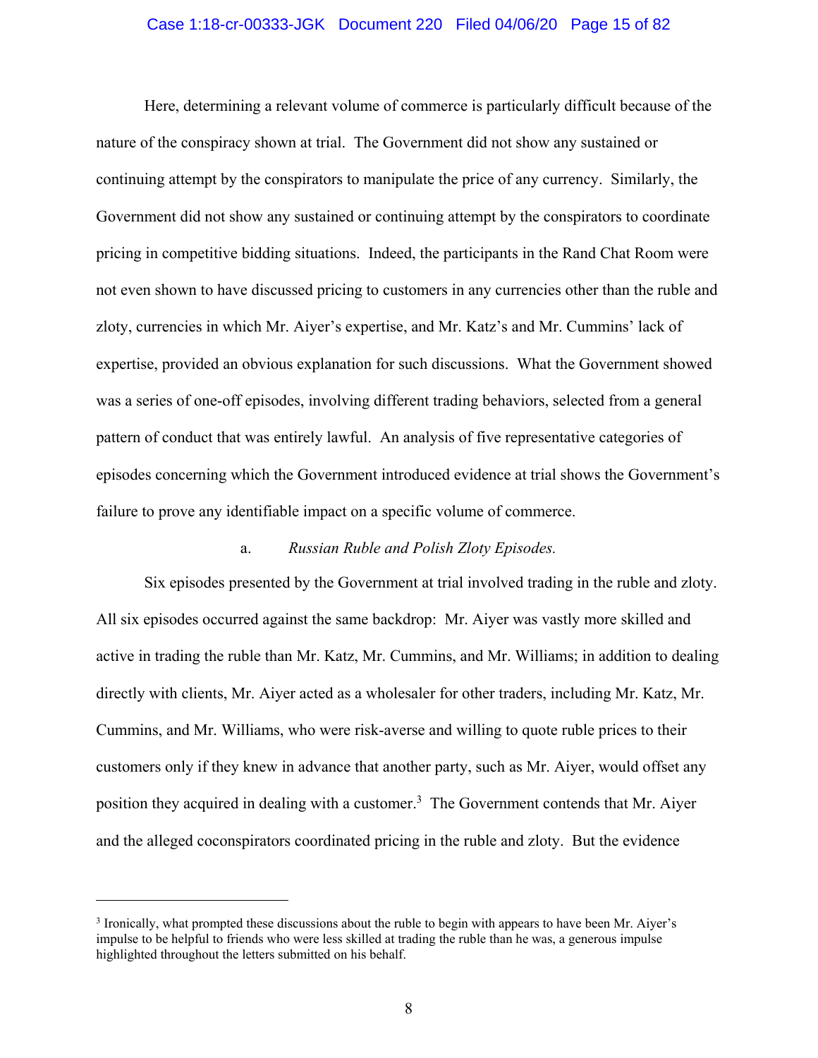Here, determining a relevant volume of commerce is particularly difficult because of the nature of the conspiracy shown at trial. The Government did not show any sustained or continuing attempt by the conspirators to manipulate the price of any currency. Similarly, the Government did not show any sustained or continuing attempt by the conspirators to coordinate pricing in competitive bidding situations. Indeed, the participants in the Rand Chat Room were not even shown to have discussed pricing to customers in any currencies other than the ruble and zloty, currencies in which Mr. Aiyer's expertise, and Mr. Katz's and Mr. Cummins' lack of expertise, provided an obvious explanation for such discussions. What the Government showed was a series of one-off episodes, involving different trading behaviors, selected from a general pattern of conduct that was entirely lawful. An analysis of five representative categories of episodes concerning which the Government introduced evidence at trial shows the Government's failure to prove any identifiable impact on a specific volume of commerce.

a. *Russian Ruble and Polish Zloty Episodes.*

Six episodes presented by the Government at trial involved trading in the ruble and zloty. All six episodes occurred against the same backdrop: Mr. Aiyer was vastly more skilled and active in trading the ruble than Mr. Katz, Mr. Cummins, and Mr. Williams; in addition to dealing directly with clients, Mr. Aiyer acted as a wholesaler for other traders, including Mr. Katz, Mr. Cummins, and Mr. Williams, who were risk-averse and willing to quote ruble prices to their customers only if they knew in advance that another party, such as Mr. Aiyer, would offset any position they acquired in dealing with a customer.[3] The Government contends that Mr. Aiyer and the alleged coconspirators coordinated pricing in the ruble and zloty. But the evidence

[3] Ironically, what prompted these discussions about the ruble to begin with appears to have been Mr. Aiyer's impulse to be helpful to friends who were less skilled at trading the ruble than he was, a generous impulse highlighted throughout the letters submitted on his behalf.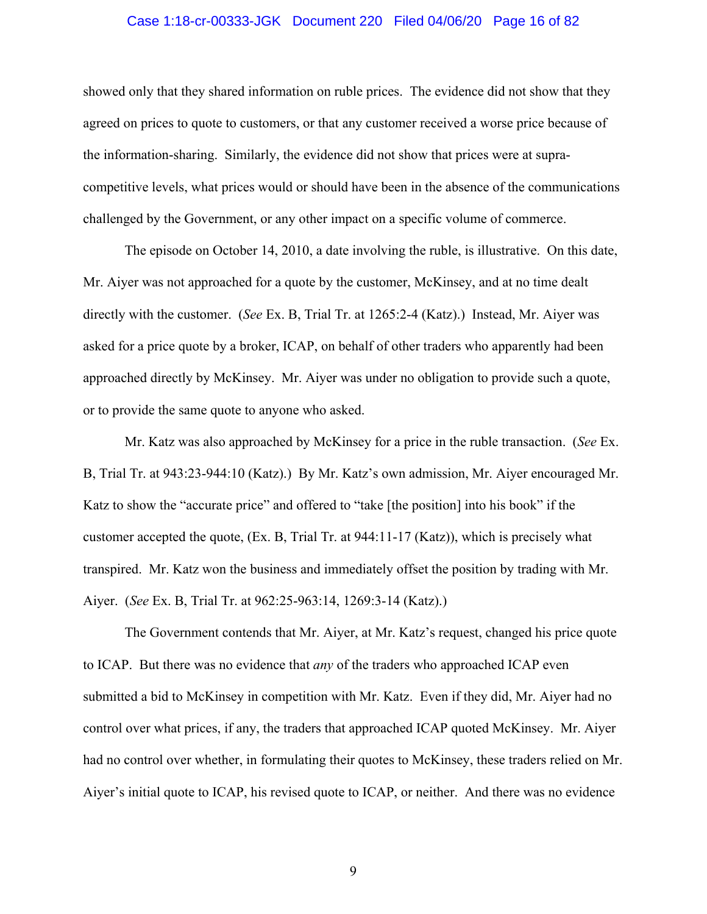showed only that they shared information on ruble prices. The evidence did not show that they agreed on prices to quote to customers, or that any customer received a worse price because of the information-sharing. Similarly, the evidence did not show that prices were at supra-competitive levels, what prices would or should have been in the absence of the communications challenged by the Government, or any other impact on a specific volume of commerce.

The episode on October 14, 2010, a date involving the ruble, is illustrative. On this date, Mr. Aiyer was not approached for a quote by the customer, McKinsey, and at no time dealt directly with the customer. (*See* Ex. B, Trial Tr. at 1265:2-4 (Katz).) Instead, Mr. Aiyer was asked for a price quote by a broker, ICAP, on behalf of other traders who apparently had been approached directly by McKinsey. Mr. Aiyer was under no obligation to provide such a quote, or to provide the same quote to anyone who asked.

Mr. Katz was also approached by McKinsey for a price in the ruble transaction. (*See* Ex. B, Trial Tr. at 943:23-944:10 (Katz).) By Mr. Katz's own admission, Mr. Aiyer encouraged Mr. Katz to show the "accurate price" and offered to "take [the position] into his book" if the customer accepted the quote, (Ex. B, Trial Tr. at 944:11-17 (Katz)), which is precisely what transpired. Mr. Katz won the business and immediately offset the position by trading with Mr. Aiyer. (*See* Ex. B, Trial Tr. at 962:25-963:14, 1269:3-14 (Katz).)

The Government contends that Mr. Aiyer, at Mr. Katz's request, changed his price quote to ICAP. But there was no evidence that *any* of the traders who approached ICAP even submitted a bid to McKinsey in competition with Mr. Katz. Even if they did, Mr. Aiyer had no control over what prices, if any, the traders that approached ICAP quoted McKinsey. Mr. Aiyer had no control over whether, in formulating their quotes to McKinsey, these traders relied on Mr. Aiyer's initial quote to ICAP, his revised quote to ICAP, or neither. And there was no evidence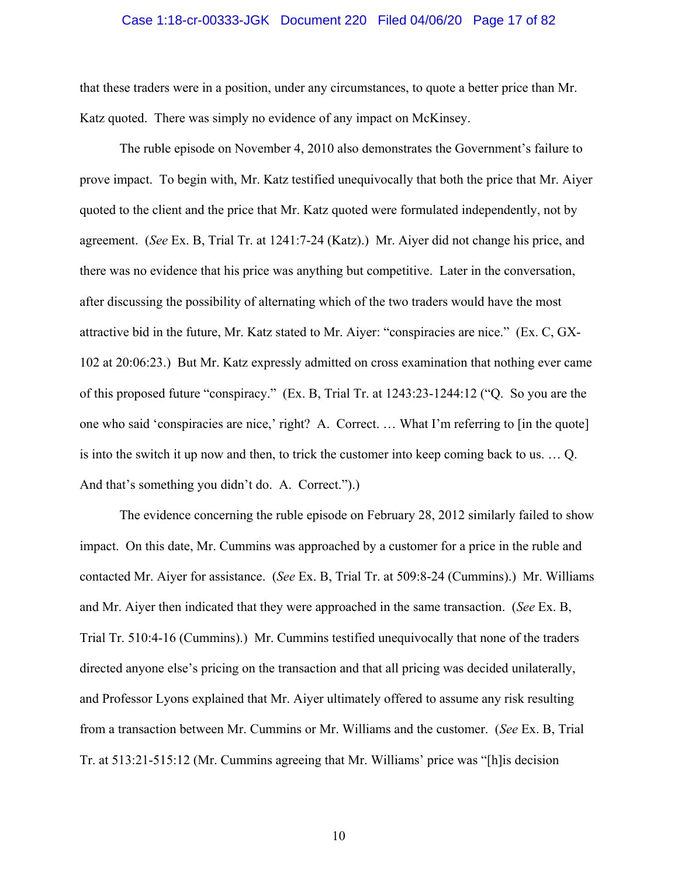that these traders were in a position, under any circumstances, to quote a better price than Mr. Katz quoted. There was simply no evidence of any impact on McKinsey.

The ruble episode on November 4, 2010 also demonstrates the Government's failure to prove impact. To begin with, Mr. Katz testified unequivocally that both the price that Mr. Aiyer quoted to the client and the price that Mr. Katz quoted were formulated independently, not by agreement. (*See* Ex. B, Trial Tr. at 1241:7-24 (Katz).) Mr. Aiyer did not change his price, and there was no evidence that his price was anything but competitive. Later in the conversation, after discussing the possibility of alternating which of the two traders would have the most attractive bid in the future, Mr. Katz stated to Mr. Aiyer: "conspiracies are nice." (Ex. C, GX-102 at 20:06:23.) But Mr. Katz expressly admitted on cross examination that nothing ever came of this proposed future "conspiracy." (Ex. B, Trial Tr. at 1243:23-1244:12 ("Q. So you are the one who said 'conspiracies are nice,' right? A. Correct. … What I'm referring to [in the quote] is into the switch it up now and then, to trick the customer into keep coming back to us. … Q. And that's something you didn't do. A. Correct.").)

The evidence concerning the ruble episode on February 28, 2012 similarly failed to show impact. On this date, Mr. Cummins was approached by a customer for a price in the ruble and contacted Mr. Aiyer for assistance. (*See* Ex. B, Trial Tr. at 509:8-24 (Cummins).) Mr. Williams and Mr. Aiyer then indicated that they were approached in the same transaction. (*See* Ex. B, Trial Tr. 510:4-16 (Cummins).) Mr. Cummins testified unequivocally that none of the traders directed anyone else's pricing on the transaction and that all pricing was decided unilaterally, and Professor Lyons explained that Mr. Aiyer ultimately offered to assume any risk resulting from a transaction between Mr. Cummins or Mr. Williams and the customer. (*See* Ex. B, Trial Tr. at 513:21-515:12 (Mr. Cummins agreeing that Mr. Williams' price was "[h]is decision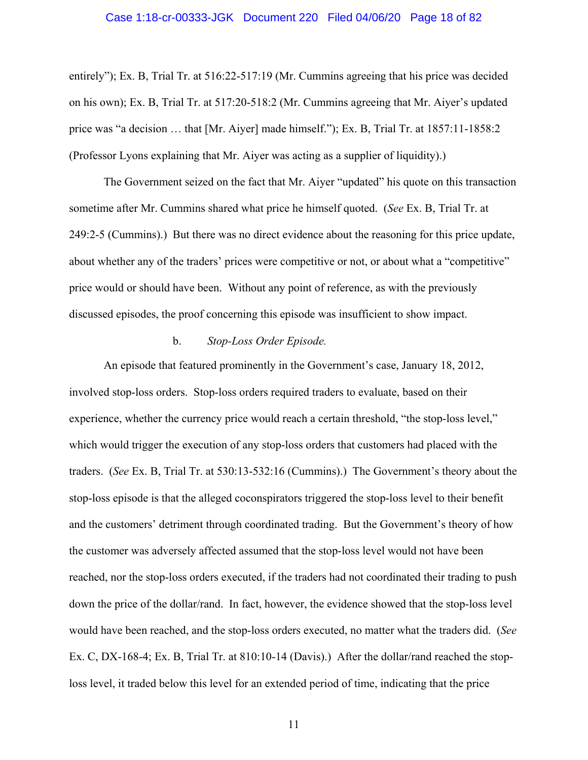entirely"); Ex. B, Trial Tr. at 516:22-517:19 (Mr. Cummins agreeing that his price was decided on his own); Ex. B, Trial Tr. at 517:20-518:2 (Mr. Cummins agreeing that Mr. Aiyer's updated price was "a decision … that [Mr. Aiyer] made himself."); Ex. B, Trial Tr. at 1857:11-1858:2 (Professor Lyons explaining that Mr. Aiyer was acting as a supplier of liquidity).)

The Government seized on the fact that Mr. Aiyer "updated" his quote on this transaction sometime after Mr. Cummins shared what price he himself quoted. (*See* Ex. B, Trial Tr. at 249:2-5 (Cummins).) But there was no direct evidence about the reasoning for this price update, about whether any of the traders' prices were competitive or not, or about what a "competitive" price would or should have been. Without any point of reference, as with the previously discussed episodes, the proof concerning this episode was insufficient to show impact.

b. *Stop-Loss Order Episode.*

An episode that featured prominently in the Government's case, January 18, 2012, involved stop-loss orders. Stop-loss orders required traders to evaluate, based on their experience, whether the currency price would reach a certain threshold, "the stop-loss level," which would trigger the execution of any stop-loss orders that customers had placed with the traders. (*See* Ex. B, Trial Tr. at 530:13-532:16 (Cummins).) The Government's theory about the stop-loss episode is that the alleged coconspirators triggered the stop-loss level to their benefit and the customers' detriment through coordinated trading. But the Government's theory of how the customer was adversely affected assumed that the stop-loss level would not have been reached, nor the stop-loss orders executed, if the traders had not coordinated their trading to push down the price of the dollar/rand. In fact, however, the evidence showed that the stop-loss level would have been reached, and the stop-loss orders executed, no matter what the traders did. (*See* Ex. C, DX-168-4; Ex. B, Trial Tr. at 810:10-14 (Davis).) After the dollar/rand reached the stop-loss level, it traded below this level for an extended period of time, indicating that the price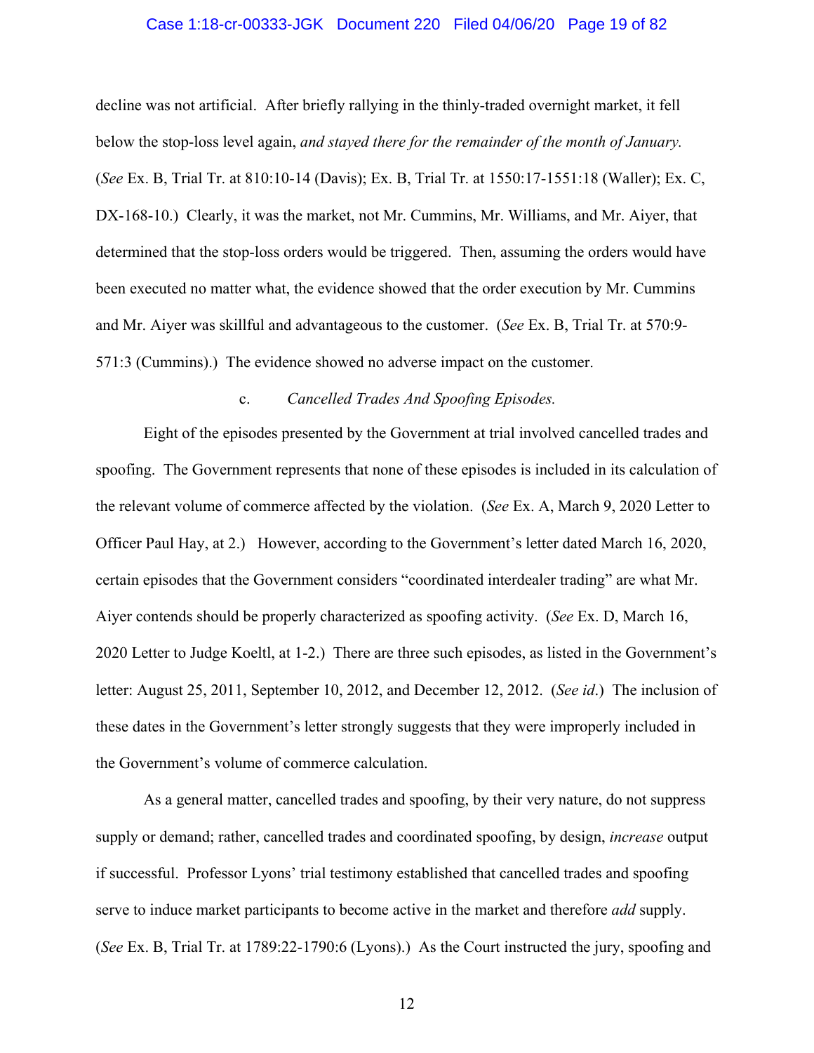decline was not artificial. After briefly rallying in the thinly-traded overnight market, it fell below the stop-loss level again, *and stayed there for the remainder of the month of January.* (*See* Ex. B, Trial Tr. at 810:10-14 (Davis); Ex. B, Trial Tr. at 1550:17-1551:18 (Waller); Ex. C, DX-168-10.) Clearly, it was the market, not Mr. Cummins, Mr. Williams, and Mr. Aiyer, that determined that the stop-loss orders would be triggered. Then, assuming the orders would have been executed no matter what, the evidence showed that the order execution by Mr. Cummins and Mr. Aiyer was skillful and advantageous to the customer. (*See* Ex. B, Trial Tr. at 570:9-571:3 (Cummins).) The evidence showed no adverse impact on the customer.

c. *Cancelled Trades And Spoofing Episodes.*

Eight of the episodes presented by the Government at trial involved cancelled trades and spoofing. The Government represents that none of these episodes is included in its calculation of the relevant volume of commerce affected by the violation. (*See* Ex. A, March 9, 2020 Letter to Officer Paul Hay, at 2.) However, according to the Government's letter dated March 16, 2020, certain episodes that the Government considers "coordinated interdealer trading" are what Mr. Aiyer contends should be properly characterized as spoofing activity. (*See* Ex. D, March 16, 2020 Letter to Judge Koeltl, at 1-2.) There are three such episodes, as listed in the Government's letter: August 25, 2011, September 10, 2012, and December 12, 2012. (*See id.*) The inclusion of these dates in the Government's letter strongly suggests that they were improperly included in the Government's volume of commerce calculation.

As a general matter, cancelled trades and spoofing, by their very nature, do not suppress supply or demand; rather, cancelled trades and coordinated spoofing, by design, *increase* output if successful. Professor Lyons' trial testimony established that cancelled trades and spoofing serve to induce market participants to become active in the market and therefore *add* supply. (*See* Ex. B, Trial Tr. at 1789:22-1790:6 (Lyons).) As the Court instructed the jury, spoofing and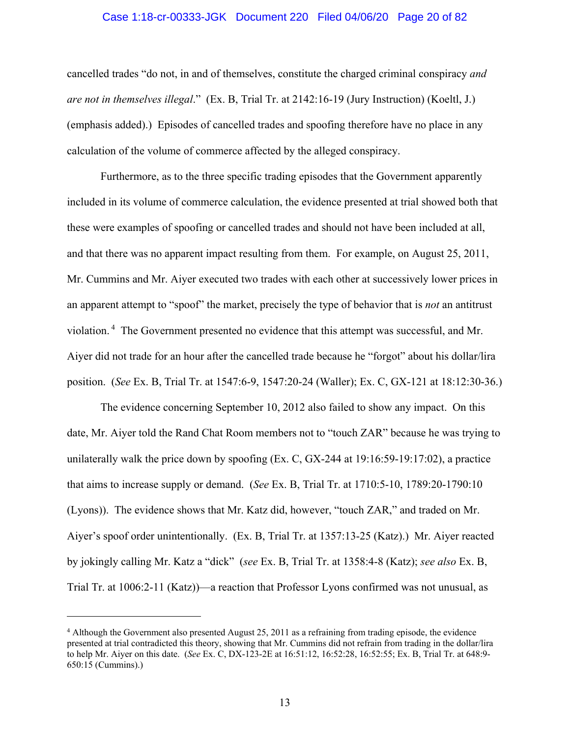cancelled trades "do not, in and of themselves, constitute the charged criminal conspiracy *and are not in themselves illegal*." (Ex. B, Trial Tr. at 2142:16-19 (Jury Instruction) (Koeltl, J.) (emphasis added).) Episodes of cancelled trades and spoofing therefore have no place in any calculation of the volume of commerce affected by the alleged conspiracy.

Furthermore, as to the three specific trading episodes that the Government apparently included in its volume of commerce calculation, the evidence presented at trial showed both that these were examples of spoofing or cancelled trades and should not have been included at all, and that there was no apparent impact resulting from them. For example, on August 25, 2011, Mr. Cummins and Mr. Aiyer executed two trades with each other at successively lower prices in an apparent attempt to "spoof" the market, precisely the type of behavior that is *not* an antitrust violation.[4] The Government presented no evidence that this attempt was successful, and Mr. Aiyer did not trade for an hour after the cancelled trade because he "forgot" about his dollar/lira position. (*See* Ex. B, Trial Tr. at 1547:6-9, 1547:20-24 (Waller); Ex. C, GX-121 at 18:12:30-36.)

The evidence concerning September 10, 2012 also failed to show any impact. On this date, Mr. Aiyer told the Rand Chat Room members not to "touch ZAR" because he was trying to unilaterally walk the price down by spoofing (Ex. C, GX-244 at 19:16:59-19:17:02), a practice that aims to increase supply or demand. (*See* Ex. B, Trial Tr. at 1710:5-10, 1789:20-1790:10 (Lyons)). The evidence shows that Mr. Katz did, however, "touch ZAR," and traded on Mr. Aiyer's spoof order unintentionally. (Ex. B, Trial Tr. at 1357:13-25 (Katz).) Mr. Aiyer reacted by jokingly calling Mr. Katz a "dick" (*see* Ex. B, Trial Tr. at 1358:4-8 (Katz); *see also* Ex. B, Trial Tr. at 1006:2-11 (Katz))—a reaction that Professor Lyons confirmed was not unusual, as

---

[4] Although the Government also presented August 25, 2011 as a refraining from trading episode, the evidence presented at trial contradicted this theory, showing that Mr. Cummins did not refrain from trading in the dollar/lira to help Mr. Aiyer on this date. (*See* Ex. C, DX-123-2E at 16:51:12, 16:52:28, 16:52:55; Ex. B, Trial Tr. at 648:9-650:15 (Cummins).)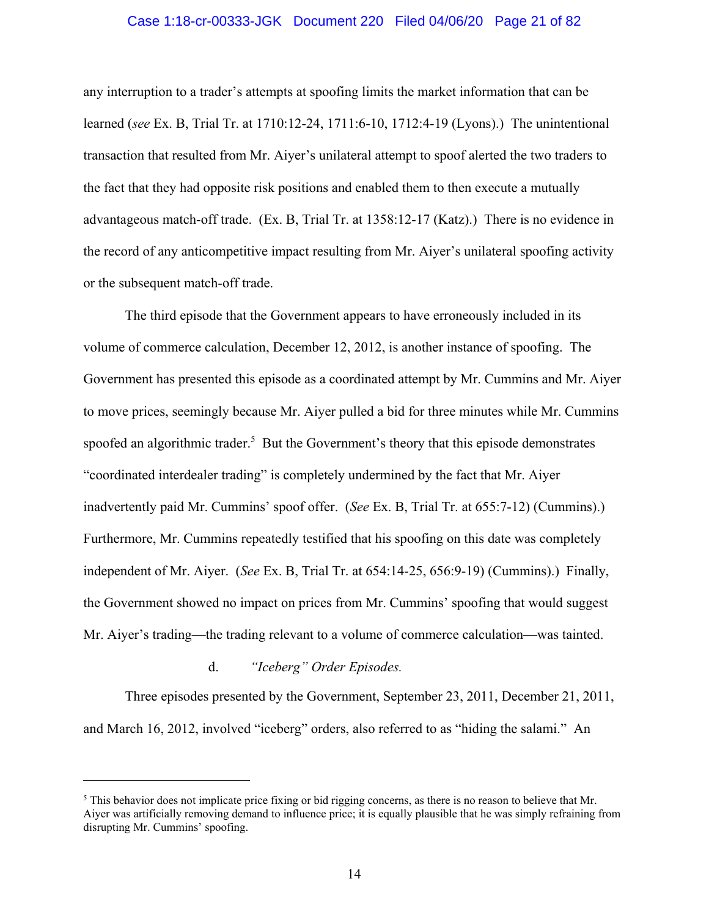any interruption to a trader's attempts at spoofing limits the market information that can be learned (*see* Ex. B, Trial Tr. at 1710:12-24, 1711:6-10, 1712:4-19 (Lyons).) The unintentional transaction that resulted from Mr. Aiyer's unilateral attempt to spoof alerted the two traders to the fact that they had opposite risk positions and enabled them to then execute a mutually advantageous match-off trade. (Ex. B, Trial Tr. at 1358:12-17 (Katz).) There is no evidence in the record of any anticompetitive impact resulting from Mr. Aiyer's unilateral spoofing activity or the subsequent match-off trade.

The third episode that the Government appears to have erroneously included in its volume of commerce calculation, December 12, 2012, is another instance of spoofing. The Government has presented this episode as a coordinated attempt by Mr. Cummins and Mr. Aiyer to move prices, seemingly because Mr. Aiyer pulled a bid for three minutes while Mr. Cummins spoofed an algorithmic trader.[5] But the Government's theory that this episode demonstrates "coordinated interdealer trading" is completely undermined by the fact that Mr. Aiyer inadvertently paid Mr. Cummins' spoof offer. (*See* Ex. B, Trial Tr. at 655:7-12) (Cummins).) Furthermore, Mr. Cummins repeatedly testified that his spoofing on this date was completely independent of Mr. Aiyer. (*See* Ex. B, Trial Tr. at 654:14-25, 656:9-19) (Cummins).) Finally, the Government showed no impact on prices from Mr. Cummins' spoofing that would suggest Mr. Aiyer's trading—the trading relevant to a volume of commerce calculation—was tainted.

d. *"Iceberg" Order Episodes.*

Three episodes presented by the Government, September 23, 2011, December 21, 2011, and March 16, 2012, involved "iceberg" orders, also referred to as "hiding the salami." An

---

[5] This behavior does not implicate price fixing or bid rigging concerns, as there is no reason to believe that Mr. Aiyer was artificially removing demand to influence price; it is equally plausible that he was simply refraining from disrupting Mr. Cummins' spoofing.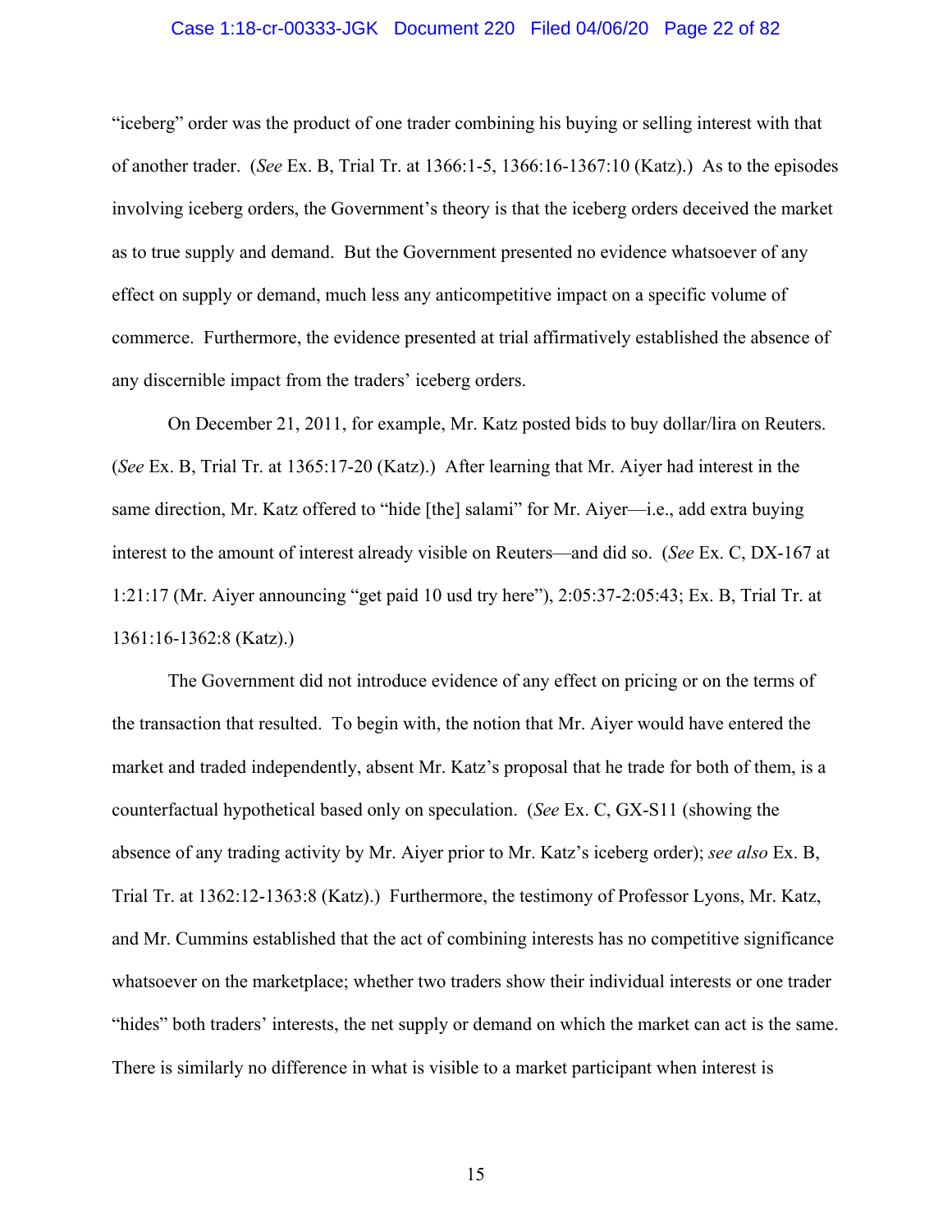"iceberg" order was the product of one trader combining his buying or selling interest with that of another trader. (*See* Ex. B, Trial Tr. at 1366:1-5, 1366:16-1367:10 (Katz).) As to the episodes involving iceberg orders, the Government's theory is that the iceberg orders deceived the market as to true supply and demand. But the Government presented no evidence whatsoever of any effect on supply or demand, much less any anticompetitive impact on a specific volume of commerce. Furthermore, the evidence presented at trial affirmatively established the absence of any discernible impact from the traders' iceberg orders.

On December 21, 2011, for example, Mr. Katz posted bids to buy dollar/lira on Reuters. (*See* Ex. B, Trial Tr. at 1365:17-20 (Katz).) After learning that Mr. Aiyer had interest in the same direction, Mr. Katz offered to "hide [the] salami" for Mr. Aiyer—i.e., add extra buying interest to the amount of interest already visible on Reuters—and did so. (*See* Ex. C, DX-167 at 1:21:17 (Mr. Aiyer announcing "get paid 10 usd try here"), 2:05:37-2:05:43; Ex. B, Trial Tr. at 1361:16-1362:8 (Katz).)

The Government did not introduce evidence of any effect on pricing or on the terms of the transaction that resulted. To begin with, the notion that Mr. Aiyer would have entered the market and traded independently, absent Mr. Katz's proposal that he trade for both of them, is a counterfactual hypothetical based only on speculation. (*See* Ex. C, GX-S11 (showing the absence of any trading activity by Mr. Aiyer prior to Mr. Katz's iceberg order); *see also* Ex. B, Trial Tr. at 1362:12-1363:8 (Katz).) Furthermore, the testimony of Professor Lyons, Mr. Katz, and Mr. Cummins established that the act of combining interests has no competitive significance whatsoever on the marketplace; whether two traders show their individual interests or one trader "hides" both traders' interests, the net supply or demand on which the market can act is the same. There is similarly no difference in what is visible to a market participant when interest is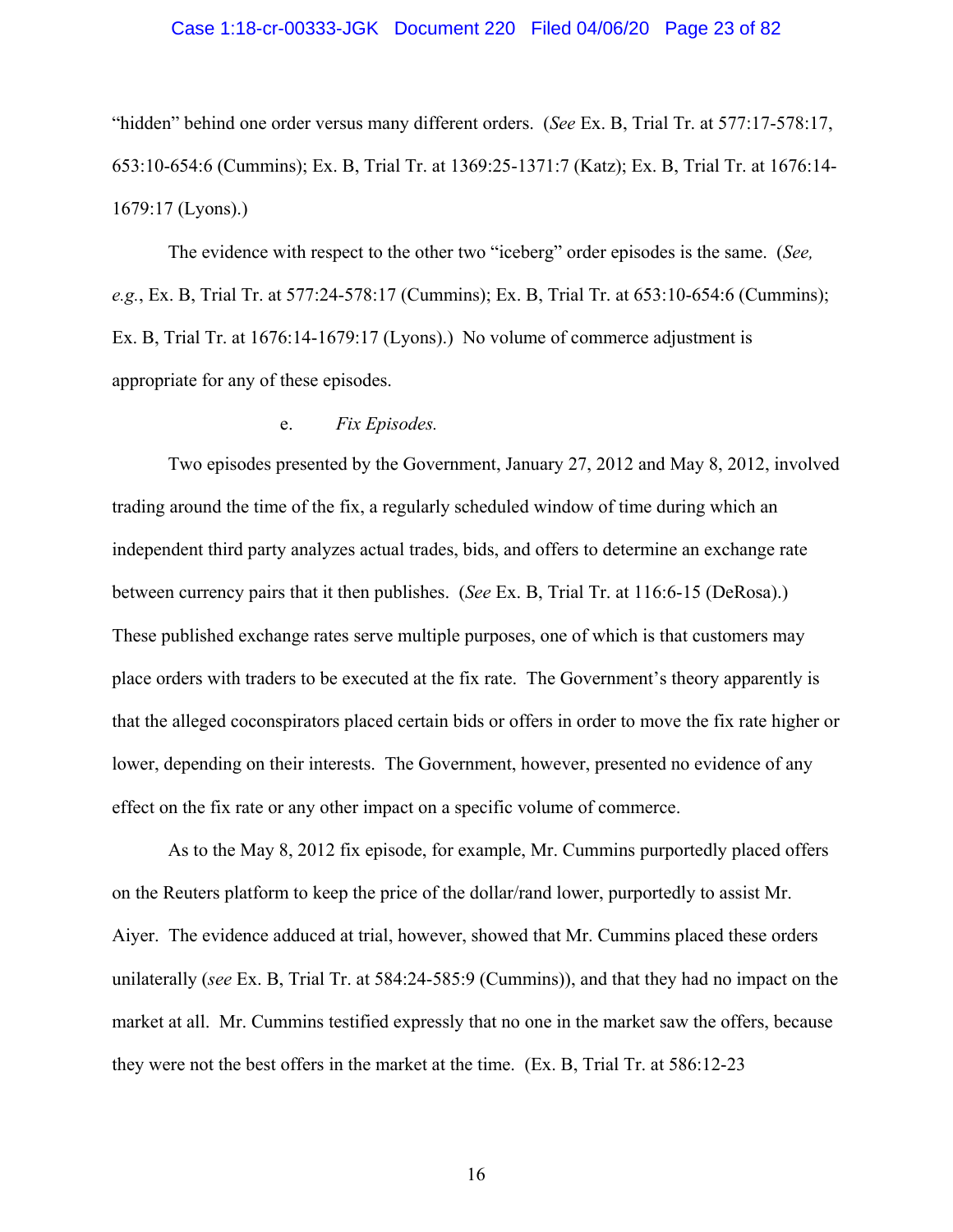"hidden" behind one order versus many different orders. (*See* Ex. B, Trial Tr. at 577:17-578:17, 653:10-654:6 (Cummins); Ex. B, Trial Tr. at 1369:25-1371:7 (Katz); Ex. B, Trial Tr. at 1676:14-1679:17 (Lyons).)

The evidence with respect to the other two "iceberg" order episodes is the same. (*See, e.g.*, Ex. B, Trial Tr. at 577:24-578:17 (Cummins); Ex. B, Trial Tr. at 653:10-654:6 (Cummins); Ex. B, Trial Tr. at 1676:14-1679:17 (Lyons).) No volume of commerce adjustment is appropriate for any of these episodes.

e. *Fix Episodes.*

Two episodes presented by the Government, January 27, 2012 and May 8, 2012, involved trading around the time of the fix, a regularly scheduled window of time during which an independent third party analyzes actual trades, bids, and offers to determine an exchange rate between currency pairs that it then publishes. (*See* Ex. B, Trial Tr. at 116:6-15 (DeRosa).) These published exchange rates serve multiple purposes, one of which is that customers may place orders with traders to be executed at the fix rate. The Government's theory apparently is that the alleged coconspirators placed certain bids or offers in order to move the fix rate higher or lower, depending on their interests. The Government, however, presented no evidence of any effect on the fix rate or any other impact on a specific volume of commerce.

As to the May 8, 2012 fix episode, for example, Mr. Cummins purportedly placed offers on the Reuters platform to keep the price of the dollar/rand lower, purportedly to assist Mr. Aiyer. The evidence adduced at trial, however, showed that Mr. Cummins placed these orders unilaterally (*see* Ex. B, Trial Tr. at 584:24-585:9 (Cummins)), and that they had no impact on the market at all. Mr. Cummins testified expressly that no one in the market saw the offers, because they were not the best offers in the market at the time. (Ex. B, Trial Tr. at 586:12-23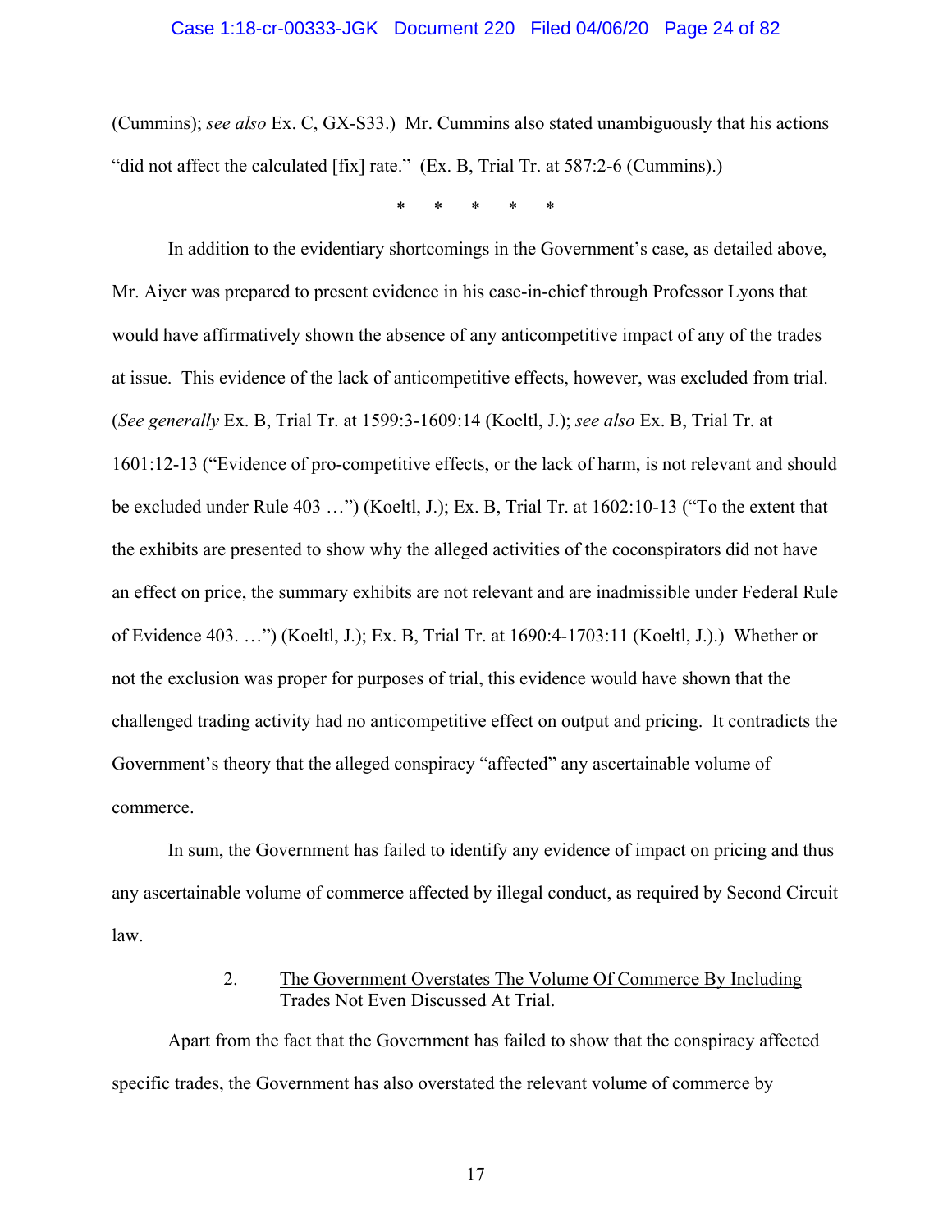(Cummins); *see also* Ex. C, GX-S33.) Mr. Cummins also stated unambiguously that his actions "did not affect the calculated [fix] rate." (Ex. B, Trial Tr. at 587:2-6 (Cummins).)

\* \* \* \* \*

In addition to the evidentiary shortcomings in the Government's case, as detailed above, Mr. Aiyer was prepared to present evidence in his case-in-chief through Professor Lyons that would have affirmatively shown the absence of any anticompetitive impact of any of the trades at issue. This evidence of the lack of anticompetitive effects, however, was excluded from trial. (*See generally* Ex. B, Trial Tr. at 1599:3-1609:14 (Koeltl, J.); *see also* Ex. B, Trial Tr. at 1601:12-13 ("Evidence of pro-competitive effects, or the lack of harm, is not relevant and should be excluded under Rule 403 …") (Koeltl, J.); Ex. B, Trial Tr. at 1602:10-13 ("To the extent that the exhibits are presented to show why the alleged activities of the coconspirators did not have an effect on price, the summary exhibits are not relevant and are inadmissible under Federal Rule of Evidence 403. …") (Koeltl, J.); Ex. B, Trial Tr. at 1690:4-1703:11 (Koeltl, J.).) Whether or not the exclusion was proper for purposes of trial, this evidence would have shown that the challenged trading activity had no anticompetitive effect on output and pricing. It contradicts the Government's theory that the alleged conspiracy "affected" any ascertainable volume of commerce.

In sum, the Government has failed to identify any evidence of impact on pricing and thus any ascertainable volume of commerce affected by illegal conduct, as required by Second Circuit law.

2. <u>The Government Overstates The Volume Of Commerce By Including Trades Not Even Discussed At Trial.</u>

Apart from the fact that the Government has failed to show that the conspiracy affected specific trades, the Government has also overstated the relevant volume of commerce by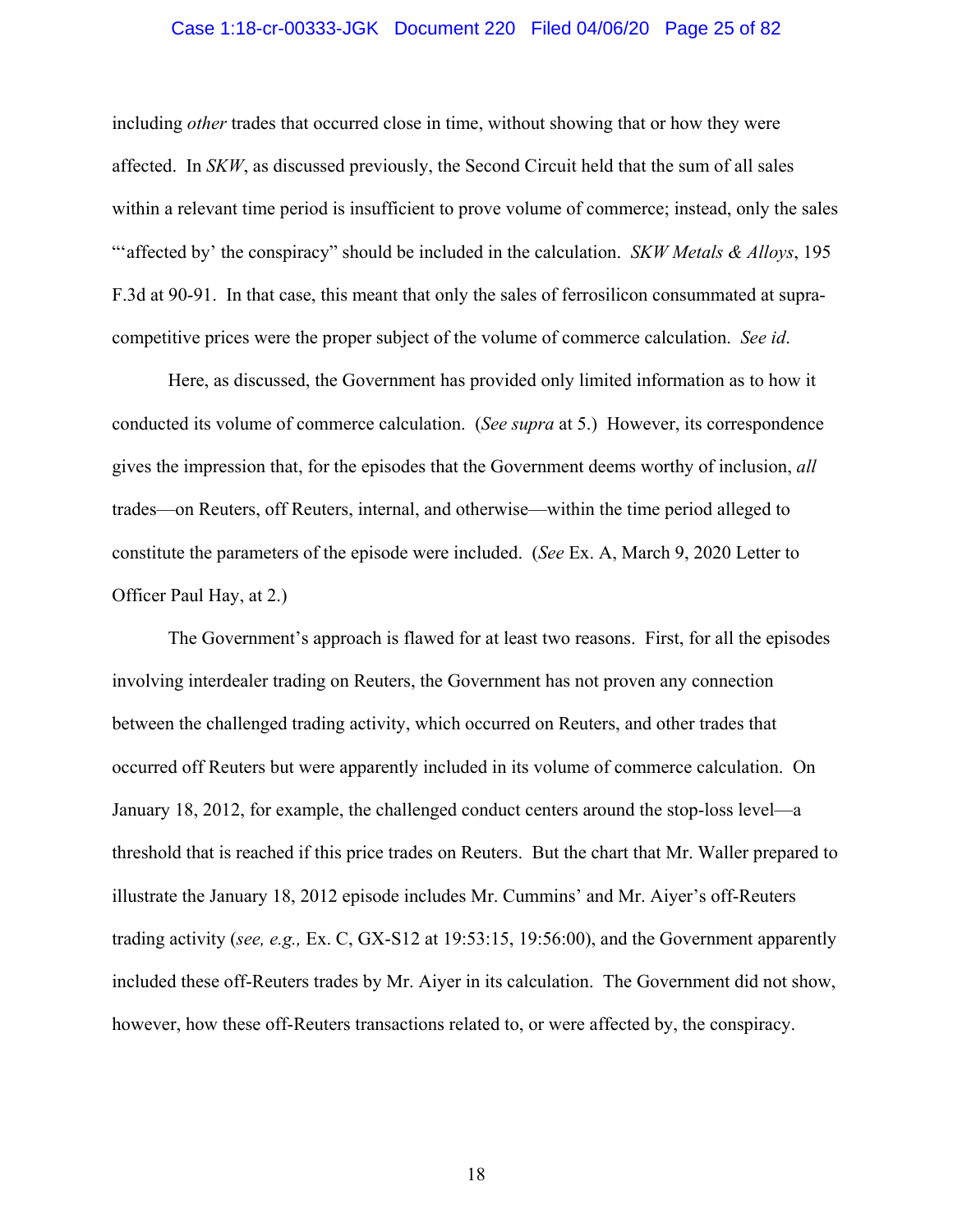including *other* trades that occurred close in time, without showing that or how they were affected. In *SKW*, as discussed previously, the Second Circuit held that the sum of all sales within a relevant time period is insufficient to prove volume of commerce; instead, only the sales "'affected by' the conspiracy" should be included in the calculation. *SKW Metals & Alloys*, 195 F.3d at 90-91. In that case, this meant that only the sales of ferrosilicon consummated at supra-competitive prices were the proper subject of the volume of commerce calculation. *See id*.

Here, as discussed, the Government has provided only limited information as to how it conducted its volume of commerce calculation. (*See supra* at 5.) However, its correspondence gives the impression that, for the episodes that the Government deems worthy of inclusion, *all* trades—on Reuters, off Reuters, internal, and otherwise—within the time period alleged to constitute the parameters of the episode were included. (*See* Ex. A, March 9, 2020 Letter to Officer Paul Hay, at 2.)

The Government's approach is flawed for at least two reasons. First, for all the episodes involving interdealer trading on Reuters, the Government has not proven any connection between the challenged trading activity, which occurred on Reuters, and other trades that occurred off Reuters but were apparently included in its volume of commerce calculation. On January 18, 2012, for example, the challenged conduct centers around the stop-loss level—a threshold that is reached if this price trades on Reuters. But the chart that Mr. Waller prepared to illustrate the January 18, 2012 episode includes Mr. Cummins' and Mr. Aiyer's off-Reuters trading activity (*see, e.g.,* Ex. C, GX-S12 at 19:53:15, 19:56:00), and the Government apparently included these off-Reuters trades by Mr. Aiyer in its calculation. The Government did not show, however, how these off-Reuters transactions related to, or were affected by, the conspiracy.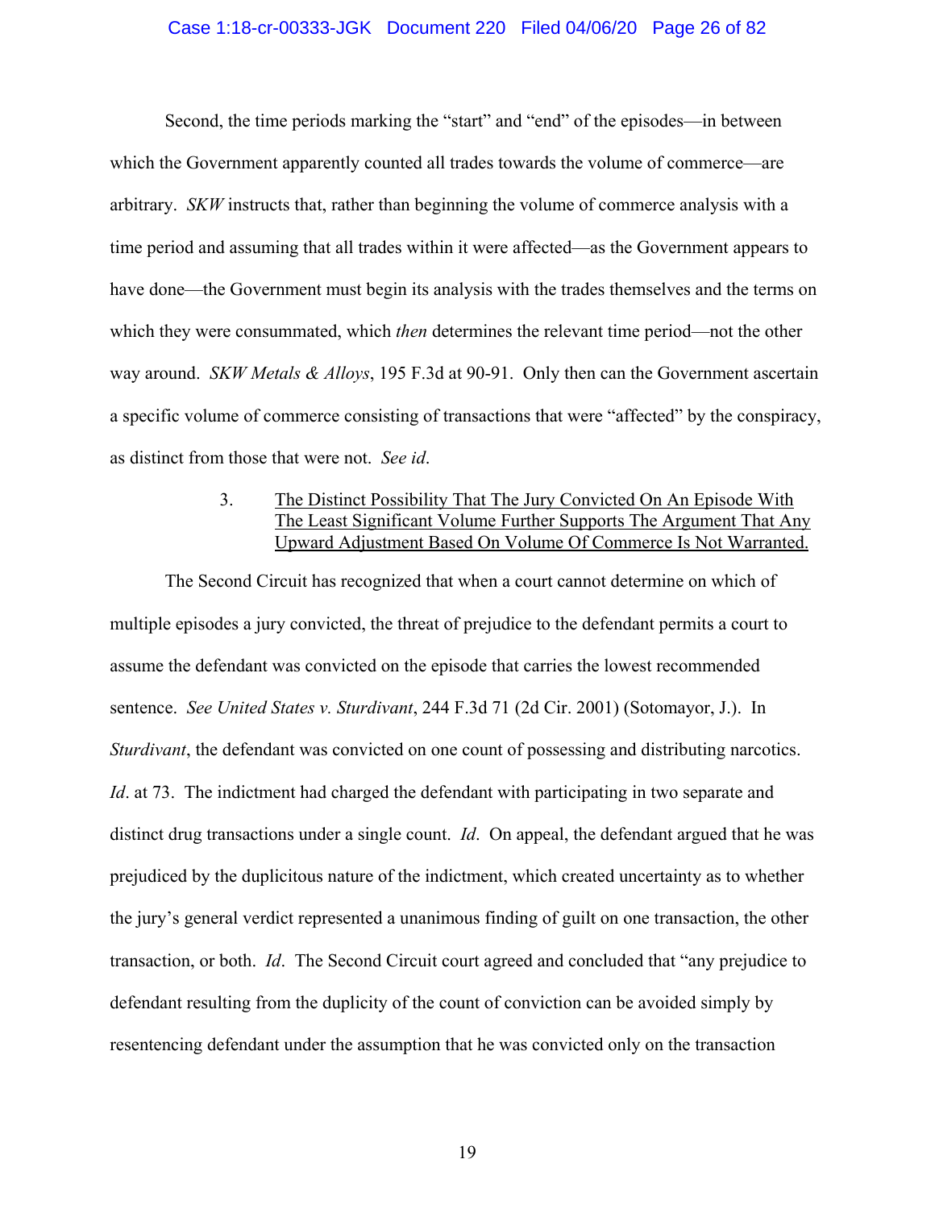Second, the time periods marking the "start" and "end" of the episodes—in between which the Government apparently counted all trades towards the volume of commerce—are arbitrary. *SKW* instructs that, rather than beginning the volume of commerce analysis with a time period and assuming that all trades within it were affected—as the Government appears to have done—the Government must begin its analysis with the trades themselves and the terms on which they were consummated, which *then* determines the relevant time period—not the other way around. *SKW Metals & Alloys*, 195 F.3d at 90-91. Only then can the Government ascertain a specific volume of commerce consisting of transactions that were "affected" by the conspiracy, as distinct from those that were not. *See id*.

3. <u>The Distinct Possibility That The Jury Convicted On An Episode With The Least Significant Volume Further Supports The Argument That Any Upward Adjustment Based On Volume Of Commerce Is Not Warranted.</u>

The Second Circuit has recognized that when a court cannot determine on which of multiple episodes a jury convicted, the threat of prejudice to the defendant permits a court to assume the defendant was convicted on the episode that carries the lowest recommended sentence. *See United States v. Sturdivant*, 244 F.3d 71 (2d Cir. 2001) (Sotomayor, J.). In *Sturdivant*, the defendant was convicted on one count of possessing and distributing narcotics. *Id*. at 73. The indictment had charged the defendant with participating in two separate and distinct drug transactions under a single count. *Id*. On appeal, the defendant argued that he was prejudiced by the duplicitous nature of the indictment, which created uncertainty as to whether the jury's general verdict represented a unanimous finding of guilt on one transaction, the other transaction, or both. *Id*. The Second Circuit court agreed and concluded that "any prejudice to defendant resulting from the duplicity of the count of conviction can be avoided simply by resentencing defendant under the assumption that he was convicted only on the transaction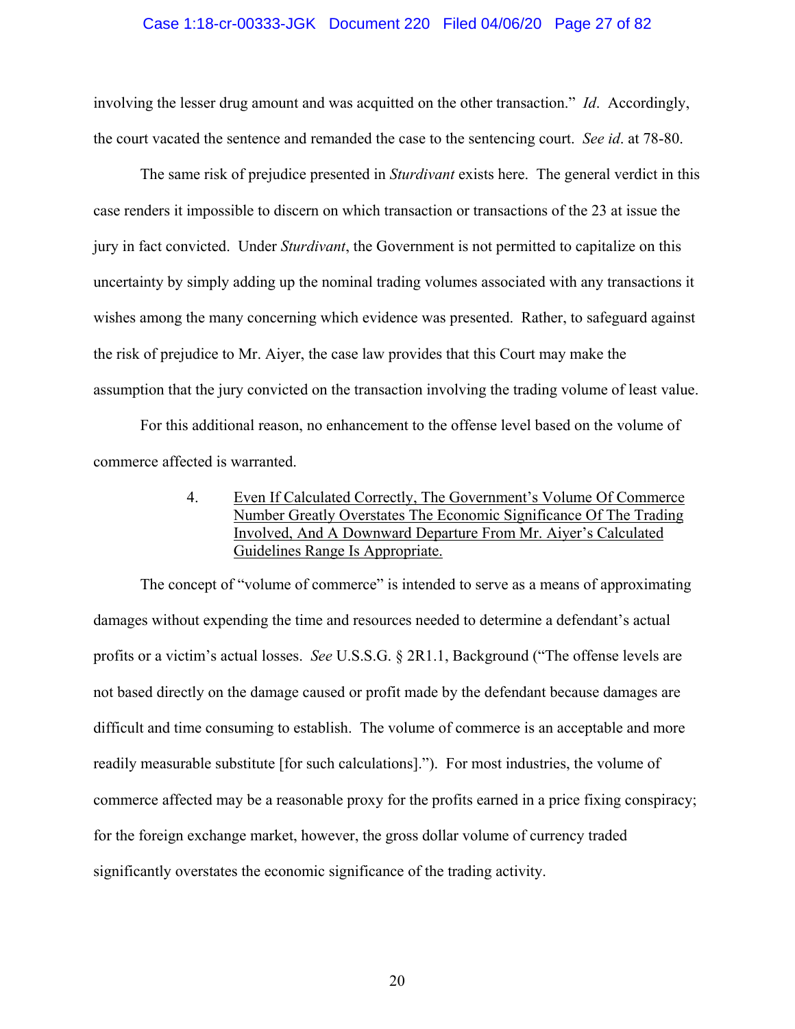involving the lesser drug amount and was acquitted on the other transaction." *Id*. Accordingly, the court vacated the sentence and remanded the case to the sentencing court. *See id*. at 78-80.

The same risk of prejudice presented in *Sturdivant* exists here. The general verdict in this case renders it impossible to discern on which transaction or transactions of the 23 at issue the jury in fact convicted. Under *Sturdivant*, the Government is not permitted to capitalize on this uncertainty by simply adding up the nominal trading volumes associated with any transactions it wishes among the many concerning which evidence was presented. Rather, to safeguard against the risk of prejudice to Mr. Aiyer, the case law provides that this Court may make the assumption that the jury convicted on the transaction involving the trading volume of least value.

For this additional reason, no enhancement to the offense level based on the volume of commerce affected is warranted.

4. <u>Even If Calculated Correctly, The Government's Volume Of Commerce Number Greatly Overstates The Economic Significance Of The Trading Involved, And A Downward Departure From Mr. Aiyer's Calculated Guidelines Range Is Appropriate.</u>

The concept of "volume of commerce" is intended to serve as a means of approximating damages without expending the time and resources needed to determine a defendant's actual profits or a victim's actual losses. *See* U.S.S.G. § 2R1.1, Background ("The offense levels are not based directly on the damage caused or profit made by the defendant because damages are difficult and time consuming to establish. The volume of commerce is an acceptable and more readily measurable substitute [for such calculations]."). For most industries, the volume of commerce affected may be a reasonable proxy for the profits earned in a price fixing conspiracy; for the foreign exchange market, however, the gross dollar volume of currency traded significantly overstates the economic significance of the trading activity.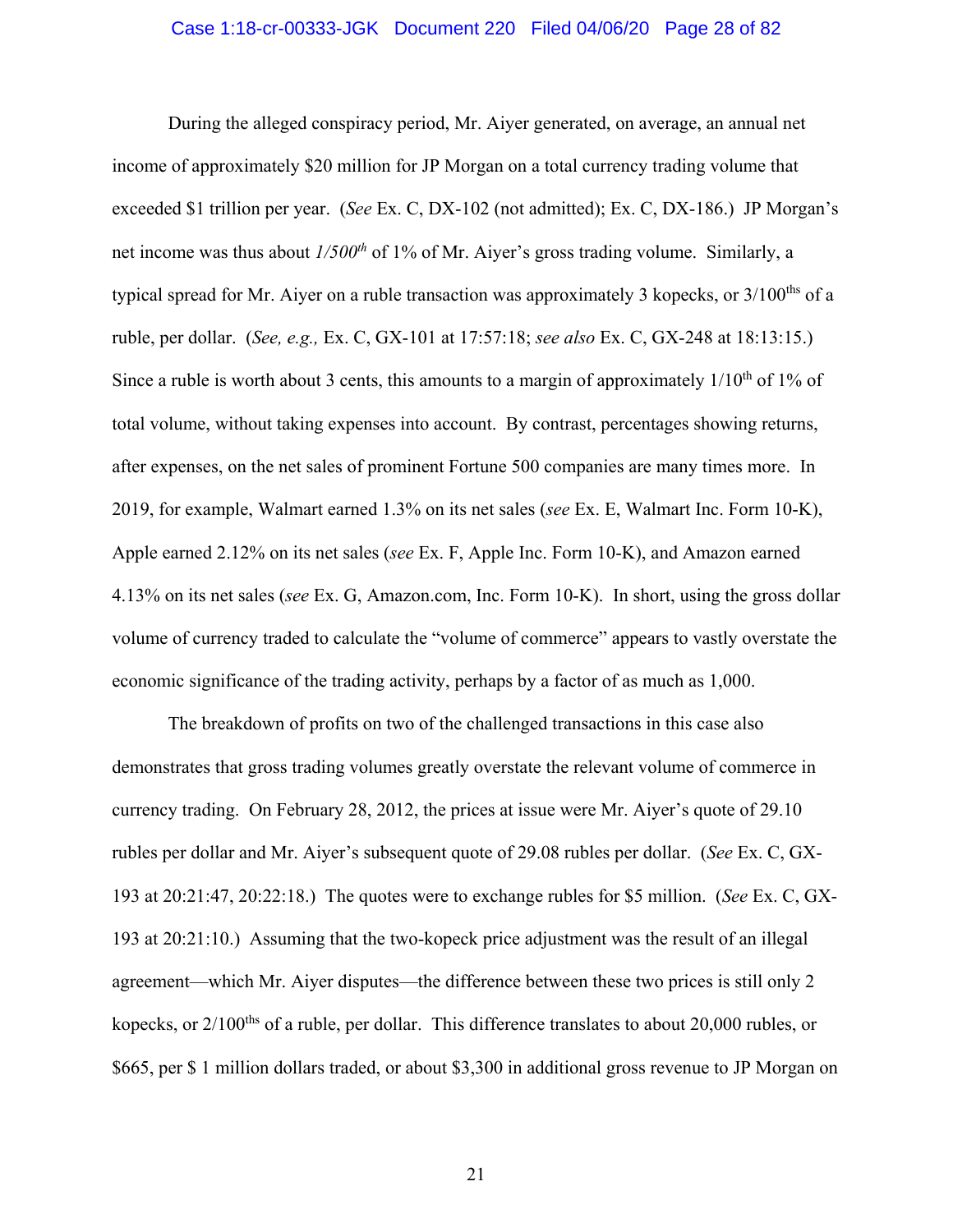During the alleged conspiracy period, Mr. Aiyer generated, on average, an annual net income of approximately $20 million for JP Morgan on a total currency trading volume that exceeded $1 trillion per year. (*See* Ex. C, DX-102 (not admitted); Ex. C, DX-186.) JP Morgan's net income was thus about *1/500th* of 1% of Mr. Aiyer's gross trading volume. Similarly, a typical spread for Mr. Aiyer on a ruble transaction was approximately 3 kopecks, or 3/100ths of a ruble, per dollar. (*See, e.g.,* Ex. C, GX-101 at 17:57:18; *see also* Ex. C, GX-248 at 18:13:15.) Since a ruble is worth about 3 cents, this amounts to a margin of approximately 1/10th of 1% of total volume, without taking expenses into account. By contrast, percentages showing returns, after expenses, on the net sales of prominent Fortune 500 companies are many times more. In 2019, for example, Walmart earned 1.3% on its net sales (*see* Ex. E, Walmart Inc. Form 10-K), Apple earned 2.12% on its net sales (*see* Ex. F, Apple Inc. Form 10-K), and Amazon earned 4.13% on its net sales (*see* Ex. G, Amazon.com, Inc. Form 10-K). In short, using the gross dollar volume of currency traded to calculate the "volume of commerce" appears to vastly overstate the economic significance of the trading activity, perhaps by a factor of as much as 1,000.

The breakdown of profits on two of the challenged transactions in this case also demonstrates that gross trading volumes greatly overstate the relevant volume of commerce in currency trading. On February 28, 2012, the prices at issue were Mr. Aiyer's quote of 29.10 rubles per dollar and Mr. Aiyer's subsequent quote of 29.08 rubles per dollar. (*See* Ex. C, GX-193 at 20:21:47, 20:22:18.) The quotes were to exchange rubles for $5 million. (*See* Ex. C, GX-193 at 20:21:10.) Assuming that the two-kopeck price adjustment was the result of an illegal agreement—which Mr. Aiyer disputes—the difference between these two prices is still only 2 kopecks, or 2/100ths of a ruble, per dollar. This difference translates to about 20,000 rubles, or $665, per $ 1 million dollars traded, or about $3,300 in additional gross revenue to JP Morgan on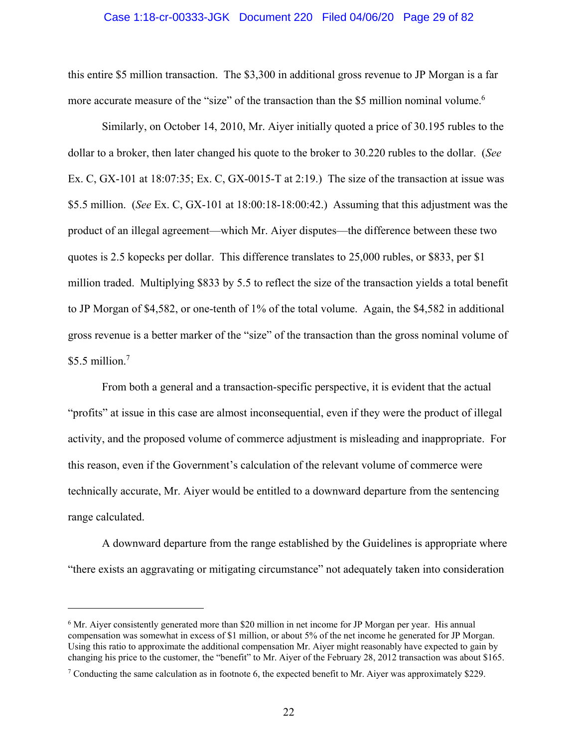this entire $5 million transaction. The $3,300 in additional gross revenue to JP Morgan is a far more accurate measure of the "size" of the transaction than the $5 million nominal volume.[6]

Similarly, on October 14, 2010, Mr. Aiyer initially quoted a price of 30.195 rubles to the dollar to a broker, then later changed his quote to the broker to 30.220 rubles to the dollar. (*See* Ex. C, GX-101 at 18:07:35; Ex. C, GX-0015-T at 2:19.) The size of the transaction at issue was $5.5 million. (*See* Ex. C, GX-101 at 18:00:18-18:00:42.) Assuming that this adjustment was the product of an illegal agreement—which Mr. Aiyer disputes—the difference between these two quotes is 2.5 kopecks per dollar. This difference translates to 25,000 rubles, or $833, per $1 million traded. Multiplying $833 by 5.5 to reflect the size of the transaction yields a total benefit to JP Morgan of $4,582, or one-tenth of 1% of the total volume. Again, the $4,582 in additional gross revenue is a better marker of the "size" of the transaction than the gross nominal volume of $5.5 million.[7]

From both a general and a transaction-specific perspective, it is evident that the actual "profits" at issue in this case are almost inconsequential, even if they were the product of illegal activity, and the proposed volume of commerce adjustment is misleading and inappropriate. For this reason, even if the Government's calculation of the relevant volume of commerce were technically accurate, Mr. Aiyer would be entitled to a downward departure from the sentencing range calculated.

A downward departure from the range established by the Guidelines is appropriate where "there exists an aggravating or mitigating circumstance" not adequately taken into consideration

---

[6] Mr. Aiyer consistently generated more than $20 million in net income for JP Morgan per year. His annual compensation was somewhat in excess of $1 million, or about 5% of the net income he generated for JP Morgan. Using this ratio to approximate the additional compensation Mr. Aiyer might reasonably have expected to gain by changing his price to the customer, the "benefit" to Mr. Aiyer of the February 28, 2012 transaction was about $165.

[7] Conducting the same calculation as in footnote 6, the expected benefit to Mr. Aiyer was approximately $229.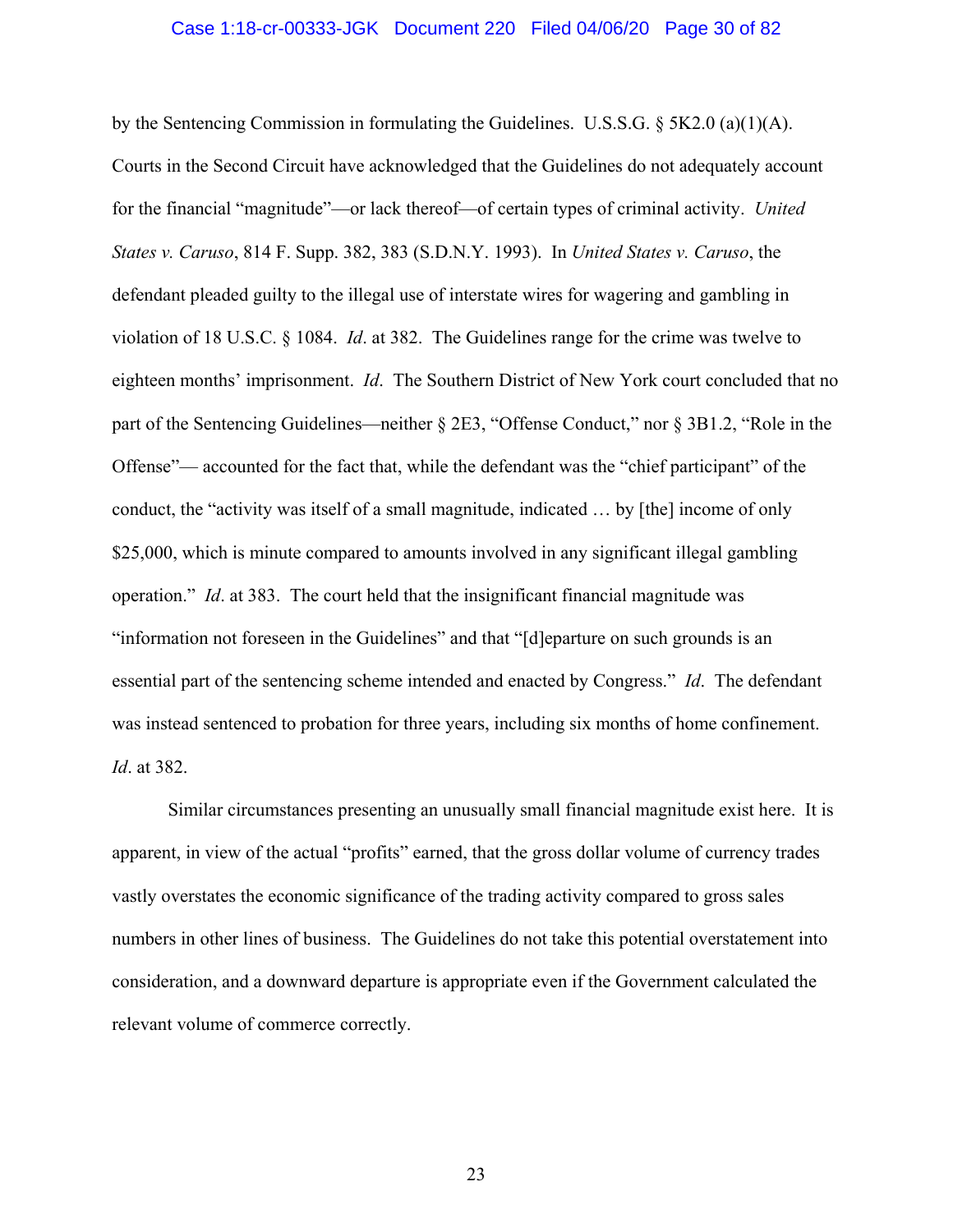by the Sentencing Commission in formulating the Guidelines. U.S.S.G. § 5K2.0 (a)(1)(A). Courts in the Second Circuit have acknowledged that the Guidelines do not adequately account for the financial "magnitude"—or lack thereof—of certain types of criminal activity. *United States v. Caruso*, 814 F. Supp. 382, 383 (S.D.N.Y. 1993). In *United States v. Caruso*, the defendant pleaded guilty to the illegal use of interstate wires for wagering and gambling in violation of 18 U.S.C. § 1084. *Id*. at 382. The Guidelines range for the crime was twelve to eighteen months' imprisonment. *Id*. The Southern District of New York court concluded that no part of the Sentencing Guidelines—neither § 2E3, "Offense Conduct," nor § 3B1.2, "Role in the Offense"— accounted for the fact that, while the defendant was the "chief participant" of the conduct, the "activity was itself of a small magnitude, indicated … by [the] income of only $25,000, which is minute compared to amounts involved in any significant illegal gambling operation." *Id*. at 383. The court held that the insignificant financial magnitude was "information not foreseen in the Guidelines" and that "[d]eparture on such grounds is an essential part of the sentencing scheme intended and enacted by Congress." *Id*. The defendant was instead sentenced to probation for three years, including six months of home confinement. *Id*. at 382.

Similar circumstances presenting an unusually small financial magnitude exist here. It is apparent, in view of the actual "profits" earned, that the gross dollar volume of currency trades vastly overstates the economic significance of the trading activity compared to gross sales numbers in other lines of business. The Guidelines do not take this potential overstatement into consideration, and a downward departure is appropriate even if the Government calculated the relevant volume of commerce correctly.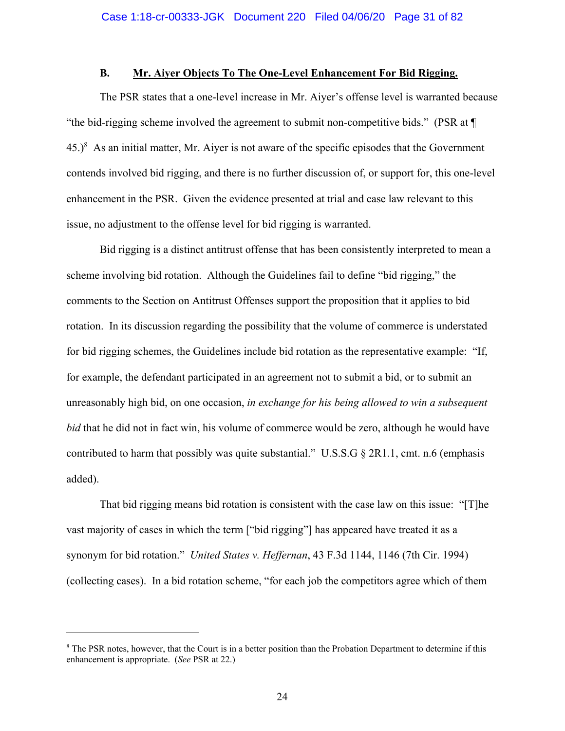### B. Mr. Aiyer Objects To The One-Level Enhancement For Bid Rigging.

The PSR states that a one-level increase in Mr. Aiyer's offense level is warranted because "the bid-rigging scheme involved the agreement to submit non-competitive bids." (PSR at ¶ 45.)[8] As an initial matter, Mr. Aiyer is not aware of the specific episodes that the Government contends involved bid rigging, and there is no further discussion of, or support for, this one-level enhancement in the PSR. Given the evidence presented at trial and case law relevant to this issue, no adjustment to the offense level for bid rigging is warranted.

Bid rigging is a distinct antitrust offense that has been consistently interpreted to mean a scheme involving bid rotation. Although the Guidelines fail to define "bid rigging," the comments to the Section on Antitrust Offenses support the proposition that it applies to bid rotation. In its discussion regarding the possibility that the volume of commerce is understated for bid rigging schemes, the Guidelines include bid rotation as the representative example: "If, for example, the defendant participated in an agreement not to submit a bid, or to submit an unreasonably high bid, on one occasion, *in exchange for his being allowed to win a subsequent bid* that he did not in fact win, his volume of commerce would be zero, although he would have contributed to harm that possibly was quite substantial." U.S.S.G § 2R1.1, cmt. n.6 (emphasis added).

That bid rigging means bid rotation is consistent with the case law on this issue: "[T]he vast majority of cases in which the term ["bid rigging"] has appeared have treated it as a synonym for bid rotation." *United States v. Heffernan*, 43 F.3d 1144, 1146 (7th Cir. 1994) (collecting cases). In a bid rotation scheme, "for each job the competitors agree which of them

---

[8] The PSR notes, however, that the Court is in a better position than the Probation Department to determine if this enhancement is appropriate. (*See* PSR at 22.)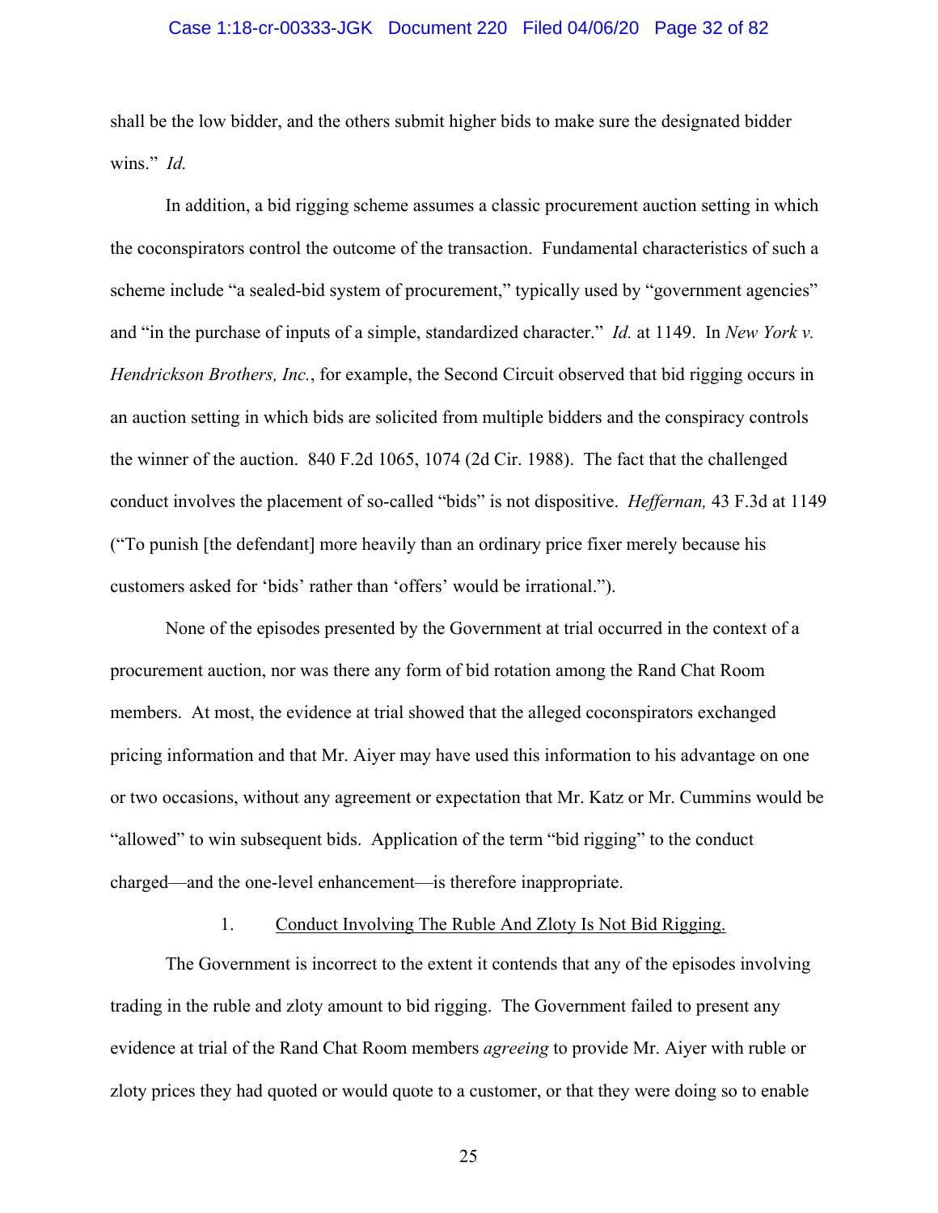shall be the low bidder, and the others submit higher bids to make sure the designated bidder wins." *Id.*

In addition, a bid rigging scheme assumes a classic procurement auction setting in which the coconspirators control the outcome of the transaction. Fundamental characteristics of such a scheme include "a sealed-bid system of procurement," typically used by "government agencies" and "in the purchase of inputs of a simple, standardized character." *Id.* at 1149. In *New York v. Hendrickson Brothers, Inc.*, for example, the Second Circuit observed that bid rigging occurs in an auction setting in which bids are solicited from multiple bidders and the conspiracy controls the winner of the auction. 840 F.2d 1065, 1074 (2d Cir. 1988). The fact that the challenged conduct involves the placement of so-called "bids" is not dispositive. *Heffernan,* 43 F.3d at 1149 ("To punish [the defendant] more heavily than an ordinary price fixer merely because his customers asked for 'bids' rather than 'offers' would be irrational.").

None of the episodes presented by the Government at trial occurred in the context of a procurement auction, nor was there any form of bid rotation among the Rand Chat Room members. At most, the evidence at trial showed that the alleged coconspirators exchanged pricing information and that Mr. Aiyer may have used this information to his advantage on one or two occasions, without any agreement or expectation that Mr. Katz or Mr. Cummins would be "allowed" to win subsequent bids. Application of the term "bid rigging" to the conduct charged—and the one-level enhancement—is therefore inappropriate.

### 1. Conduct Involving The Ruble And Zloty Is Not Bid Rigging.

The Government is incorrect to the extent it contends that any of the episodes involving trading in the ruble and zloty amount to bid rigging. The Government failed to present any evidence at trial of the Rand Chat Room members *agreeing* to provide Mr. Aiyer with ruble or zloty prices they had quoted or would quote to a customer, or that they were doing so to enable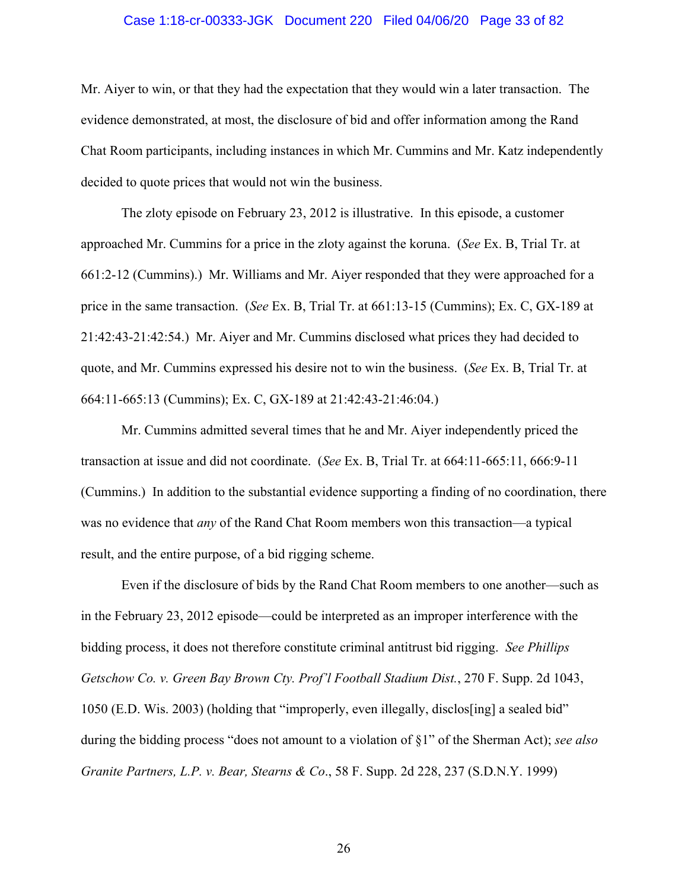Mr. Aiyer to win, or that they had the expectation that they would win a later transaction. The evidence demonstrated, at most, the disclosure of bid and offer information among the Rand Chat Room participants, including instances in which Mr. Cummins and Mr. Katz independently decided to quote prices that would not win the business.

The zloty episode on February 23, 2012 is illustrative. In this episode, a customer approached Mr. Cummins for a price in the zloty against the koruna. (*See* Ex. B, Trial Tr. at 661:2-12 (Cummins).) Mr. Williams and Mr. Aiyer responded that they were approached for a price in the same transaction. (*See* Ex. B, Trial Tr. at 661:13-15 (Cummins); Ex. C, GX-189 at 21:42:43-21:42:54.) Mr. Aiyer and Mr. Cummins disclosed what prices they had decided to quote, and Mr. Cummins expressed his desire not to win the business. (*See* Ex. B, Trial Tr. at 664:11-665:13 (Cummins); Ex. C, GX-189 at 21:42:43-21:46:04.)

Mr. Cummins admitted several times that he and Mr. Aiyer independently priced the transaction at issue and did not coordinate. (*See* Ex. B, Trial Tr. at 664:11-665:11, 666:9-11 (Cummins.) In addition to the substantial evidence supporting a finding of no coordination, there was no evidence that *any* of the Rand Chat Room members won this transaction—a typical result, and the entire purpose, of a bid rigging scheme.

Even if the disclosure of bids by the Rand Chat Room members to one another—such as in the February 23, 2012 episode—could be interpreted as an improper interference with the bidding process, it does not therefore constitute criminal antitrust bid rigging. *See Phillips Getschow Co. v. Green Bay Brown Cty. Prof'l Football Stadium Dist.*, 270 F. Supp. 2d 1043, 1050 (E.D. Wis. 2003) (holding that "improperly, even illegally, disclos[ing] a sealed bid" during the bidding process "does not amount to a violation of §1" of the Sherman Act); *see also Granite Partners, L.P. v. Bear, Stearns & Co*., 58 F. Supp. 2d 228, 237 (S.D.N.Y. 1999)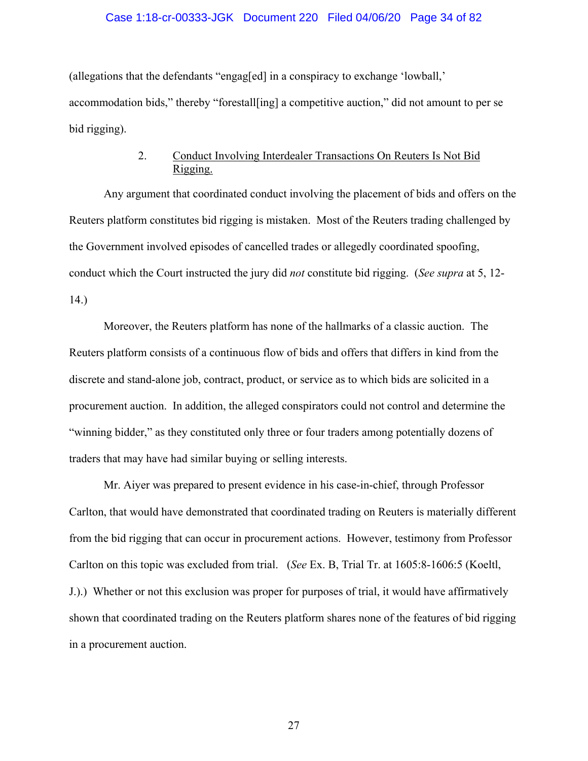(allegations that the defendants "engag[ed] in a conspiracy to exchange 'lowball,' accommodation bids," thereby "forestall[ing] a competitive auction," did not amount to per se bid rigging).

### 2. Conduct Involving Interdealer Transactions On Reuters Is Not Bid Rigging.

Any argument that coordinated conduct involving the placement of bids and offers on the Reuters platform constitutes bid rigging is mistaken. Most of the Reuters trading challenged by the Government involved episodes of cancelled trades or allegedly coordinated spoofing, conduct which the Court instructed the jury did *not* constitute bid rigging. (*See supra* at 5, 12-14.)

Moreover, the Reuters platform has none of the hallmarks of a classic auction. The Reuters platform consists of a continuous flow of bids and offers that differs in kind from the discrete and stand-alone job, contract, product, or service as to which bids are solicited in a procurement auction. In addition, the alleged conspirators could not control and determine the "winning bidder," as they constituted only three or four traders among potentially dozens of traders that may have had similar buying or selling interests.

Mr. Aiyer was prepared to present evidence in his case-in-chief, through Professor Carlton, that would have demonstrated that coordinated trading on Reuters is materially different from the bid rigging that can occur in procurement actions. However, testimony from Professor Carlton on this topic was excluded from trial. (*See* Ex. B, Trial Tr. at 1605:8-1606:5 (Koeltl, J.).) Whether or not this exclusion was proper for purposes of trial, it would have affirmatively shown that coordinated trading on the Reuters platform shares none of the features of bid rigging in a procurement auction.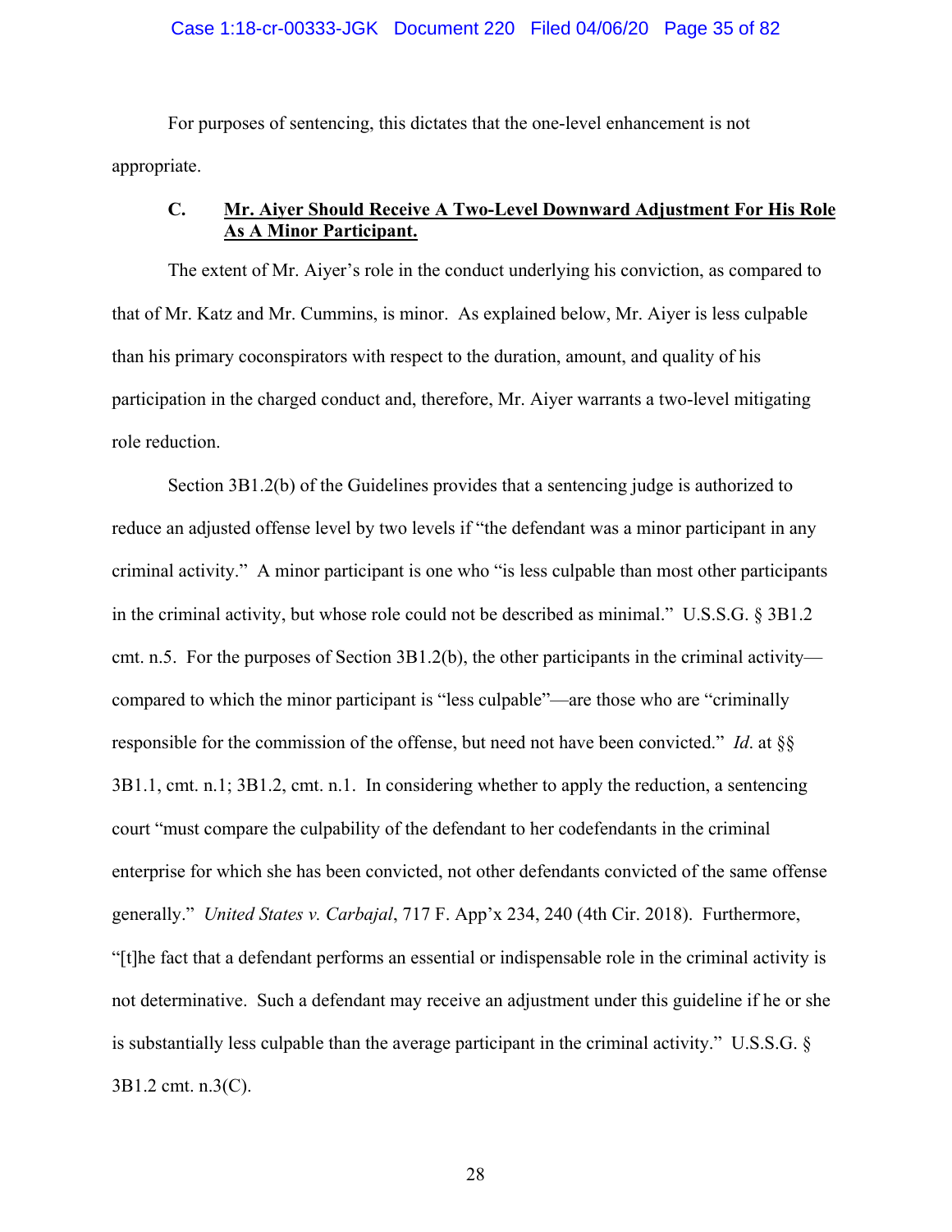For purposes of sentencing, this dictates that the one-level enhancement is not appropriate.

### C. **Mr. Aiyer Should Receive A Two-Level Downward Adjustment For His Role As A Minor Participant.**

The extent of Mr. Aiyer's role in the conduct underlying his conviction, as compared to that of Mr. Katz and Mr. Cummins, is minor. As explained below, Mr. Aiyer is less culpable than his primary coconspirators with respect to the duration, amount, and quality of his participation in the charged conduct and, therefore, Mr. Aiyer warrants a two-level mitigating role reduction.

Section 3B1.2(b) of the Guidelines provides that a sentencing judge is authorized to reduce an adjusted offense level by two levels if "the defendant was a minor participant in any criminal activity." A minor participant is one who "is less culpable than most other participants in the criminal activity, but whose role could not be described as minimal." U.S.S.G. § 3B1.2 cmt. n.5. For the purposes of Section 3B1.2(b), the other participants in the criminal activity—compared to which the minor participant is "less culpable"—are those who are "criminally responsible for the commission of the offense, but need not have been convicted." *Id*. at §§ 3B1.1, cmt. n.1; 3B1.2, cmt. n.1. In considering whether to apply the reduction, a sentencing court "must compare the culpability of the defendant to her codefendants in the criminal enterprise for which she has been convicted, not other defendants convicted of the same offense generally." *United States v. Carbajal*, 717 F. App'x 234, 240 (4th Cir. 2018). Furthermore, "[t]he fact that a defendant performs an essential or indispensable role in the criminal activity is not determinative. Such a defendant may receive an adjustment under this guideline if he or she is substantially less culpable than the average participant in the criminal activity." U.S.S.G. § 3B1.2 cmt. n.3(C).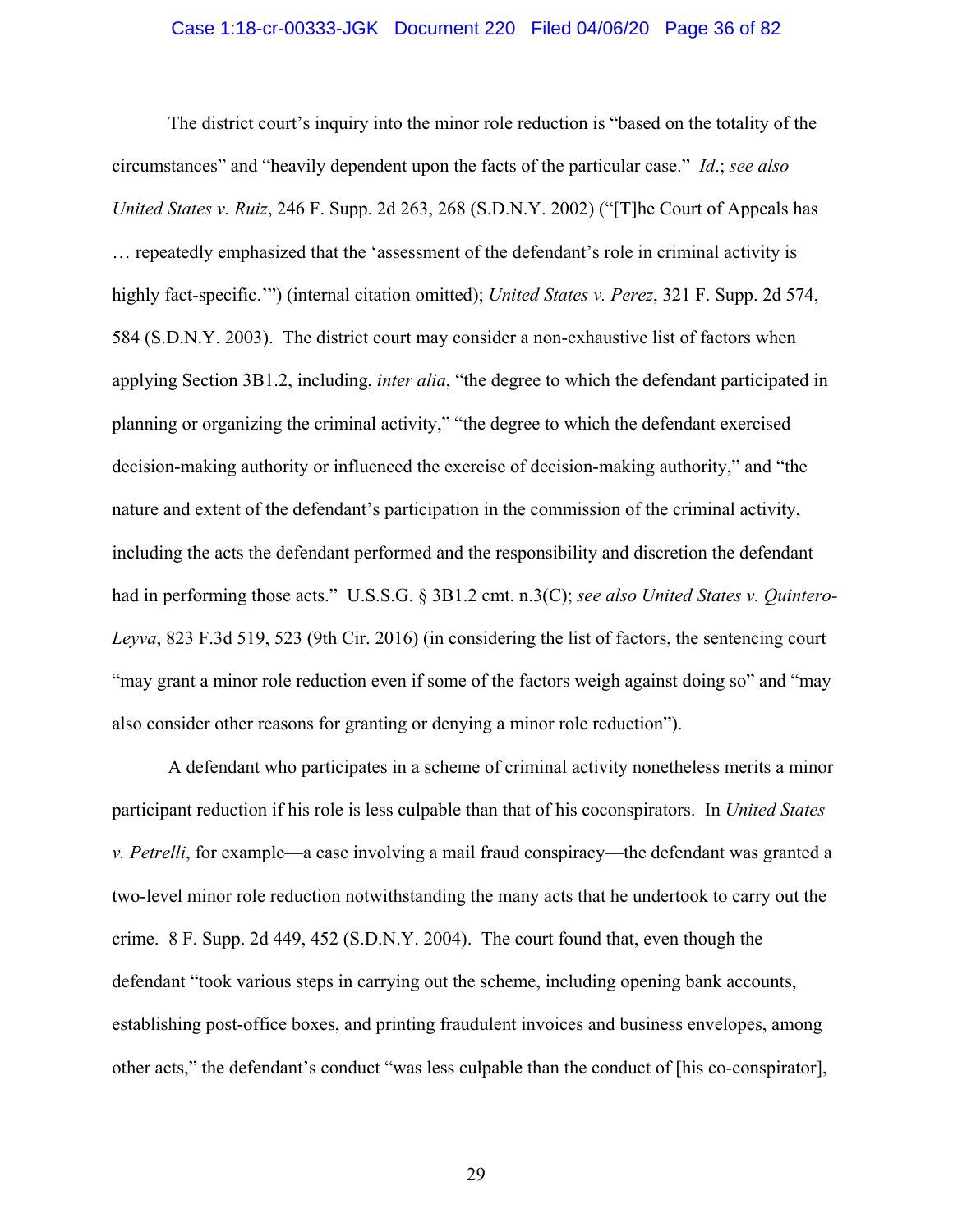The district court's inquiry into the minor role reduction is "based on the totality of the circumstances" and "heavily dependent upon the facts of the particular case." *Id.*; *see also United States v. Ruiz*, 246 F. Supp. 2d 263, 268 (S.D.N.Y. 2002) ("[T]he Court of Appeals has … repeatedly emphasized that the 'assessment of the defendant's role in criminal activity is highly fact-specific.'") (internal citation omitted); *United States v. Perez*, 321 F. Supp. 2d 574, 584 (S.D.N.Y. 2003). The district court may consider a non-exhaustive list of factors when applying Section 3B1.2, including, *inter alia*, "the degree to which the defendant participated in planning or organizing the criminal activity," "the degree to which the defendant exercised decision-making authority or influenced the exercise of decision-making authority," and "the nature and extent of the defendant's participation in the commission of the criminal activity, including the acts the defendant performed and the responsibility and discretion the defendant had in performing those acts." U.S.S.G. § 3B1.2 cmt. n.3(C); *see also United States v. Quintero-Leyva*, 823 F.3d 519, 523 (9th Cir. 2016) (in considering the list of factors, the sentencing court "may grant a minor role reduction even if some of the factors weigh against doing so" and "may also consider other reasons for granting or denying a minor role reduction").

A defendant who participates in a scheme of criminal activity nonetheless merits a minor participant reduction if his role is less culpable than that of his coconspirators. In *United States v. Petrelli*, for example—a case involving a mail fraud conspiracy—the defendant was granted a two-level minor role reduction notwithstanding the many acts that he undertook to carry out the crime. 8 F. Supp. 2d 449, 452 (S.D.N.Y. 2004). The court found that, even though the defendant "took various steps in carrying out the scheme, including opening bank accounts, establishing post-office boxes, and printing fraudulent invoices and business envelopes, among other acts," the defendant's conduct "was less culpable than the conduct of [his co-conspirator],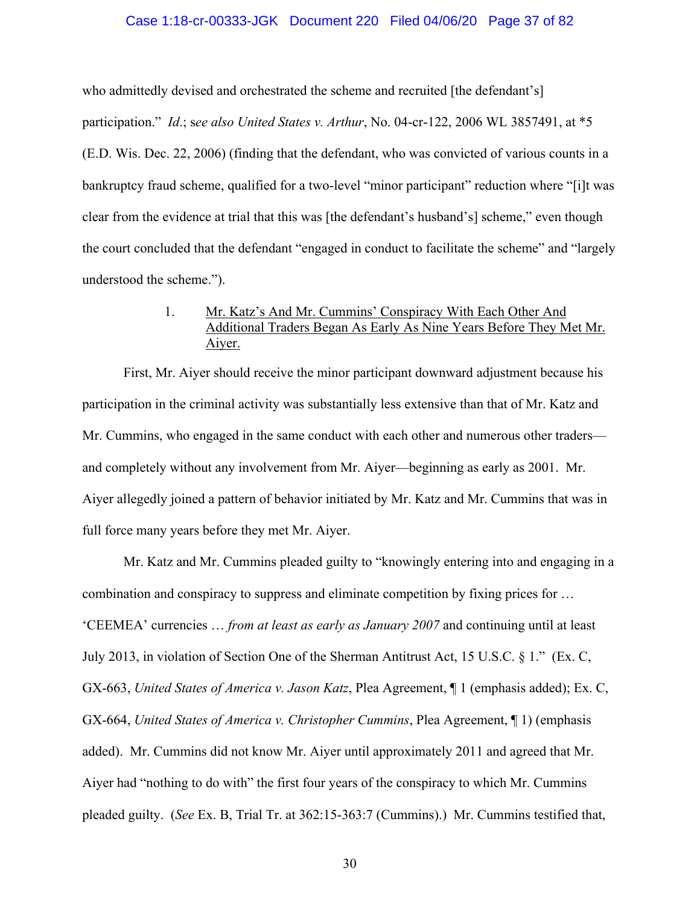who admittedly devised and orchestrated the scheme and recruited [the defendant's] participation." *Id.*; s*ee also United States v. Arthur*, No. 04-cr-122, 2006 WL 3857491, at *5 (E.D. Wis. Dec. 22, 2006) (finding that the defendant, who was convicted of various counts in a bankruptcy fraud scheme, qualified for a two-level "minor participant" reduction where "[i]t was clear from the evidence at trial that this was [the defendant's husband's] scheme," even though the court concluded that the defendant "engaged in conduct to facilitate the scheme" and "largely understood the scheme.").

1. <u>Mr. Katz's And Mr. Cummins' Conspiracy With Each Other And Additional Traders Began As Early As Nine Years Before They Met Mr. Aiyer.</u>

First, Mr. Aiyer should receive the minor participant downward adjustment because his participation in the criminal activity was substantially less extensive than that of Mr. Katz and Mr. Cummins, who engaged in the same conduct with each other and numerous other traders—and completely without any involvement from Mr. Aiyer—beginning as early as 2001. Mr. Aiyer allegedly joined a pattern of behavior initiated by Mr. Katz and Mr. Cummins that was in full force many years before they met Mr. Aiyer.

Mr. Katz and Mr. Cummins pleaded guilty to "knowingly entering into and engaging in a combination and conspiracy to suppress and eliminate competition by fixing prices for … 'CEEMEA' currencies … *from at least as early as January 2007* and continuing until at least July 2013, in violation of Section One of the Sherman Antitrust Act, 15 U.S.C. § 1." (Ex. C, GX-663, *United States of America v. Jason Katz*, Plea Agreement, ¶ 1 (emphasis added); Ex. C, GX-664, *United States of America v. Christopher Cummins*, Plea Agreement, ¶ 1) (emphasis added). Mr. Cummins did not know Mr. Aiyer until approximately 2011 and agreed that Mr. Aiyer had "nothing to do with" the first four years of the conspiracy to which Mr. Cummins pleaded guilty. (*See* Ex. B, Trial Tr. at 362:15-363:7 (Cummins).) Mr. Cummins testified that,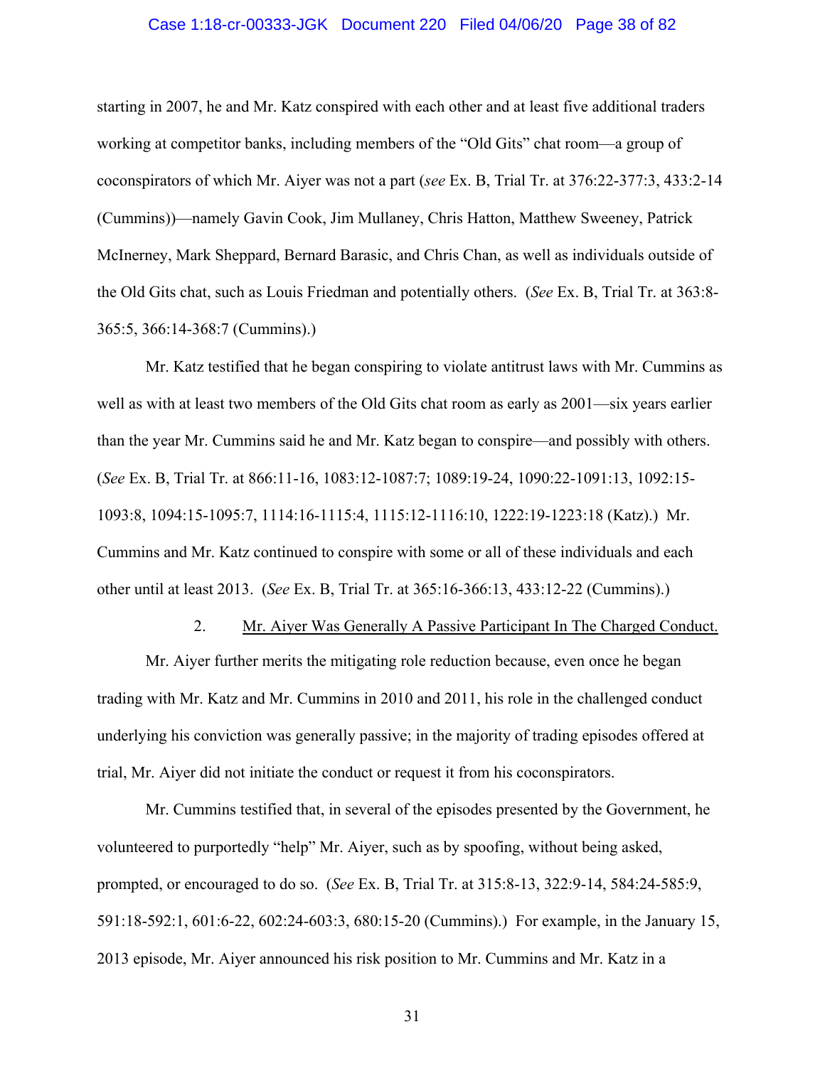starting in 2007, he and Mr. Katz conspired with each other and at least five additional traders working at competitor banks, including members of the "Old Gits" chat room—a group of coconspirators of which Mr. Aiyer was not a part (*see* Ex. B, Trial Tr. at 376:22-377:3, 433:2-14 (Cummins))—namely Gavin Cook, Jim Mullaney, Chris Hatton, Matthew Sweeney, Patrick McInerney, Mark Sheppard, Bernard Barasic, and Chris Chan, as well as individuals outside of the Old Gits chat, such as Louis Friedman and potentially others. (*See* Ex. B, Trial Tr. at 363:8-365:5, 366:14-368:7 (Cummins).)

Mr. Katz testified that he began conspiring to violate antitrust laws with Mr. Cummins as well as with at least two members of the Old Gits chat room as early as 2001—six years earlier than the year Mr. Cummins said he and Mr. Katz began to conspire—and possibly with others. (*See* Ex. B, Trial Tr. at 866:11-16, 1083:12-1087:7; 1089:19-24, 1090:22-1091:13, 1092:15-1093:8, 1094:15-1095:7, 1114:16-1115:4, 1115:12-1116:10, 1222:19-1223:18 (Katz).) Mr. Cummins and Mr. Katz continued to conspire with some or all of these individuals and each other until at least 2013. (*See* Ex. B, Trial Tr. at 365:16-366:13, 433:12-22 (Cummins).)

2. <u>Mr. Aiyer Was Generally A Passive Participant In The Charged Conduct.</u>

Mr. Aiyer further merits the mitigating role reduction because, even once he began trading with Mr. Katz and Mr. Cummins in 2010 and 2011, his role in the challenged conduct underlying his conviction was generally passive; in the majority of trading episodes offered at trial, Mr. Aiyer did not initiate the conduct or request it from his coconspirators.

Mr. Cummins testified that, in several of the episodes presented by the Government, he volunteered to purportedly "help" Mr. Aiyer, such as by spoofing, without being asked, prompted, or encouraged to do so. (*See* Ex. B, Trial Tr. at 315:8-13, 322:9-14, 584:24-585:9, 591:18-592:1, 601:6-22, 602:24-603:3, 680:15-20 (Cummins).) For example, in the January 15, 2013 episode, Mr. Aiyer announced his risk position to Mr. Cummins and Mr. Katz in a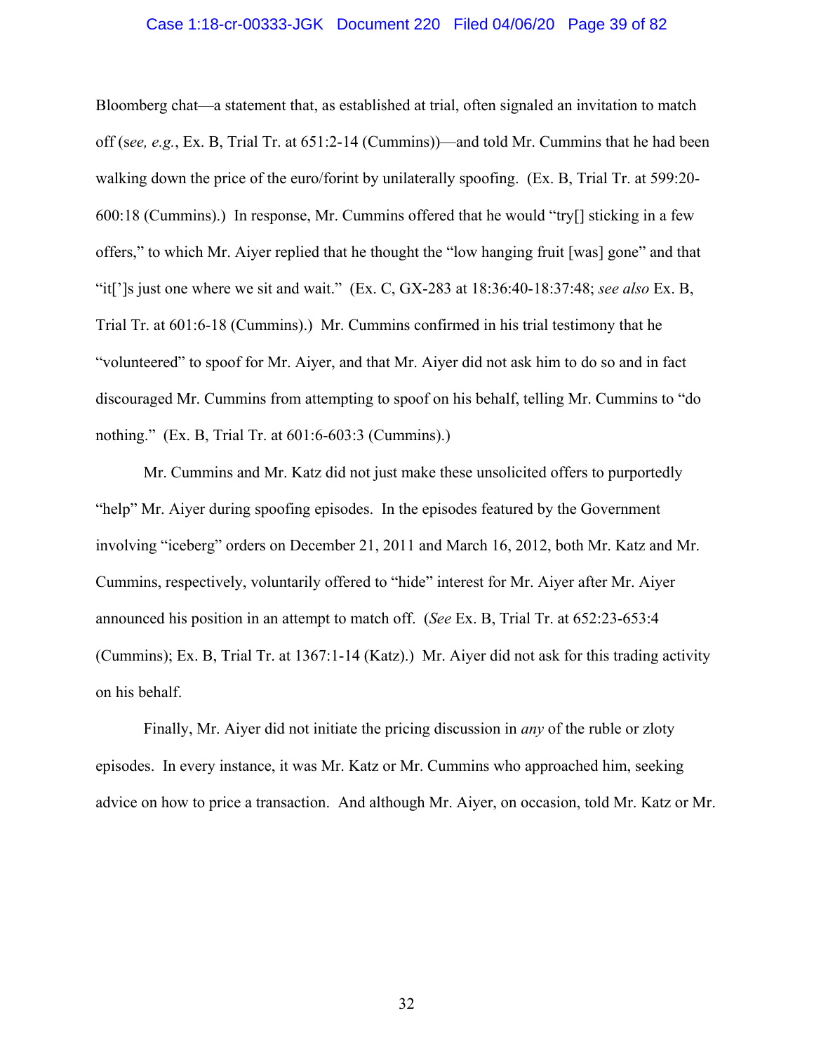Bloomberg chat—a statement that, as established at trial, often signaled an invitation to match off (s*ee, e.g.*, Ex. B, Trial Tr. at 651:2-14 (Cummins))—and told Mr. Cummins that he had been walking down the price of the euro/forint by unilaterally spoofing. (Ex. B, Trial Tr. at 599:20-600:18 (Cummins).) In response, Mr. Cummins offered that he would "try[] sticking in a few offers," to which Mr. Aiyer replied that he thought the "low hanging fruit [was] gone" and that "it[']s just one where we sit and wait." (Ex. C, GX-283 at 18:36:40-18:37:48; *see also* Ex. B, Trial Tr. at 601:6-18 (Cummins).) Mr. Cummins confirmed in his trial testimony that he "volunteered" to spoof for Mr. Aiyer, and that Mr. Aiyer did not ask him to do so and in fact discouraged Mr. Cummins from attempting to spoof on his behalf, telling Mr. Cummins to "do nothing." (Ex. B, Trial Tr. at 601:6-603:3 (Cummins).)

Mr. Cummins and Mr. Katz did not just make these unsolicited offers to purportedly "help" Mr. Aiyer during spoofing episodes. In the episodes featured by the Government involving "iceberg" orders on December 21, 2011 and March 16, 2012, both Mr. Katz and Mr. Cummins, respectively, voluntarily offered to "hide" interest for Mr. Aiyer after Mr. Aiyer announced his position in an attempt to match off. (*See* Ex. B, Trial Tr. at 652:23-653:4 (Cummins); Ex. B, Trial Tr. at 1367:1-14 (Katz).) Mr. Aiyer did not ask for this trading activity on his behalf.

Finally, Mr. Aiyer did not initiate the pricing discussion in *any* of the ruble or zloty episodes. In every instance, it was Mr. Katz or Mr. Cummins who approached him, seeking advice on how to price a transaction. And although Mr. Aiyer, on occasion, told Mr. Katz or Mr.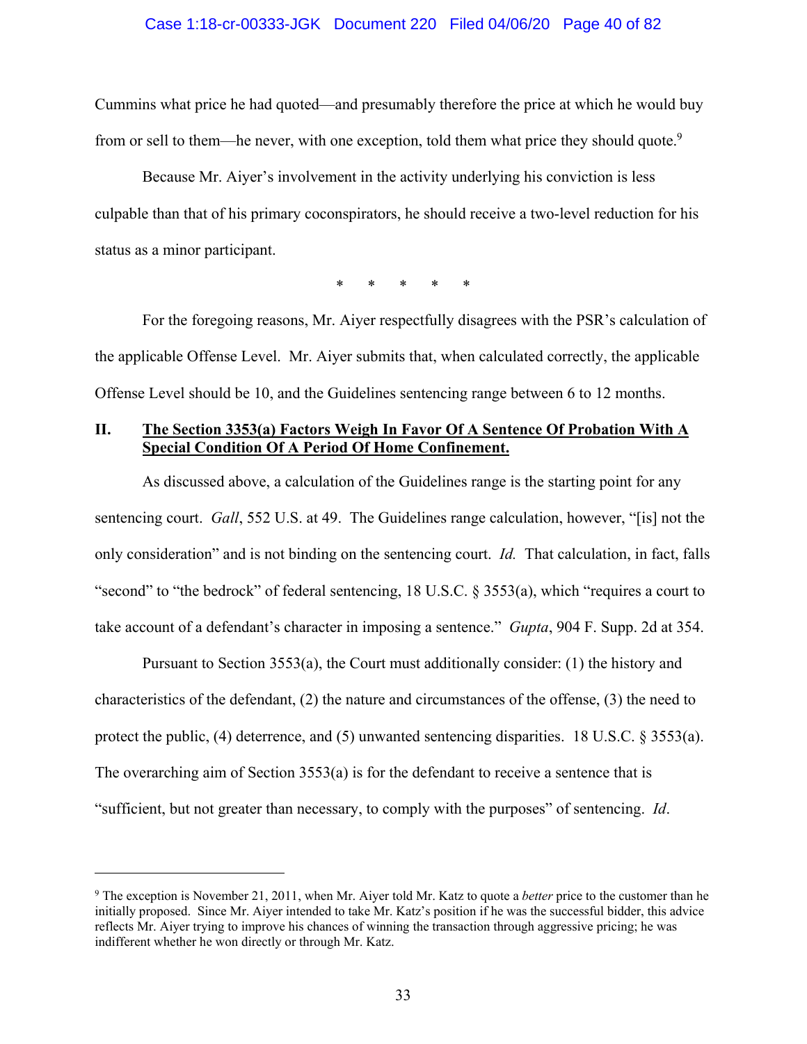Cummins what price he had quoted—and presumably therefore the price at which he would buy from or sell to them—he never, with one exception, told them what price they should quote.[9]

Because Mr. Aiyer's involvement in the activity underlying his conviction is less culpable than that of his primary coconspirators, he should receive a two-level reduction for his status as a minor participant.

\*     \*     \*     \*     \*

For the foregoing reasons, Mr. Aiyer respectfully disagrees with the PSR's calculation of the applicable Offense Level. Mr. Aiyer submits that, when calculated correctly, the applicable Offense Level should be 10, and the Guidelines sentencing range between 6 to 12 months.

## II. <u>The Section 3353(a) Factors Weigh In Favor Of A Sentence Of Probation With A Special Condition Of A Period Of Home Confinement.</u>

As discussed above, a calculation of the Guidelines range is the starting point for any sentencing court. *Gall*, 552 U.S. at 49. The Guidelines range calculation, however, "[is] not the only consideration" and is not binding on the sentencing court. *Id.* That calculation, in fact, falls "second" to "the bedrock" of federal sentencing, 18 U.S.C. § 3553(a), which "requires a court to take account of a defendant's character in imposing a sentence." *Gupta*, 904 F. Supp. 2d at 354.

Pursuant to Section 3553(a), the Court must additionally consider: (1) the history and characteristics of the defendant, (2) the nature and circumstances of the offense, (3) the need to protect the public, (4) deterrence, and (5) unwanted sentencing disparities. 18 U.S.C. § 3553(a). The overarching aim of Section 3553(a) is for the defendant to receive a sentence that is "sufficient, but not greater than necessary, to comply with the purposes" of sentencing. *Id*.

---

[9] The exception is November 21, 2011, when Mr. Aiyer told Mr. Katz to quote a *better* price to the customer than he initially proposed. Since Mr. Aiyer intended to take Mr. Katz's position if he was the successful bidder, this advice reflects Mr. Aiyer trying to improve his chances of winning the transaction through aggressive pricing; he was indifferent whether he won directly or through Mr. Katz.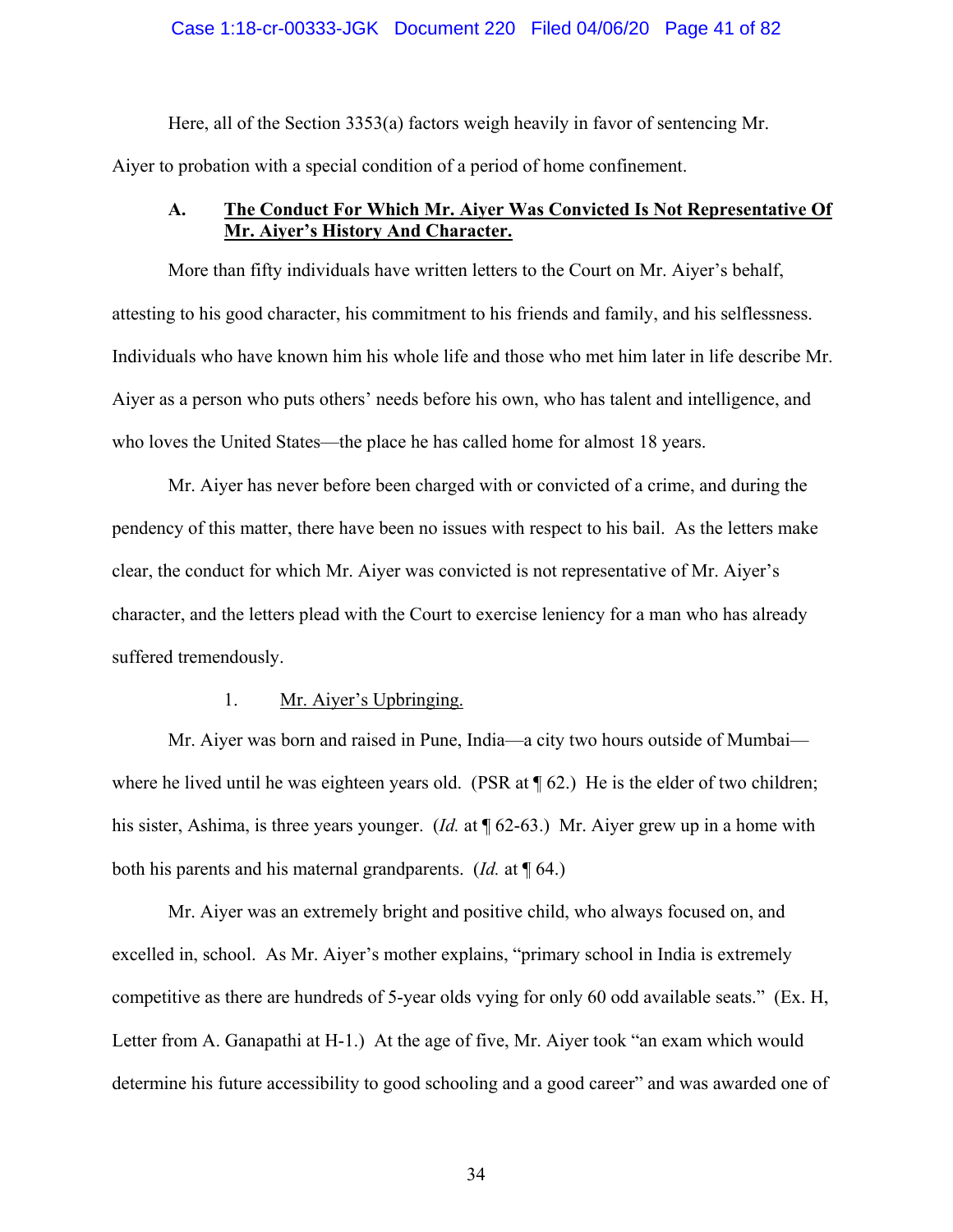Here, all of the Section 3353(a) factors weigh heavily in favor of sentencing Mr. Aiyer to probation with a special condition of a period of home confinement.

### A. <u>The Conduct For Which Mr. Aiyer Was Convicted Is Not Representative Of Mr. Aiyer's History And Character.</u>

More than fifty individuals have written letters to the Court on Mr. Aiyer's behalf, attesting to his good character, his commitment to his friends and family, and his selflessness. Individuals who have known him his whole life and those who met him later in life describe Mr. Aiyer as a person who puts others' needs before his own, who has talent and intelligence, and who loves the United States—the place he has called home for almost 18 years.

Mr. Aiyer has never before been charged with or convicted of a crime, and during the pendency of this matter, there have been no issues with respect to his bail. As the letters make clear, the conduct for which Mr. Aiyer was convicted is not representative of Mr. Aiyer's character, and the letters plead with the Court to exercise leniency for a man who has already suffered tremendously.

#### 1. <u>Mr. Aiyer's Upbringing.</u>

Mr. Aiyer was born and raised in Pune, India—a city two hours outside of Mumbai—where he lived until he was eighteen years old. (PSR at ¶ 62.) He is the elder of two children; his sister, Ashima, is three years younger. (*Id.* at ¶ 62-63.) Mr. Aiyer grew up in a home with both his parents and his maternal grandparents. (*Id.* at ¶ 64.)

Mr. Aiyer was an extremely bright and positive child, who always focused on, and excelled in, school. As Mr. Aiyer's mother explains, "primary school in India is extremely competitive as there are hundreds of 5-year olds vying for only 60 odd available seats." (Ex. H, Letter from A. Ganapathi at H-1.) At the age of five, Mr. Aiyer took "an exam which would determine his future accessibility to good schooling and a good career" and was awarded one of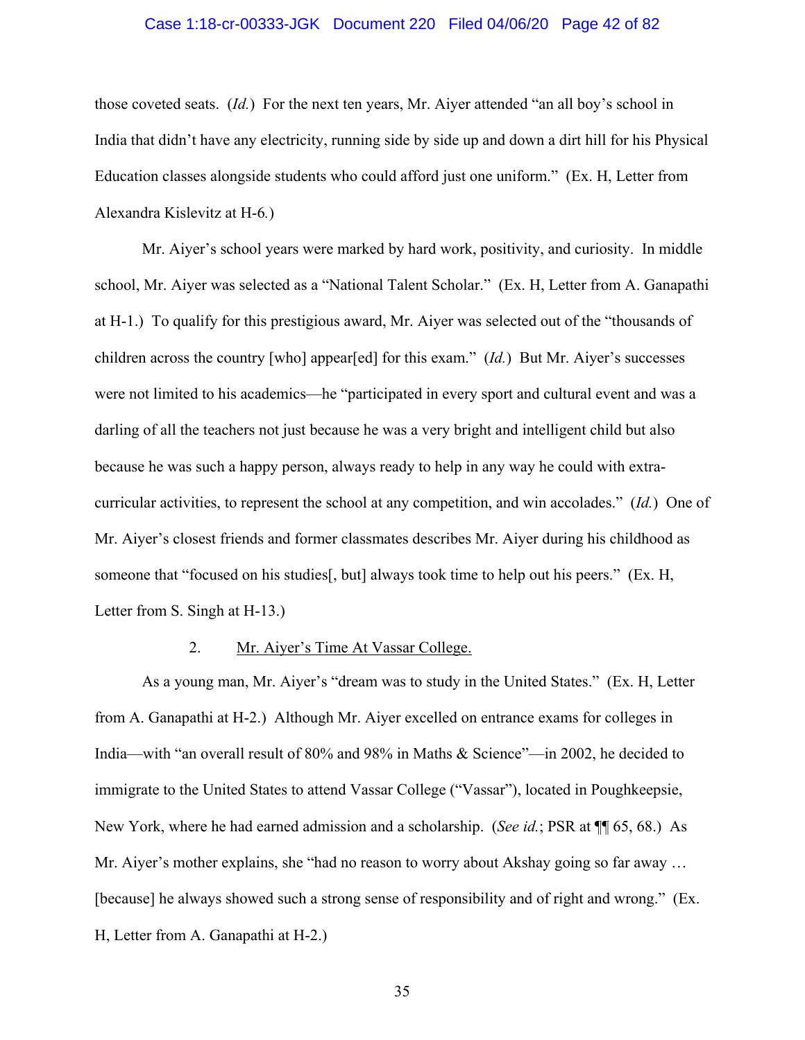those coveted seats. (*Id.*) For the next ten years, Mr. Aiyer attended "an all boy's school in India that didn't have any electricity, running side by side up and down a dirt hill for his Physical Education classes alongside students who could afford just one uniform." (Ex. H, Letter from Alexandra Kislevitz at H-6*.*)

Mr. Aiyer's school years were marked by hard work, positivity, and curiosity. In middle school, Mr. Aiyer was selected as a "National Talent Scholar." (Ex. H, Letter from A. Ganapathi at H-1.) To qualify for this prestigious award, Mr. Aiyer was selected out of the "thousands of children across the country [who] appear[ed] for this exam." (*Id.*) But Mr. Aiyer's successes were not limited to his academics—he "participated in every sport and cultural event and was a darling of all the teachers not just because he was a very bright and intelligent child but also because he was such a happy person, always ready to help in any way he could with extra-curricular activities, to represent the school at any competition, and win accolades." (*Id.*) One of Mr. Aiyer's closest friends and former classmates describes Mr. Aiyer during his childhood as someone that "focused on his studies[, but] always took time to help out his peers." (Ex. H, Letter from S. Singh at H-13.)

2. <u>Mr. Aiyer's Time At Vassar College.</u>

As a young man, Mr. Aiyer's "dream was to study in the United States." (Ex. H, Letter from A. Ganapathi at H-2.) Although Mr. Aiyer excelled on entrance exams for colleges in India—with "an overall result of 80% and 98% in Maths & Science"—in 2002, he decided to immigrate to the United States to attend Vassar College ("Vassar"), located in Poughkeepsie, New York, where he had earned admission and a scholarship. (*See id.*; PSR at ¶¶ 65, 68.) As Mr. Aiyer's mother explains, she "had no reason to worry about Akshay going so far away … [because] he always showed such a strong sense of responsibility and of right and wrong." (Ex. H, Letter from A. Ganapathi at H-2.)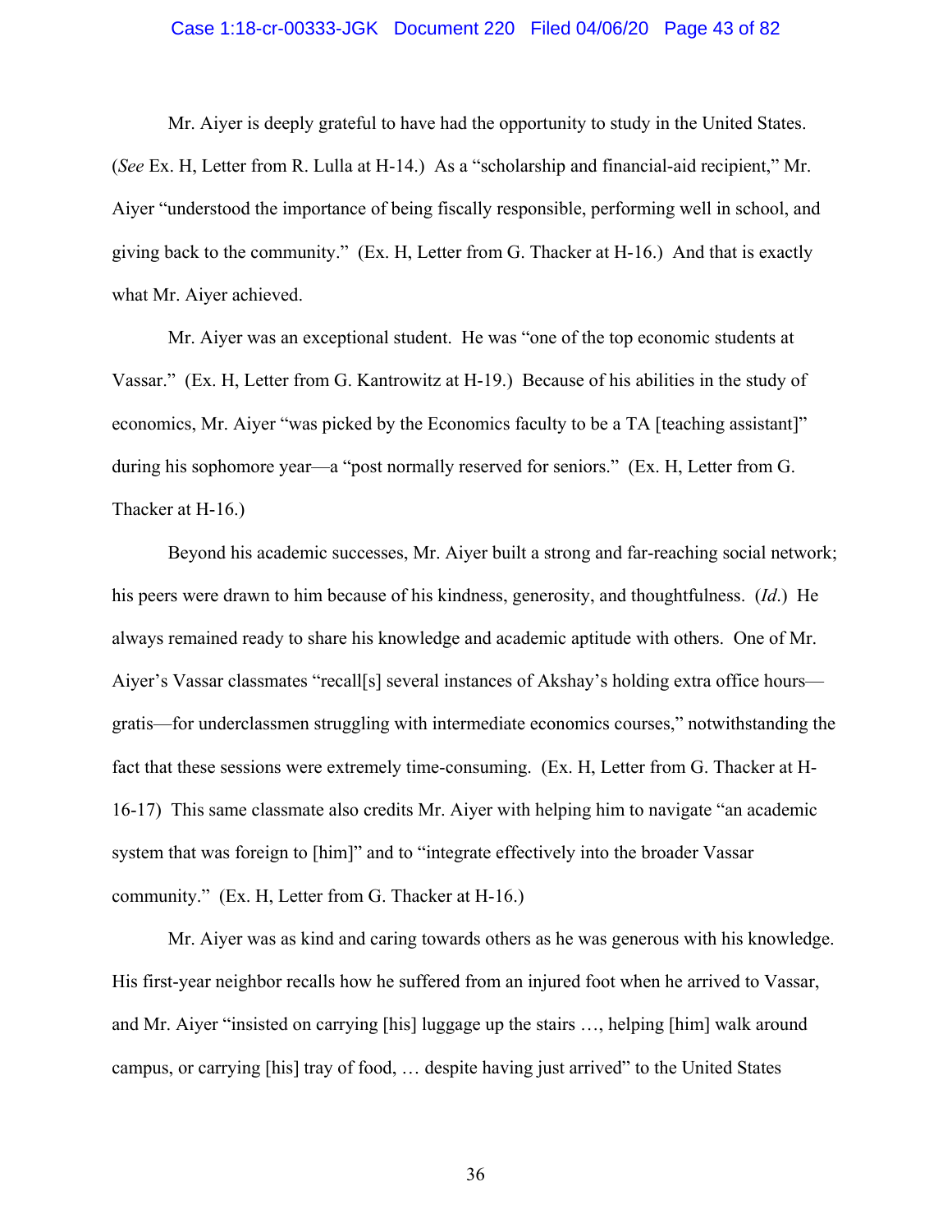Mr. Aiyer is deeply grateful to have had the opportunity to study in the United States. (*See* Ex. H, Letter from R. Lulla at H-14.) As a "scholarship and financial-aid recipient," Mr. Aiyer "understood the importance of being fiscally responsible, performing well in school, and giving back to the community." (Ex. H, Letter from G. Thacker at H-16.) And that is exactly what Mr. Aiyer achieved.

Mr. Aiyer was an exceptional student. He was "one of the top economic students at Vassar." (Ex. H, Letter from G. Kantrowitz at H-19.) Because of his abilities in the study of economics, Mr. Aiyer "was picked by the Economics faculty to be a TA [teaching assistant]" during his sophomore year—a "post normally reserved for seniors." (Ex. H, Letter from G. Thacker at H-16.)

Beyond his academic successes, Mr. Aiyer built a strong and far-reaching social network; his peers were drawn to him because of his kindness, generosity, and thoughtfulness. (*Id*.) He always remained ready to share his knowledge and academic aptitude with others. One of Mr. Aiyer's Vassar classmates "recall[s] several instances of Akshay's holding extra office hours—gratis—for underclassmen struggling with intermediate economics courses," notwithstanding the fact that these sessions were extremely time-consuming. (Ex. H, Letter from G. Thacker at H-16-17) This same classmate also credits Mr. Aiyer with helping him to navigate "an academic system that was foreign to [him]" and to "integrate effectively into the broader Vassar community." (Ex. H, Letter from G. Thacker at H-16.)

Mr. Aiyer was as kind and caring towards others as he was generous with his knowledge. His first-year neighbor recalls how he suffered from an injured foot when he arrived to Vassar, and Mr. Aiyer "insisted on carrying [his] luggage up the stairs …, helping [him] walk around campus, or carrying [his] tray of food, … despite having just arrived" to the United States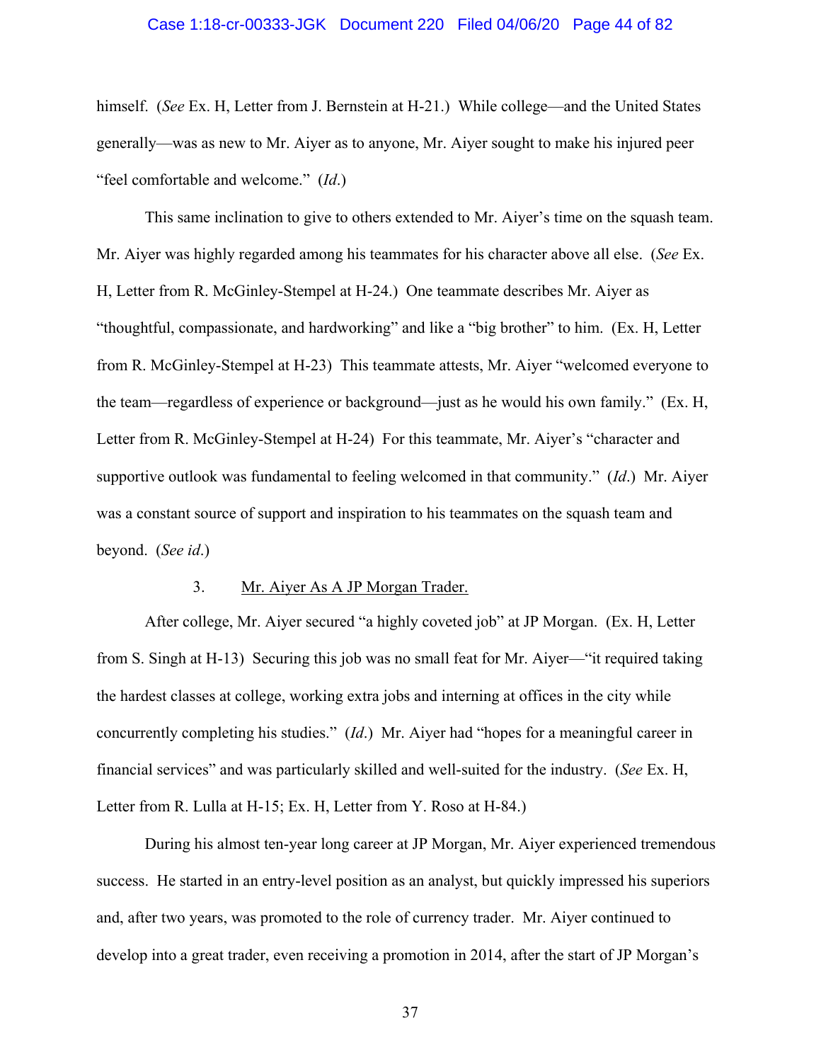himself. (*See* Ex. H, Letter from J. Bernstein at H-21.) While college—and the United States generally—was as new to Mr. Aiyer as to anyone, Mr. Aiyer sought to make his injured peer "feel comfortable and welcome." (*Id*.)

This same inclination to give to others extended to Mr. Aiyer's time on the squash team. Mr. Aiyer was highly regarded among his teammates for his character above all else. (*See* Ex. H, Letter from R. McGinley-Stempel at H-24.) One teammate describes Mr. Aiyer as "thoughtful, compassionate, and hardworking" and like a "big brother" to him. (Ex. H, Letter from R. McGinley-Stempel at H-23) This teammate attests, Mr. Aiyer "welcomed everyone to the team—regardless of experience or background—just as he would his own family." (Ex. H, Letter from R. McGinley-Stempel at H-24) For this teammate, Mr. Aiyer's "character and supportive outlook was fundamental to feeling welcomed in that community." (*Id*.) Mr. Aiyer was a constant source of support and inspiration to his teammates on the squash team and beyond. (*See id*.)

3. Mr. Aiyer As A JP Morgan Trader.

After college, Mr. Aiyer secured "a highly coveted job" at JP Morgan. (Ex. H, Letter from S. Singh at H-13) Securing this job was no small feat for Mr. Aiyer—"it required taking the hardest classes at college, working extra jobs and interning at offices in the city while concurrently completing his studies." (*Id*.) Mr. Aiyer had "hopes for a meaningful career in financial services" and was particularly skilled and well-suited for the industry. (*See* Ex. H, Letter from R. Lulla at H-15; Ex. H, Letter from Y. Roso at H-84.)

During his almost ten-year long career at JP Morgan, Mr. Aiyer experienced tremendous success. He started in an entry-level position as an analyst, but quickly impressed his superiors and, after two years, was promoted to the role of currency trader. Mr. Aiyer continued to develop into a great trader, even receiving a promotion in 2014, after the start of JP Morgan's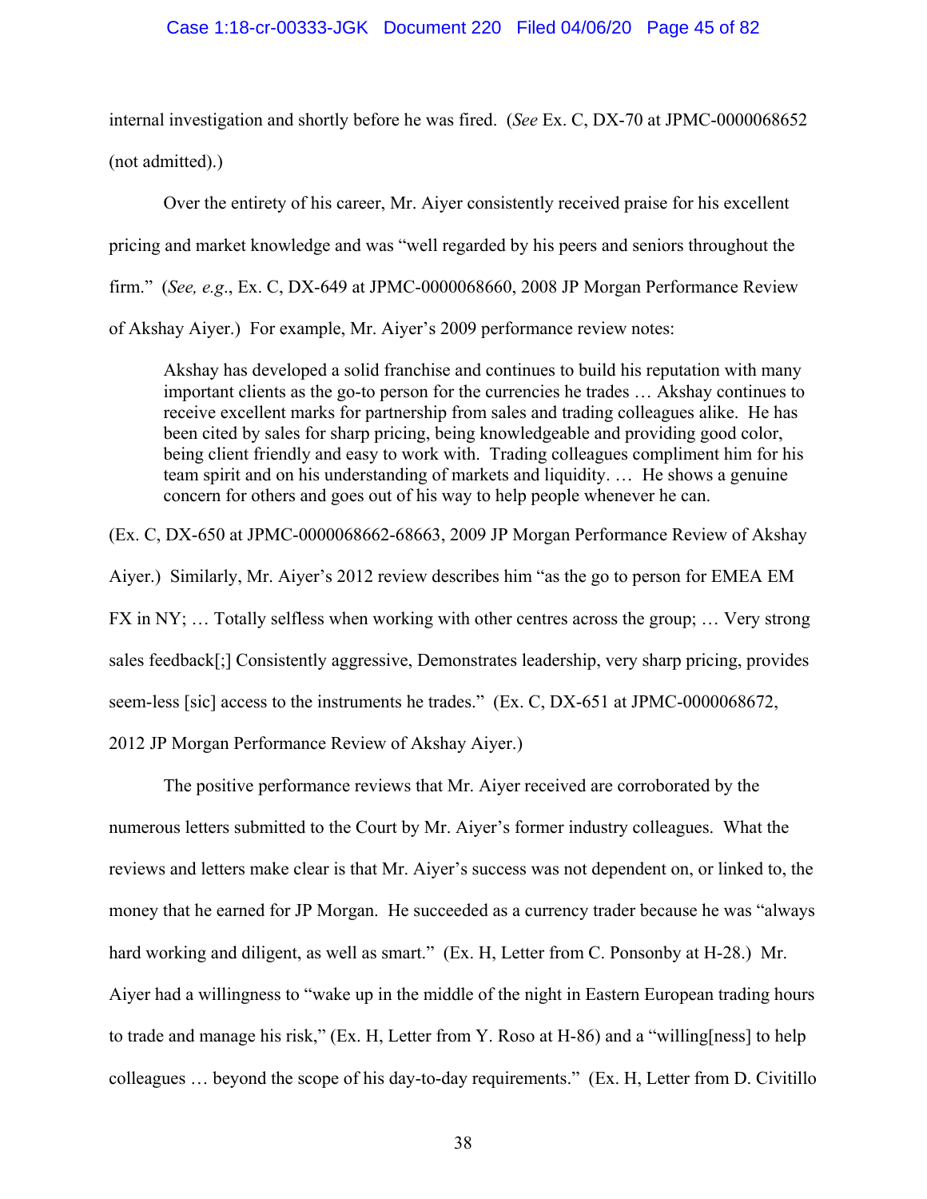internal investigation and shortly before he was fired. (*See* Ex. C, DX-70 at JPMC-0000068652 (not admitted).)

Over the entirety of his career, Mr. Aiyer consistently received praise for his excellent pricing and market knowledge and was "well regarded by his peers and seniors throughout the firm." (*See, e.g.*, Ex. C, DX-649 at JPMC-0000068660, 2008 JP Morgan Performance Review of Akshay Aiyer.) For example, Mr. Aiyer's 2009 performance review notes:

> Akshay has developed a solid franchise and continues to build his reputation with many important clients as the go-to person for the currencies he trades … Akshay continues to receive excellent marks for partnership from sales and trading colleagues alike. He has been cited by sales for sharp pricing, being knowledgeable and providing good color, being client friendly and easy to work with. Trading colleagues compliment him for his team spirit and on his understanding of markets and liquidity. … He shows a genuine concern for others and goes out of his way to help people whenever he can.

(Ex. C, DX-650 at JPMC-0000068662-68663, 2009 JP Morgan Performance Review of Akshay Aiyer.) Similarly, Mr. Aiyer's 2012 review describes him "as the go to person for EMEA EM FX in NY; … Totally selfless when working with other centres across the group; … Very strong sales feedback[;] Consistently aggressive, Demonstrates leadership, very sharp pricing, provides seem-less [sic] access to the instruments he trades." (Ex. C, DX-651 at JPMC-0000068672, 2012 JP Morgan Performance Review of Akshay Aiyer.)

The positive performance reviews that Mr. Aiyer received are corroborated by the numerous letters submitted to the Court by Mr. Aiyer's former industry colleagues. What the reviews and letters make clear is that Mr. Aiyer's success was not dependent on, or linked to, the money that he earned for JP Morgan. He succeeded as a currency trader because he was "always hard working and diligent, as well as smart." (Ex. H, Letter from C. Ponsonby at H-28.) Mr. Aiyer had a willingness to "wake up in the middle of the night in Eastern European trading hours to trade and manage his risk," (Ex. H, Letter from Y. Roso at H-86) and a "willing[ness] to help colleagues … beyond the scope of his day-to-day requirements." (Ex. H, Letter from D. Civitillo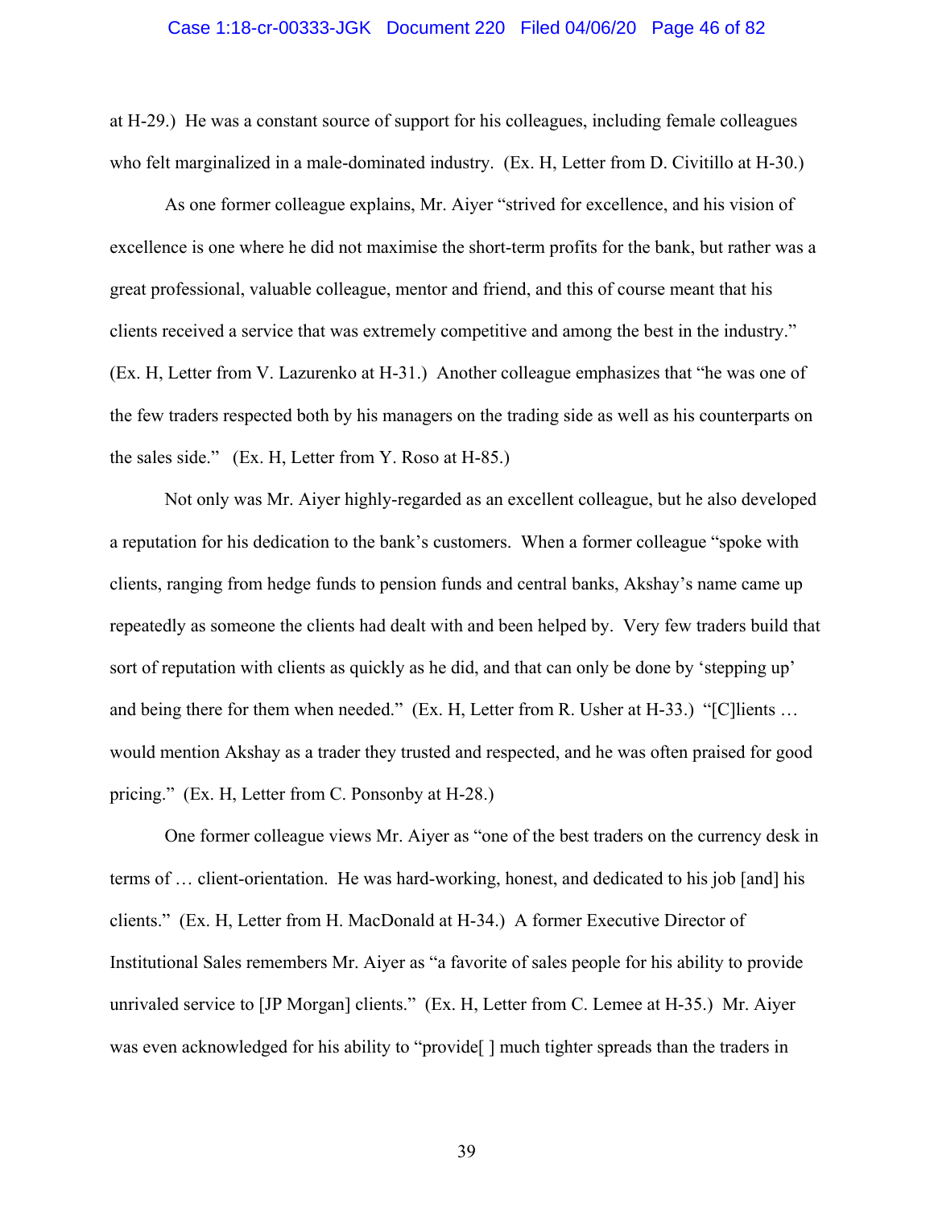at H-29.) He was a constant source of support for his colleagues, including female colleagues who felt marginalized in a male-dominated industry. (Ex. H, Letter from D. Civitillo at H-30.)

As one former colleague explains, Mr. Aiyer "strived for excellence, and his vision of excellence is one where he did not maximise the short-term profits for the bank, but rather was a great professional, valuable colleague, mentor and friend, and this of course meant that his clients received a service that was extremely competitive and among the best in the industry." (Ex. H, Letter from V. Lazurenko at H-31.) Another colleague emphasizes that "he was one of the few traders respected both by his managers on the trading side as well as his counterparts on the sales side." (Ex. H, Letter from Y. Roso at H-85.)

Not only was Mr. Aiyer highly-regarded as an excellent colleague, but he also developed a reputation for his dedication to the bank's customers. When a former colleague "spoke with clients, ranging from hedge funds to pension funds and central banks, Akshay's name came up repeatedly as someone the clients had dealt with and been helped by. Very few traders build that sort of reputation with clients as quickly as he did, and that can only be done by 'stepping up' and being there for them when needed." (Ex. H, Letter from R. Usher at H-33.) "[C]lients … would mention Akshay as a trader they trusted and respected, and he was often praised for good pricing." (Ex. H, Letter from C. Ponsonby at H-28.)

One former colleague views Mr. Aiyer as "one of the best traders on the currency desk in terms of … client-orientation. He was hard-working, honest, and dedicated to his job [and] his clients." (Ex. H, Letter from H. MacDonald at H-34.) A former Executive Director of Institutional Sales remembers Mr. Aiyer as "a favorite of sales people for his ability to provide unrivaled service to [JP Morgan] clients." (Ex. H, Letter from C. Lemee at H-35.) Mr. Aiyer was even acknowledged for his ability to "provide[ ] much tighter spreads than the traders in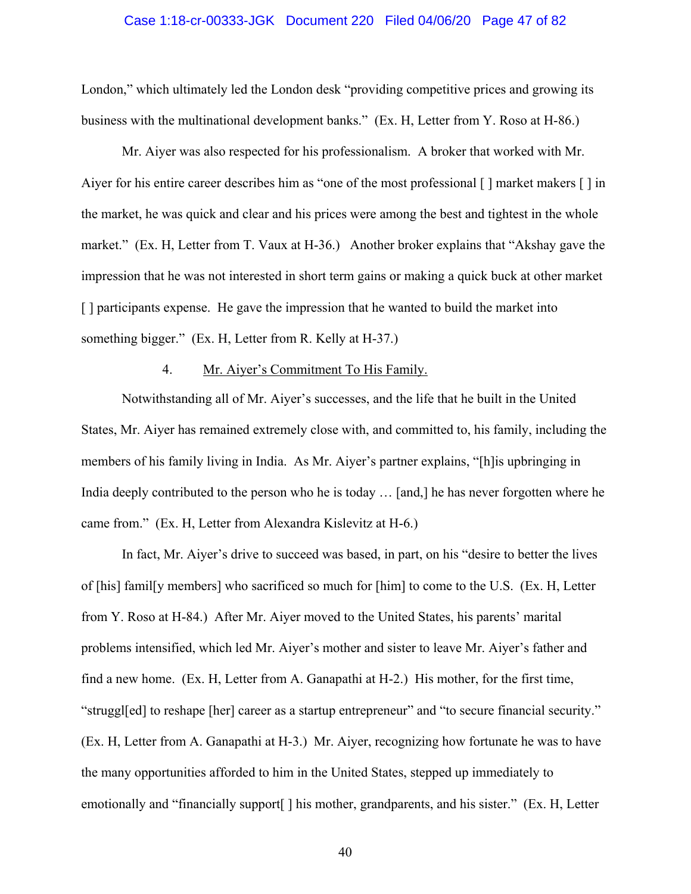London," which ultimately led the London desk "providing competitive prices and growing its business with the multinational development banks." (Ex. H, Letter from Y. Roso at H-86.)

Mr. Aiyer was also respected for his professionalism. A broker that worked with Mr. Aiyer for his entire career describes him as "one of the most professional [ ] market makers [ ] in the market, he was quick and clear and his prices were among the best and tightest in the whole market." (Ex. H, Letter from T. Vaux at H-36.) Another broker explains that "Akshay gave the impression that he was not interested in short term gains or making a quick buck at other market [ ] participants expense. He gave the impression that he wanted to build the market into something bigger." (Ex. H, Letter from R. Kelly at H-37.)

4. Mr. Aiyer's Commitment To His Family.

Notwithstanding all of Mr. Aiyer's successes, and the life that he built in the United States, Mr. Aiyer has remained extremely close with, and committed to, his family, including the members of his family living in India. As Mr. Aiyer's partner explains, "[h]is upbringing in India deeply contributed to the person who he is today … [and,] he has never forgotten where he came from." (Ex. H, Letter from Alexandra Kislevitz at H-6.)

In fact, Mr. Aiyer's drive to succeed was based, in part, on his "desire to better the lives of [his] famil[y members] who sacrificed so much for [him] to come to the U.S. (Ex. H, Letter from Y. Roso at H-84.) After Mr. Aiyer moved to the United States, his parents' marital problems intensified, which led Mr. Aiyer's mother and sister to leave Mr. Aiyer's father and find a new home. (Ex. H, Letter from A. Ganapathi at H-2.) His mother, for the first time, "struggl[ed] to reshape [her] career as a startup entrepreneur" and "to secure financial security." (Ex. H, Letter from A. Ganapathi at H-3.) Mr. Aiyer, recognizing how fortunate he was to have the many opportunities afforded to him in the United States, stepped up immediately to emotionally and "financially support[ ] his mother, grandparents, and his sister." (Ex. H, Letter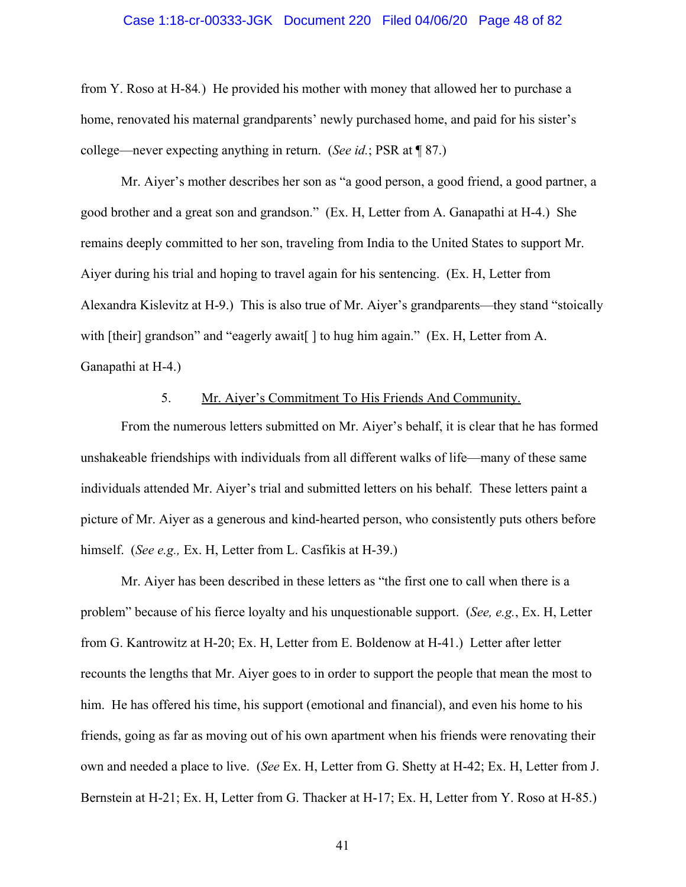from Y. Roso at H-84.) He provided his mother with money that allowed her to purchase a home, renovated his maternal grandparents' newly purchased home, and paid for his sister's college—never expecting anything in return. (*See id.*; PSR at ¶ 87.)

Mr. Aiyer's mother describes her son as "a good person, a good friend, a good partner, a good brother and a great son and grandson." (Ex. H, Letter from A. Ganapathi at H-4.) She remains deeply committed to her son, traveling from India to the United States to support Mr. Aiyer during his trial and hoping to travel again for his sentencing. (Ex. H, Letter from Alexandra Kislevitz at H-9.) This is also true of Mr. Aiyer's grandparents—they stand "stoically with [their] grandson" and "eagerly await[ ] to hug him again." (Ex. H, Letter from A. Ganapathi at H-4.)

5. <u>Mr. Aiyer's Commitment To His Friends And Community.</u>

From the numerous letters submitted on Mr. Aiyer's behalf, it is clear that he has formed unshakeable friendships with individuals from all different walks of life—many of these same individuals attended Mr. Aiyer's trial and submitted letters on his behalf. These letters paint a picture of Mr. Aiyer as a generous and kind-hearted person, who consistently puts others before himself. (*See e.g.,* Ex. H, Letter from L. Casfikis at H-39.)

Mr. Aiyer has been described in these letters as "the first one to call when there is a problem" because of his fierce loyalty and his unquestionable support. (*See, e.g.*, Ex. H, Letter from G. Kantrowitz at H-20; Ex. H, Letter from E. Boldenow at H-41.) Letter after letter recounts the lengths that Mr. Aiyer goes to in order to support the people that mean the most to him. He has offered his time, his support (emotional and financial), and even his home to his friends, going as far as moving out of his own apartment when his friends were renovating their own and needed a place to live. (*See* Ex. H, Letter from G. Shetty at H-42; Ex. H, Letter from J. Bernstein at H-21; Ex. H, Letter from G. Thacker at H-17; Ex. H, Letter from Y. Roso at H-85.)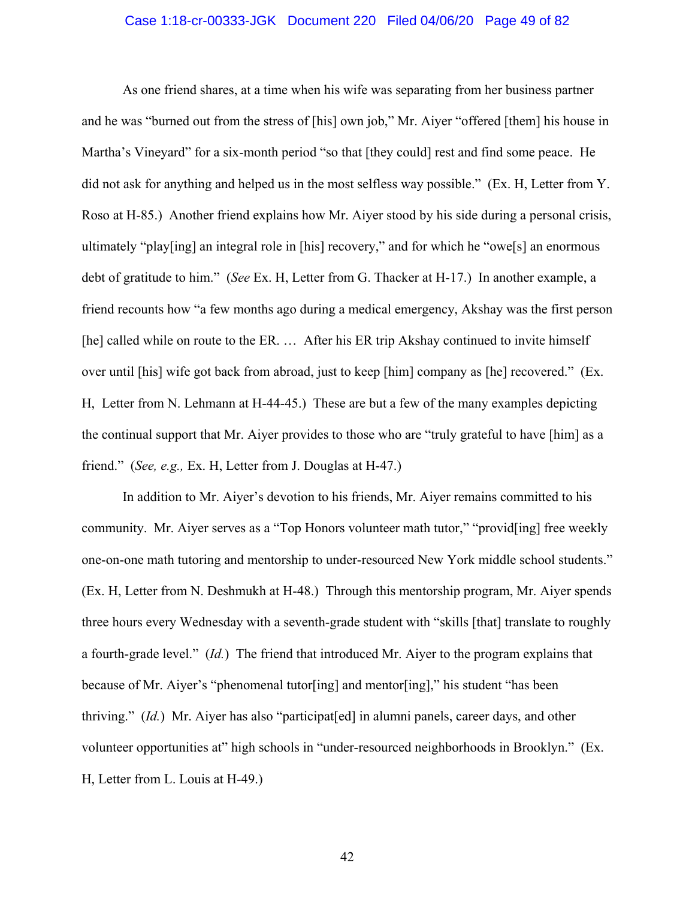As one friend shares, at a time when his wife was separating from her business partner and he was "burned out from the stress of [his] own job," Mr. Aiyer "offered [them] his house in Martha's Vineyard" for a six-month period "so that [they could] rest and find some peace. He did not ask for anything and helped us in the most selfless way possible." (Ex. H, Letter from Y. Roso at H-85.) Another friend explains how Mr. Aiyer stood by his side during a personal crisis, ultimately "play[ing] an integral role in [his] recovery," and for which he "owe[s] an enormous debt of gratitude to him." (*See* Ex. H, Letter from G. Thacker at H-17.) In another example, a friend recounts how "a few months ago during a medical emergency, Akshay was the first person [he] called while on route to the ER. … After his ER trip Akshay continued to invite himself over until [his] wife got back from abroad, just to keep [him] company as [he] recovered." (Ex. H, Letter from N. Lehmann at H-44-45.) These are but a few of the many examples depicting the continual support that Mr. Aiyer provides to those who are "truly grateful to have [him] as a friend." (*See, e.g.,* Ex. H, Letter from J. Douglas at H-47.)

In addition to Mr. Aiyer's devotion to his friends, Mr. Aiyer remains committed to his community. Mr. Aiyer serves as a "Top Honors volunteer math tutor," "provid[ing] free weekly one-on-one math tutoring and mentorship to under-resourced New York middle school students." (Ex. H, Letter from N. Deshmukh at H-48.) Through this mentorship program, Mr. Aiyer spends three hours every Wednesday with a seventh-grade student with "skills [that] translate to roughly a fourth-grade level." (*Id.*) The friend that introduced Mr. Aiyer to the program explains that because of Mr. Aiyer's "phenomenal tutor[ing] and mentor[ing]," his student "has been thriving." (*Id.*) Mr. Aiyer has also "participat[ed] in alumni panels, career days, and other volunteer opportunities at" high schools in "under-resourced neighborhoods in Brooklyn." (Ex. H, Letter from L. Louis at H-49.)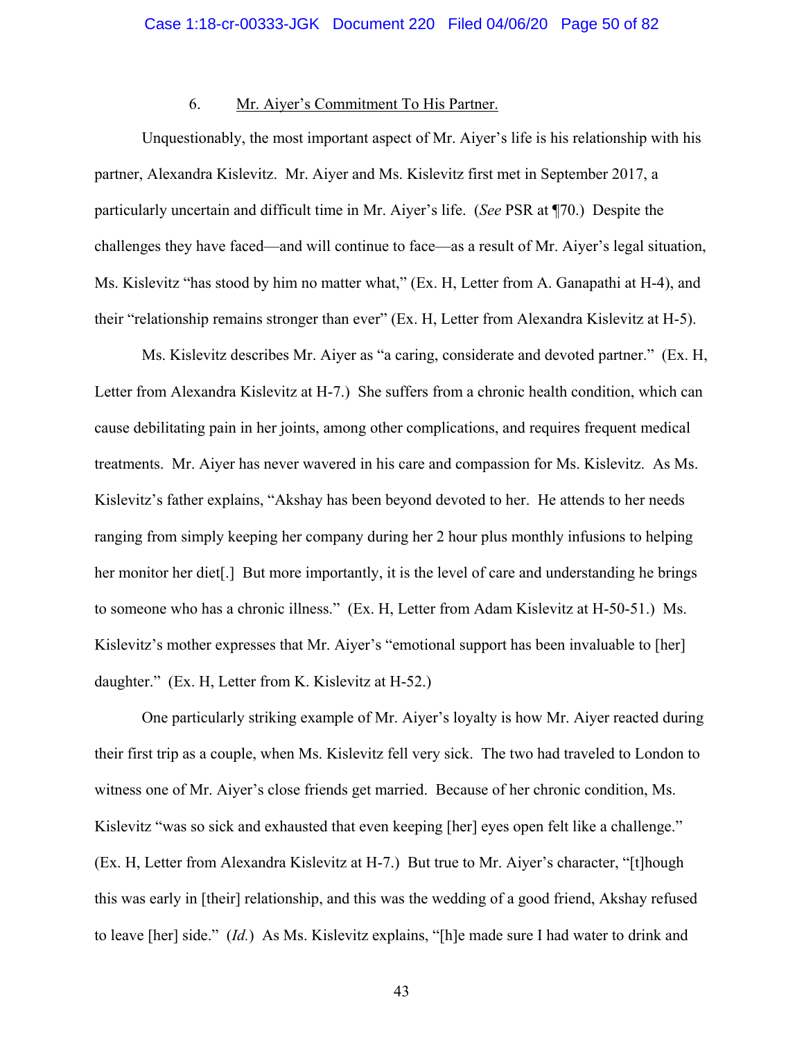### 6. Mr. Aiyer's Commitment To His Partner.

Unquestionably, the most important aspect of Mr. Aiyer's life is his relationship with his partner, Alexandra Kislevitz. Mr. Aiyer and Ms. Kislevitz first met in September 2017, a particularly uncertain and difficult time in Mr. Aiyer's life. (*See* PSR at ¶70.) Despite the challenges they have faced—and will continue to face—as a result of Mr. Aiyer's legal situation, Ms. Kislevitz "has stood by him no matter what," (Ex. H, Letter from A. Ganapathi at H-4), and their "relationship remains stronger than ever" (Ex. H, Letter from Alexandra Kislevitz at H-5).

Ms. Kislevitz describes Mr. Aiyer as "a caring, considerate and devoted partner." (Ex. H, Letter from Alexandra Kislevitz at H-7.) She suffers from a chronic health condition, which can cause debilitating pain in her joints, among other complications, and requires frequent medical treatments. Mr. Aiyer has never wavered in his care and compassion for Ms. Kislevitz. As Ms. Kislevitz's father explains, "Akshay has been beyond devoted to her. He attends to her needs ranging from simply keeping her company during her 2 hour plus monthly infusions to helping her monitor her diet[.] But more importantly, it is the level of care and understanding he brings to someone who has a chronic illness." (Ex. H, Letter from Adam Kislevitz at H-50-51.) Ms. Kislevitz's mother expresses that Mr. Aiyer's "emotional support has been invaluable to [her] daughter." (Ex. H, Letter from K. Kislevitz at H-52.)

One particularly striking example of Mr. Aiyer's loyalty is how Mr. Aiyer reacted during their first trip as a couple, when Ms. Kislevitz fell very sick. The two had traveled to London to witness one of Mr. Aiyer's close friends get married. Because of her chronic condition, Ms. Kislevitz "was so sick and exhausted that even keeping [her] eyes open felt like a challenge." (Ex. H, Letter from Alexandra Kislevitz at H-7.) But true to Mr. Aiyer's character, "[t]hough this was early in [their] relationship, and this was the wedding of a good friend, Akshay refused to leave [her] side." (*Id.*) As Ms. Kislevitz explains, "[h]e made sure I had water to drink and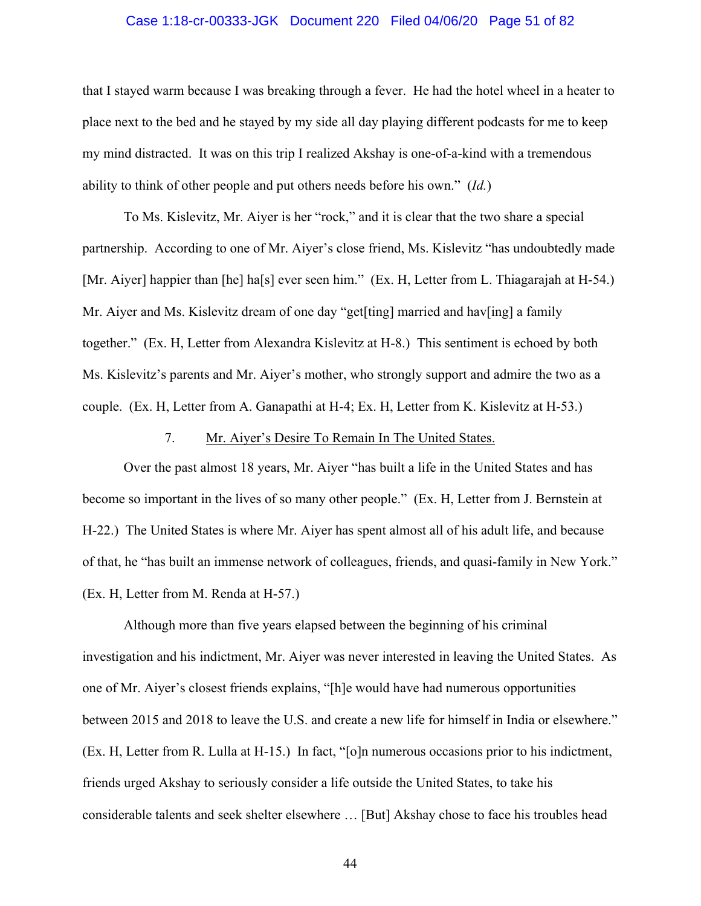that I stayed warm because I was breaking through a fever. He had the hotel wheel in a heater to place next to the bed and he stayed by my side all day playing different podcasts for me to keep my mind distracted. It was on this trip I realized Akshay is one-of-a-kind with a tremendous ability to think of other people and put others needs before his own." (*Id.*)

To Ms. Kislevitz, Mr. Aiyer is her "rock," and it is clear that the two share a special partnership. According to one of Mr. Aiyer's close friend, Ms. Kislevitz "has undoubtedly made [Mr. Aiyer] happier than [he] ha[s] ever seen him." (Ex. H, Letter from L. Thiagarajah at H-54.) Mr. Aiyer and Ms. Kislevitz dream of one day "get[ting] married and hav[ing] a family together." (Ex. H, Letter from Alexandra Kislevitz at H-8.) This sentiment is echoed by both Ms. Kislevitz's parents and Mr. Aiyer's mother, who strongly support and admire the two as a couple. (Ex. H, Letter from A. Ganapathi at H-4; Ex. H, Letter from K. Kislevitz at H-53.)

7. <u>Mr. Aiyer's Desire To Remain In The United States.</u>

Over the past almost 18 years, Mr. Aiyer "has built a life in the United States and has become so important in the lives of so many other people." (Ex. H, Letter from J. Bernstein at H-22.) The United States is where Mr. Aiyer has spent almost all of his adult life, and because of that, he "has built an immense network of colleagues, friends, and quasi-family in New York." (Ex. H, Letter from M. Renda at H-57.)

Although more than five years elapsed between the beginning of his criminal investigation and his indictment, Mr. Aiyer was never interested in leaving the United States. As one of Mr. Aiyer's closest friends explains, "[h]e would have had numerous opportunities between 2015 and 2018 to leave the U.S. and create a new life for himself in India or elsewhere." (Ex. H, Letter from R. Lulla at H-15.) In fact, "[o]n numerous occasions prior to his indictment, friends urged Akshay to seriously consider a life outside the United States, to take his considerable talents and seek shelter elsewhere … [But] Akshay chose to face his troubles head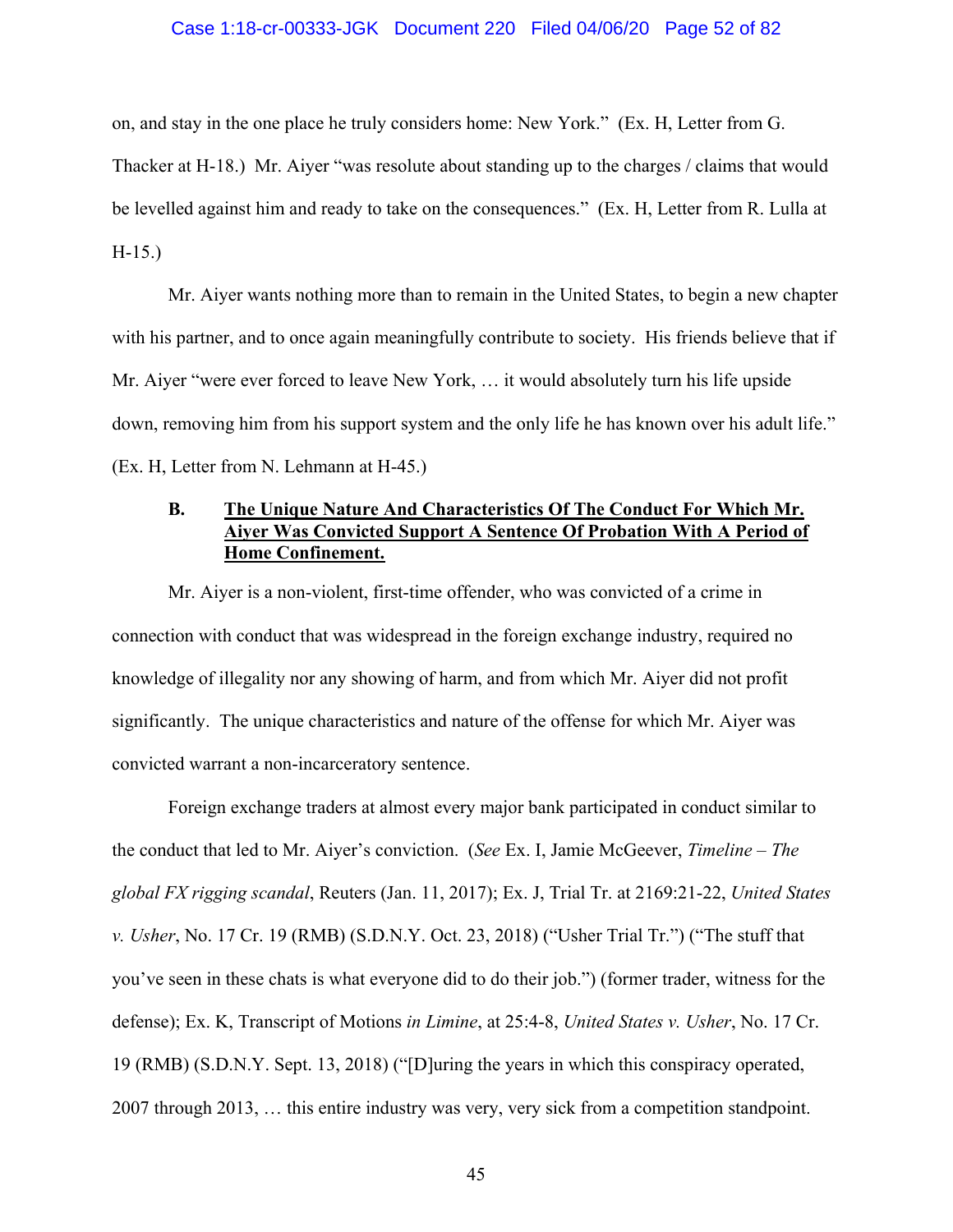on, and stay in the one place he truly considers home: New York." (Ex. H, Letter from G. Thacker at H-18.) Mr. Aiyer "was resolute about standing up to the charges / claims that would be levelled against him and ready to take on the consequences." (Ex. H, Letter from R. Lulla at H-15.)

Mr. Aiyer wants nothing more than to remain in the United States, to begin a new chapter with his partner, and to once again meaningfully contribute to society. His friends believe that if Mr. Aiyer "were ever forced to leave New York, … it would absolutely turn his life upside down, removing him from his support system and the only life he has known over his adult life." (Ex. H, Letter from N. Lehmann at H-45.)

### B. **The Unique Nature And Characteristics Of The Conduct For Which Mr. Aiyer Was Convicted Support A Sentence Of Probation With A Period of Home Confinement.**

Mr. Aiyer is a non-violent, first-time offender, who was convicted of a crime in connection with conduct that was widespread in the foreign exchange industry, required no knowledge of illegality nor any showing of harm, and from which Mr. Aiyer did not profit significantly. The unique characteristics and nature of the offense for which Mr. Aiyer was convicted warrant a non-incarceratory sentence.

Foreign exchange traders at almost every major bank participated in conduct similar to the conduct that led to Mr. Aiyer's conviction. (*See* Ex. I, Jamie McGeever, *Timeline – The global FX rigging scandal*, Reuters (Jan. 11, 2017); Ex. J, Trial Tr. at 2169:21-22, *United States v. Usher*, No. 17 Cr. 19 (RMB) (S.D.N.Y. Oct. 23, 2018) ("Usher Trial Tr.") ("The stuff that you've seen in these chats is what everyone did to do their job.") (former trader, witness for the defense); Ex. K, Transcript of Motions *in Limine*, at 25:4-8, *United States v. Usher*, No. 17 Cr. 19 (RMB) (S.D.N.Y. Sept. 13, 2018) ("[D]uring the years in which this conspiracy operated, 2007 through 2013, … this entire industry was very, very sick from a competition standpoint.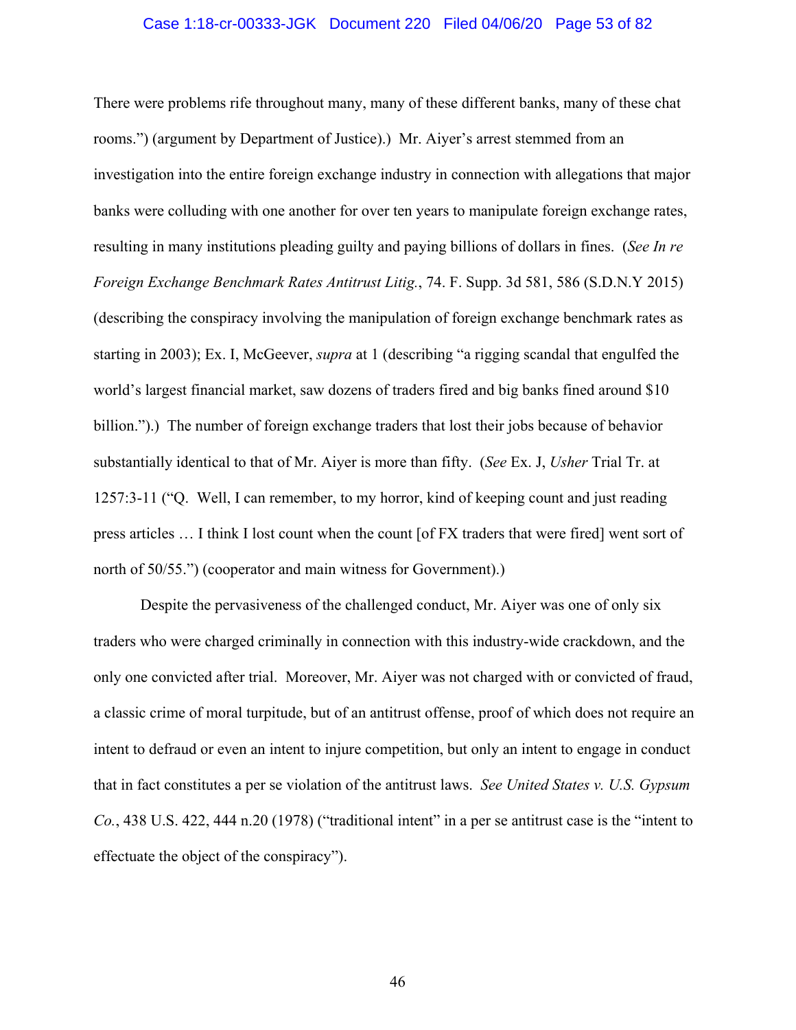There were problems rife throughout many, many of these different banks, many of these chat rooms.") (argument by Department of Justice).) Mr. Aiyer's arrest stemmed from an investigation into the entire foreign exchange industry in connection with allegations that major banks were colluding with one another for over ten years to manipulate foreign exchange rates, resulting in many institutions pleading guilty and paying billions of dollars in fines. (*See In re Foreign Exchange Benchmark Rates Antitrust Litig.*, 74. F. Supp. 3d 581, 586 (S.D.N.Y 2015) (describing the conspiracy involving the manipulation of foreign exchange benchmark rates as starting in 2003); Ex. I, McGeever, *supra* at 1 (describing "a rigging scandal that engulfed the world's largest financial market, saw dozens of traders fired and big banks fined around $10 billion.").) The number of foreign exchange traders that lost their jobs because of behavior substantially identical to that of Mr. Aiyer is more than fifty. (*See* Ex. J, *Usher* Trial Tr. at 1257:3-11 ("Q. Well, I can remember, to my horror, kind of keeping count and just reading press articles … I think I lost count when the count [of FX traders that were fired] went sort of north of 50/55.") (cooperator and main witness for Government).)

Despite the pervasiveness of the challenged conduct, Mr. Aiyer was one of only six traders who were charged criminally in connection with this industry-wide crackdown, and the only one convicted after trial. Moreover, Mr. Aiyer was not charged with or convicted of fraud, a classic crime of moral turpitude, but of an antitrust offense, proof of which does not require an intent to defraud or even an intent to injure competition, but only an intent to engage in conduct that in fact constitutes a per se violation of the antitrust laws. *See United States v. U.S. Gypsum Co.*, 438 U.S. 422, 444 n.20 (1978) ("traditional intent" in a per se antitrust case is the "intent to effectuate the object of the conspiracy").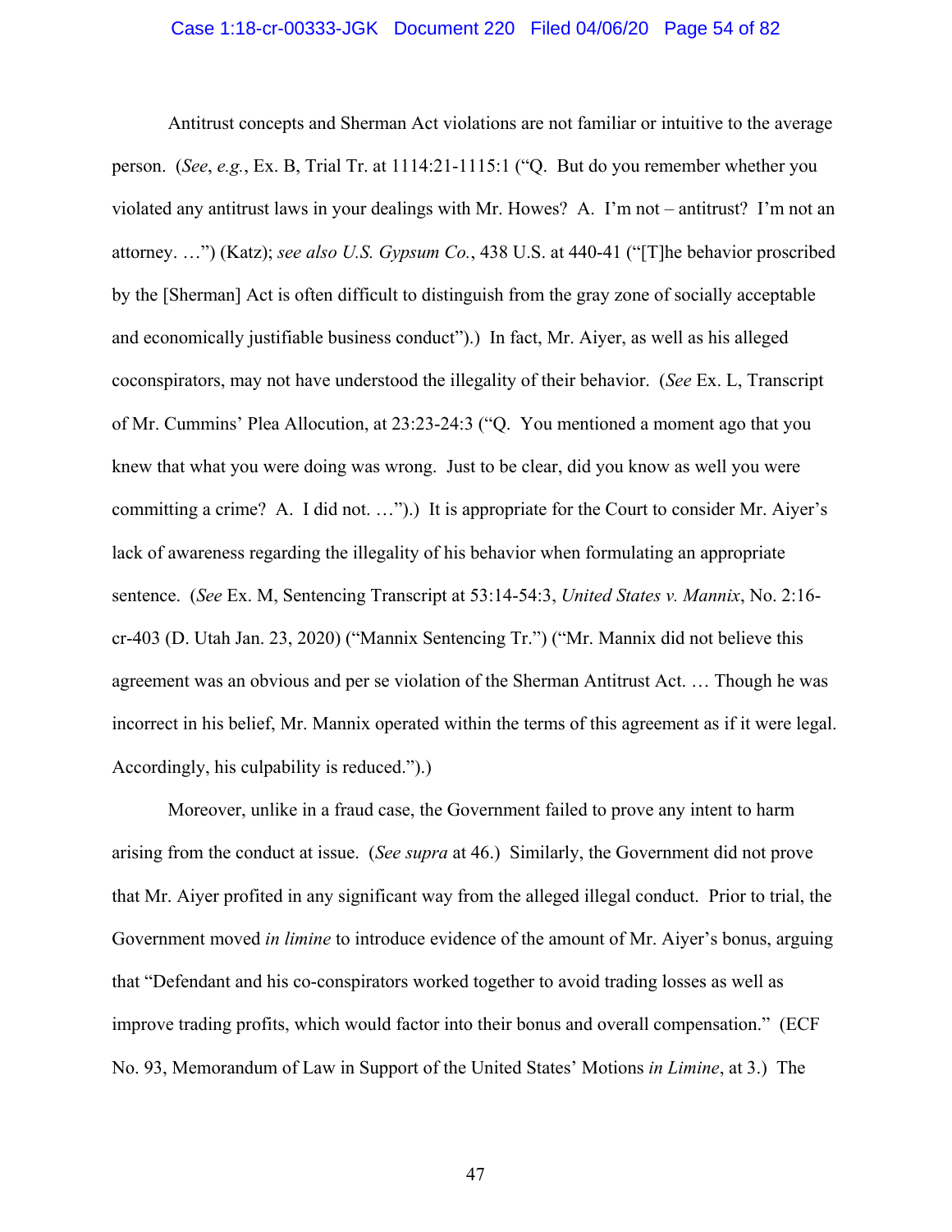Antitrust concepts and Sherman Act violations are not familiar or intuitive to the average person. (*See*, *e.g.*, Ex. B, Trial Tr. at 1114:21-1115:1 ("Q. But do you remember whether you violated any antitrust laws in your dealings with Mr. Howes? A. I'm not – antitrust? I'm not an attorney. …") (Katz); *see also U.S. Gypsum Co.*, 438 U.S. at 440-41 ("[T]he behavior proscribed by the [Sherman] Act is often difficult to distinguish from the gray zone of socially acceptable and economically justifiable business conduct").) In fact, Mr. Aiyer, as well as his alleged coconspirators, may not have understood the illegality of their behavior. (*See* Ex. L, Transcript of Mr. Cummins' Plea Allocution, at 23:23-24:3 ("Q. You mentioned a moment ago that you knew that what you were doing was wrong. Just to be clear, did you know as well you were committing a crime? A. I did not. …").) It is appropriate for the Court to consider Mr. Aiyer's lack of awareness regarding the illegality of his behavior when formulating an appropriate sentence. (*See* Ex. M, Sentencing Transcript at 53:14-54:3, *United States v. Mannix*, No. 2:16-cr-403 (D. Utah Jan. 23, 2020) ("Mannix Sentencing Tr.") ("Mr. Mannix did not believe this agreement was an obvious and per se violation of the Sherman Antitrust Act. … Though he was incorrect in his belief, Mr. Mannix operated within the terms of this agreement as if it were legal. Accordingly, his culpability is reduced.").)

Moreover, unlike in a fraud case, the Government failed to prove any intent to harm arising from the conduct at issue. (*See supra* at 46.) Similarly, the Government did not prove that Mr. Aiyer profited in any significant way from the alleged illegal conduct. Prior to trial, the Government moved *in limine* to introduce evidence of the amount of Mr. Aiyer's bonus, arguing that "Defendant and his co-conspirators worked together to avoid trading losses as well as improve trading profits, which would factor into their bonus and overall compensation." (ECF No. 93, Memorandum of Law in Support of the United States' Motions *in Limine*, at 3.) The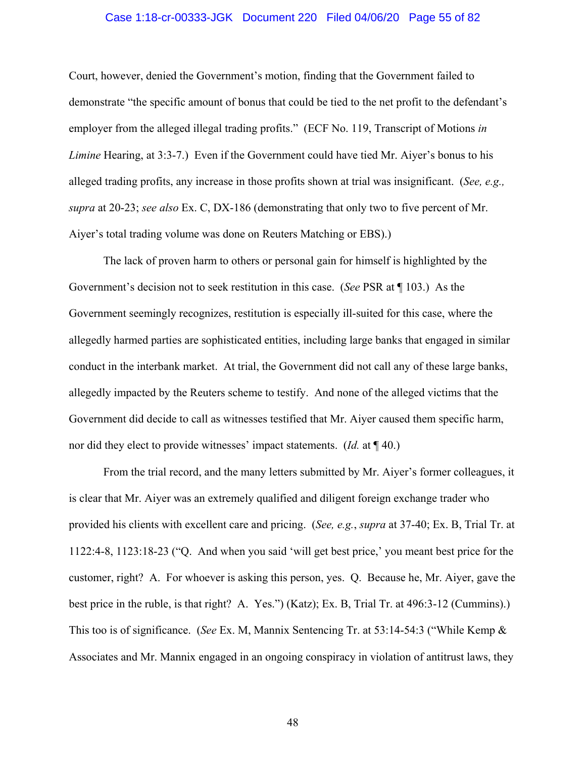Court, however, denied the Government's motion, finding that the Government failed to demonstrate "the specific amount of bonus that could be tied to the net profit to the defendant's employer from the alleged illegal trading profits." (ECF No. 119, Transcript of Motions *in Limine* Hearing, at 3:3-7.) Even if the Government could have tied Mr. Aiyer's bonus to his alleged trading profits, any increase in those profits shown at trial was insignificant. (*See, e.g., supra* at 20-23; *see also* Ex. C, DX-186 (demonstrating that only two to five percent of Mr. Aiyer's total trading volume was done on Reuters Matching or EBS).)

The lack of proven harm to others or personal gain for himself is highlighted by the Government's decision not to seek restitution in this case. (*See* PSR at ¶ 103.) As the Government seemingly recognizes, restitution is especially ill-suited for this case, where the allegedly harmed parties are sophisticated entities, including large banks that engaged in similar conduct in the interbank market. At trial, the Government did not call any of these large banks, allegedly impacted by the Reuters scheme to testify. And none of the alleged victims that the Government did decide to call as witnesses testified that Mr. Aiyer caused them specific harm, nor did they elect to provide witnesses' impact statements. (*Id.* at ¶ 40.)

From the trial record, and the many letters submitted by Mr. Aiyer's former colleagues, it is clear that Mr. Aiyer was an extremely qualified and diligent foreign exchange trader who provided his clients with excellent care and pricing. (*See, e.g.*, *supra* at 37-40; Ex. B, Trial Tr. at 1122:4-8, 1123:18-23 ("Q. And when you said 'will get best price,' you meant best price for the customer, right? A. For whoever is asking this person, yes. Q. Because he, Mr. Aiyer, gave the best price in the ruble, is that right? A. Yes.") (Katz); Ex. B, Trial Tr. at 496:3-12 (Cummins).) This too is of significance. (*See* Ex. M, Mannix Sentencing Tr. at 53:14-54:3 ("While Kemp & Associates and Mr. Mannix engaged in an ongoing conspiracy in violation of antitrust laws, they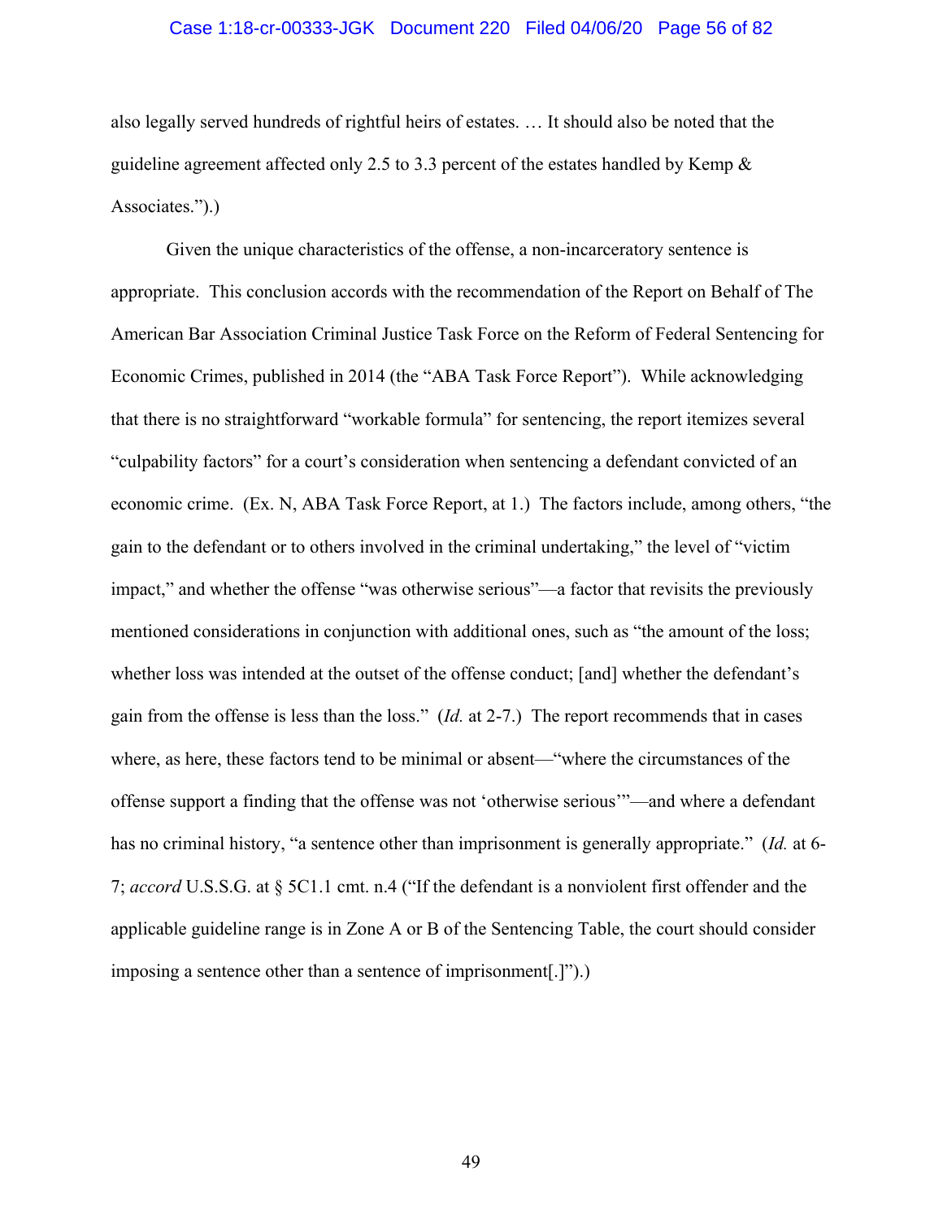also legally served hundreds of rightful heirs of estates. … It should also be noted that the guideline agreement affected only 2.5 to 3.3 percent of the estates handled by Kemp & Associates.").)

Given the unique characteristics of the offense, a non-incarceratory sentence is appropriate. This conclusion accords with the recommendation of the Report on Behalf of The American Bar Association Criminal Justice Task Force on the Reform of Federal Sentencing for Economic Crimes, published in 2014 (the "ABA Task Force Report"). While acknowledging that there is no straightforward "workable formula" for sentencing, the report itemizes several "culpability factors" for a court's consideration when sentencing a defendant convicted of an economic crime. (Ex. N, ABA Task Force Report, at 1.) The factors include, among others, "the gain to the defendant or to others involved in the criminal undertaking," the level of "victim impact," and whether the offense "was otherwise serious"—a factor that revisits the previously mentioned considerations in conjunction with additional ones, such as "the amount of the loss; whether loss was intended at the outset of the offense conduct; [and] whether the defendant's gain from the offense is less than the loss." (*Id.* at 2-7.) The report recommends that in cases where, as here, these factors tend to be minimal or absent—"where the circumstances of the offense support a finding that the offense was not 'otherwise serious'"—and where a defendant has no criminal history, "a sentence other than imprisonment is generally appropriate." (*Id.* at 6-7; *accord* U.S.S.G. at § 5C1.1 cmt. n.4 ("If the defendant is a nonviolent first offender and the applicable guideline range is in Zone A or B of the Sentencing Table, the court should consider imposing a sentence other than a sentence of imprisonment[.]").)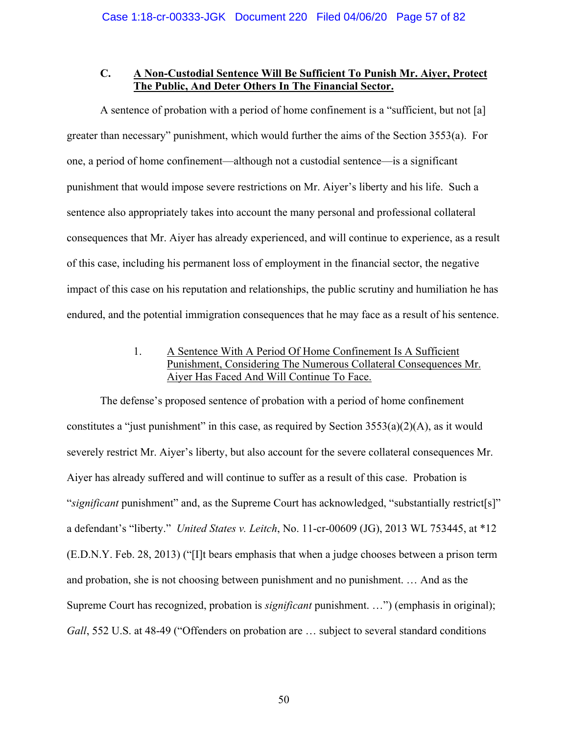### C. <u>A Non-Custodial Sentence Will Be Sufficient To Punish Mr. Aiyer, Protect The Public, And Deter Others In The Financial Sector.</u>

A sentence of probation with a period of home confinement is a "sufficient, but not [a] greater than necessary" punishment, which would further the aims of the Section 3553(a). For one, a period of home confinement—although not a custodial sentence—is a significant punishment that would impose severe restrictions on Mr. Aiyer's liberty and his life. Such a sentence also appropriately takes into account the many personal and professional collateral consequences that Mr. Aiyer has already experienced, and will continue to experience, as a result of this case, including his permanent loss of employment in the financial sector, the negative impact of this case on his reputation and relationships, the public scrutiny and humiliation he has endured, and the potential immigration consequences that he may face as a result of his sentence.

1. <u>A Sentence With A Period Of Home Confinement Is A Sufficient Punishment, Considering The Numerous Collateral Consequences Mr. Aiyer Has Faced And Will Continue To Face.</u>

The defense's proposed sentence of probation with a period of home confinement constitutes a "just punishment" in this case, as required by Section 3553(a)(2)(A), as it would severely restrict Mr. Aiyer's liberty, but also account for the severe collateral consequences Mr. Aiyer has already suffered and will continue to suffer as a result of this case. Probation is "*significant* punishment" and, as the Supreme Court has acknowledged, "substantially restrict[s]" a defendant's "liberty." *United States v. Leitch*, No. 11-cr-00609 (JG), 2013 WL 753445, at *12 (E.D.N.Y. Feb. 28, 2013) ("[I]t bears emphasis that when a judge chooses between a prison term and probation, she is not choosing between punishment and no punishment. … And as the Supreme Court has recognized, probation is *significant* punishment. …") (emphasis in original); *Gall*, 552 U.S. at 48-49 ("Offenders on probation are … subject to several standard conditions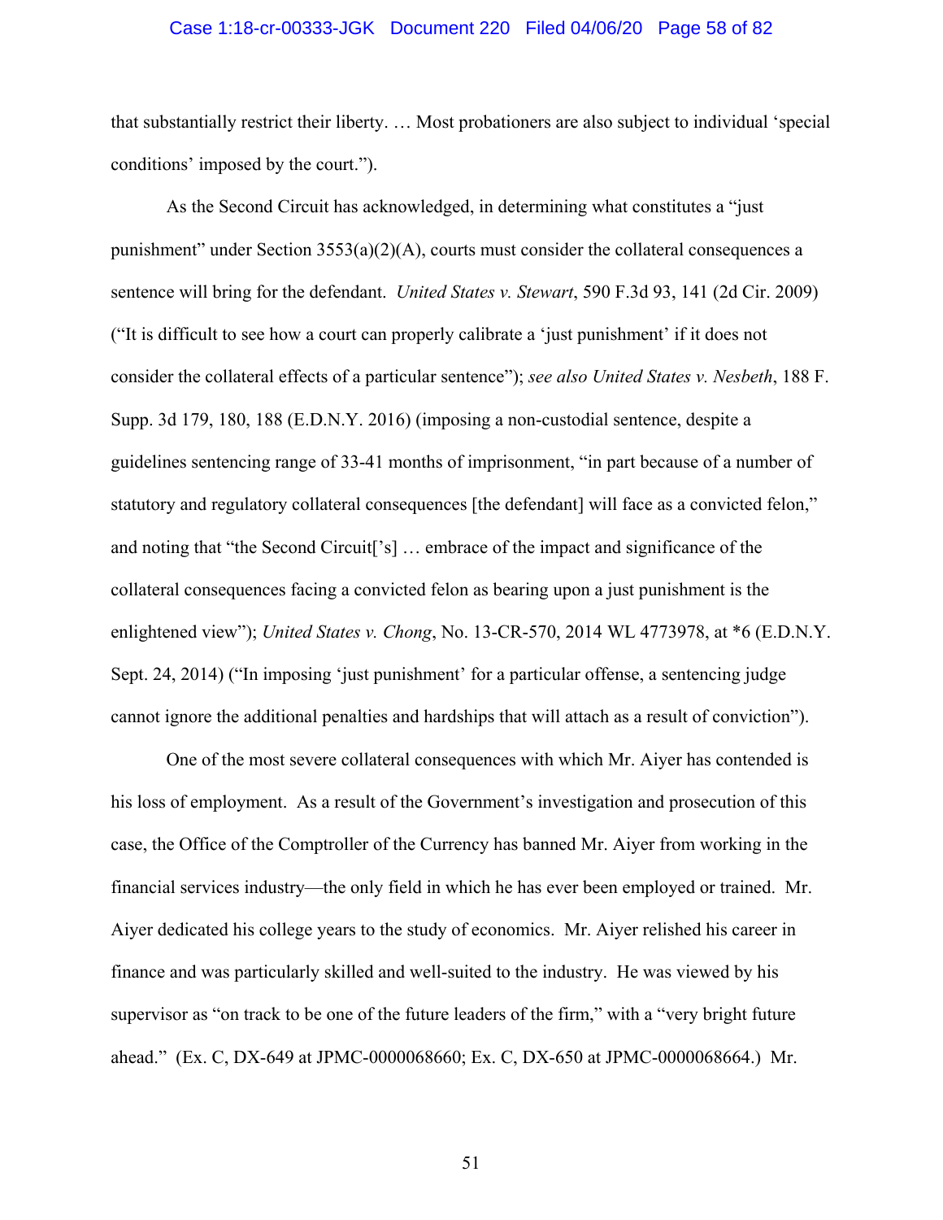that substantially restrict their liberty. … Most probationers are also subject to individual 'special conditions' imposed by the court.").

As the Second Circuit has acknowledged, in determining what constitutes a "just punishment" under Section 3553(a)(2)(A), courts must consider the collateral consequences a sentence will bring for the defendant. *United States v. Stewart*, 590 F.3d 93, 141 (2d Cir. 2009) ("It is difficult to see how a court can properly calibrate a 'just punishment' if it does not consider the collateral effects of a particular sentence"); *see also United States v. Nesbeth*, 188 F. Supp. 3d 179, 180, 188 (E.D.N.Y. 2016) (imposing a non-custodial sentence, despite a guidelines sentencing range of 33-41 months of imprisonment, "in part because of a number of statutory and regulatory collateral consequences [the defendant] will face as a convicted felon," and noting that "the Second Circuit['s] … embrace of the impact and significance of the collateral consequences facing a convicted felon as bearing upon a just punishment is the enlightened view"); *United States v. Chong*, No. 13-CR-570, 2014 WL 4773978, at *6 (E.D.N.Y. Sept. 24, 2014) ("In imposing 'just punishment' for a particular offense, a sentencing judge cannot ignore the additional penalties and hardships that will attach as a result of conviction").

One of the most severe collateral consequences with which Mr. Aiyer has contended is his loss of employment. As a result of the Government's investigation and prosecution of this case, the Office of the Comptroller of the Currency has banned Mr. Aiyer from working in the financial services industry—the only field in which he has ever been employed or trained. Mr. Aiyer dedicated his college years to the study of economics. Mr. Aiyer relished his career in finance and was particularly skilled and well-suited to the industry. He was viewed by his supervisor as "on track to be one of the future leaders of the firm," with a "very bright future ahead." (Ex. C, DX-649 at JPMC-0000068660; Ex. C, DX-650 at JPMC-0000068664.) Mr.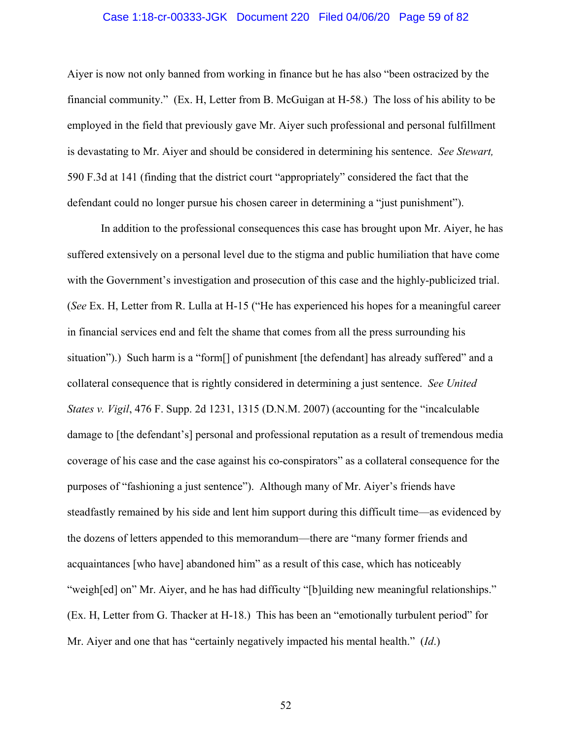Aiyer is now not only banned from working in finance but he has also "been ostracized by the financial community." (Ex. H, Letter from B. McGuigan at H-58.) The loss of his ability to be employed in the field that previously gave Mr. Aiyer such professional and personal fulfillment is devastating to Mr. Aiyer and should be considered in determining his sentence. *See Stewart,* 590 F.3d at 141 (finding that the district court "appropriately" considered the fact that the defendant could no longer pursue his chosen career in determining a "just punishment").

In addition to the professional consequences this case has brought upon Mr. Aiyer, he has suffered extensively on a personal level due to the stigma and public humiliation that have come with the Government's investigation and prosecution of this case and the highly-publicized trial. (*See* Ex. H, Letter from R. Lulla at H-15 ("He has experienced his hopes for a meaningful career in financial services end and felt the shame that comes from all the press surrounding his situation").) Such harm is a "form[] of punishment [the defendant] has already suffered" and a collateral consequence that is rightly considered in determining a just sentence. *See United States v. Vigil*, 476 F. Supp. 2d 1231, 1315 (D.N.M. 2007) (accounting for the "incalculable damage to [the defendant's] personal and professional reputation as a result of tremendous media coverage of his case and the case against his co-conspirators" as a collateral consequence for the purposes of "fashioning a just sentence"). Although many of Mr. Aiyer's friends have steadfastly remained by his side and lent him support during this difficult time—as evidenced by the dozens of letters appended to this memorandum—there are "many former friends and acquaintances [who have] abandoned him" as a result of this case, which has noticeably "weigh[ed] on" Mr. Aiyer, and he has had difficulty "[b]uilding new meaningful relationships." (Ex. H, Letter from G. Thacker at H-18.) This has been an "emotionally turbulent period" for Mr. Aiyer and one that has "certainly negatively impacted his mental health." (*Id*.)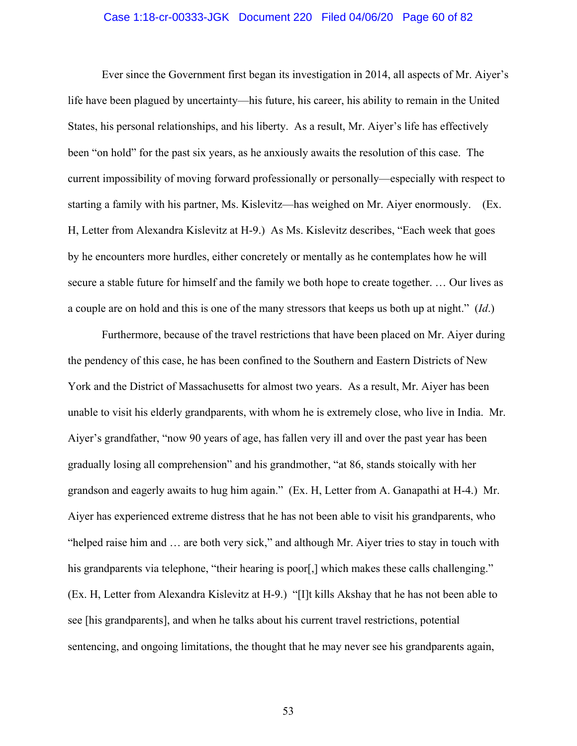Ever since the Government first began its investigation in 2014, all aspects of Mr. Aiyer's life have been plagued by uncertainty—his future, his career, his ability to remain in the United States, his personal relationships, and his liberty. As a result, Mr. Aiyer's life has effectively been "on hold" for the past six years, as he anxiously awaits the resolution of this case. The current impossibility of moving forward professionally or personally—especially with respect to starting a family with his partner, Ms. Kislevitz—has weighed on Mr. Aiyer enormously. (Ex. H, Letter from Alexandra Kislevitz at H-9.) As Ms. Kislevitz describes, "Each week that goes by he encounters more hurdles, either concretely or mentally as he contemplates how he will secure a stable future for himself and the family we both hope to create together. … Our lives as a couple are on hold and this is one of the many stressors that keeps us both up at night." (*Id*.)

Furthermore, because of the travel restrictions that have been placed on Mr. Aiyer during the pendency of this case, he has been confined to the Southern and Eastern Districts of New York and the District of Massachusetts for almost two years. As a result, Mr. Aiyer has been unable to visit his elderly grandparents, with whom he is extremely close, who live in India. Mr. Aiyer's grandfather, "now 90 years of age, has fallen very ill and over the past year has been gradually losing all comprehension" and his grandmother, "at 86, stands stoically with her grandson and eagerly awaits to hug him again." (Ex. H, Letter from A. Ganapathi at H-4.) Mr. Aiyer has experienced extreme distress that he has not been able to visit his grandparents, who "helped raise him and … are both very sick," and although Mr. Aiyer tries to stay in touch with his grandparents via telephone, "their hearing is poor[,] which makes these calls challenging." (Ex. H, Letter from Alexandra Kislevitz at H-9.) "[I]t kills Akshay that he has not been able to see [his grandparents], and when he talks about his current travel restrictions, potential sentencing, and ongoing limitations, the thought that he may never see his grandparents again,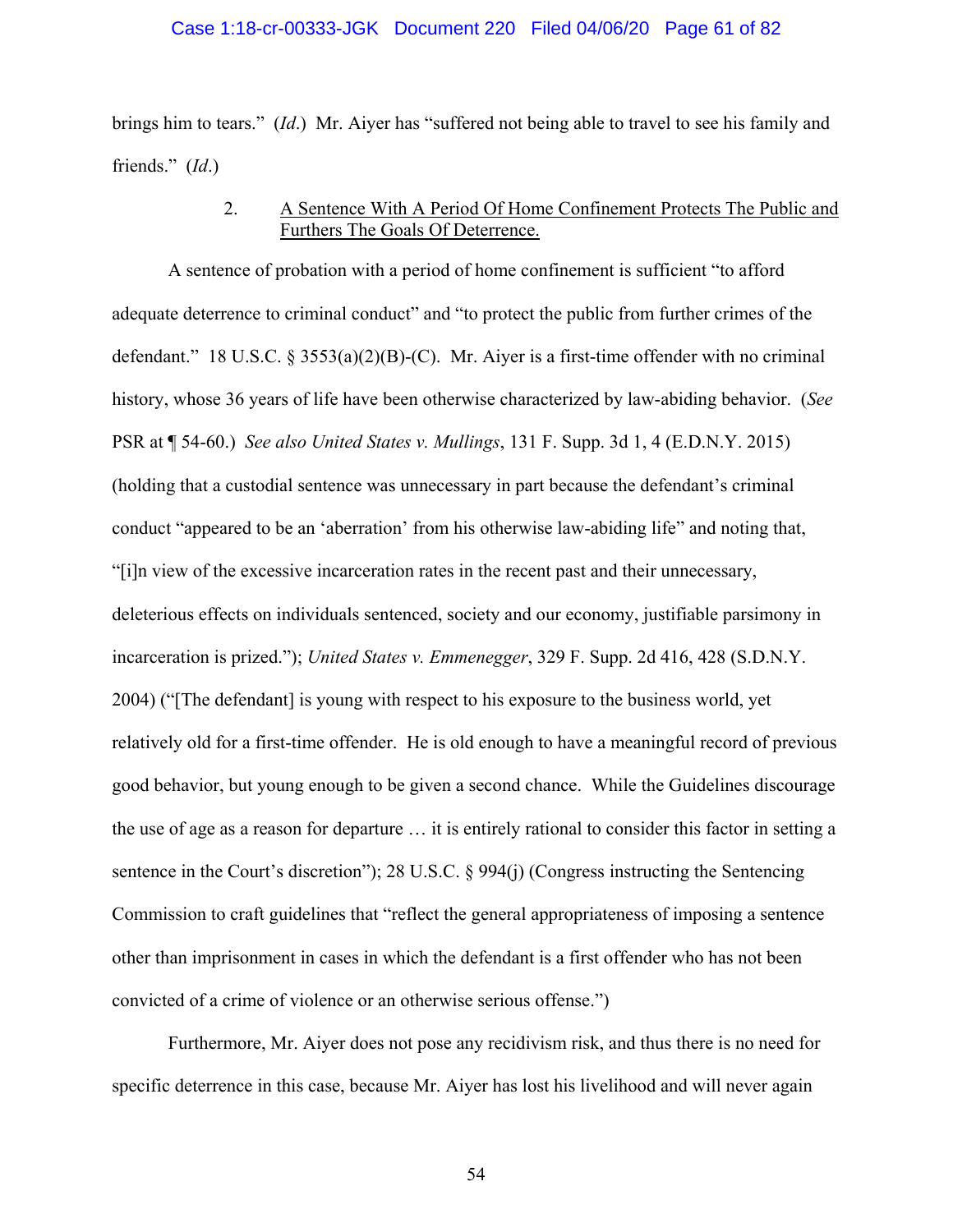brings him to tears." (*Id*.) Mr. Aiyer has "suffered not being able to travel to see his family and friends." (*Id*.)

2. A Sentence With A Period Of Home Confinement Protects The Public and Furthers The Goals Of Deterrence.

A sentence of probation with a period of home confinement is sufficient "to afford adequate deterrence to criminal conduct" and "to protect the public from further crimes of the defendant." 18 U.S.C. § 3553(a)(2)(B)-(C). Mr. Aiyer is a first-time offender with no criminal history, whose 36 years of life have been otherwise characterized by law-abiding behavior. (*See* PSR at ¶ 54-60.) *See also United States v. Mullings*, 131 F. Supp. 3d 1, 4 (E.D.N.Y. 2015) (holding that a custodial sentence was unnecessary in part because the defendant's criminal conduct "appeared to be an 'aberration' from his otherwise law-abiding life" and noting that, "[i]n view of the excessive incarceration rates in the recent past and their unnecessary, deleterious effects on individuals sentenced, society and our economy, justifiable parsimony in incarceration is prized."); *United States v. Emmenegger*, 329 F. Supp. 2d 416, 428 (S.D.N.Y. 2004) ("[The defendant] is young with respect to his exposure to the business world, yet relatively old for a first-time offender. He is old enough to have a meaningful record of previous good behavior, but young enough to be given a second chance. While the Guidelines discourage the use of age as a reason for departure … it is entirely rational to consider this factor in setting a sentence in the Court's discretion"); 28 U.S.C. § 994(j) (Congress instructing the Sentencing Commission to craft guidelines that "reflect the general appropriateness of imposing a sentence other than imprisonment in cases in which the defendant is a first offender who has not been convicted of a crime of violence or an otherwise serious offense.")

Furthermore, Mr. Aiyer does not pose any recidivism risk, and thus there is no need for specific deterrence in this case, because Mr. Aiyer has lost his livelihood and will never again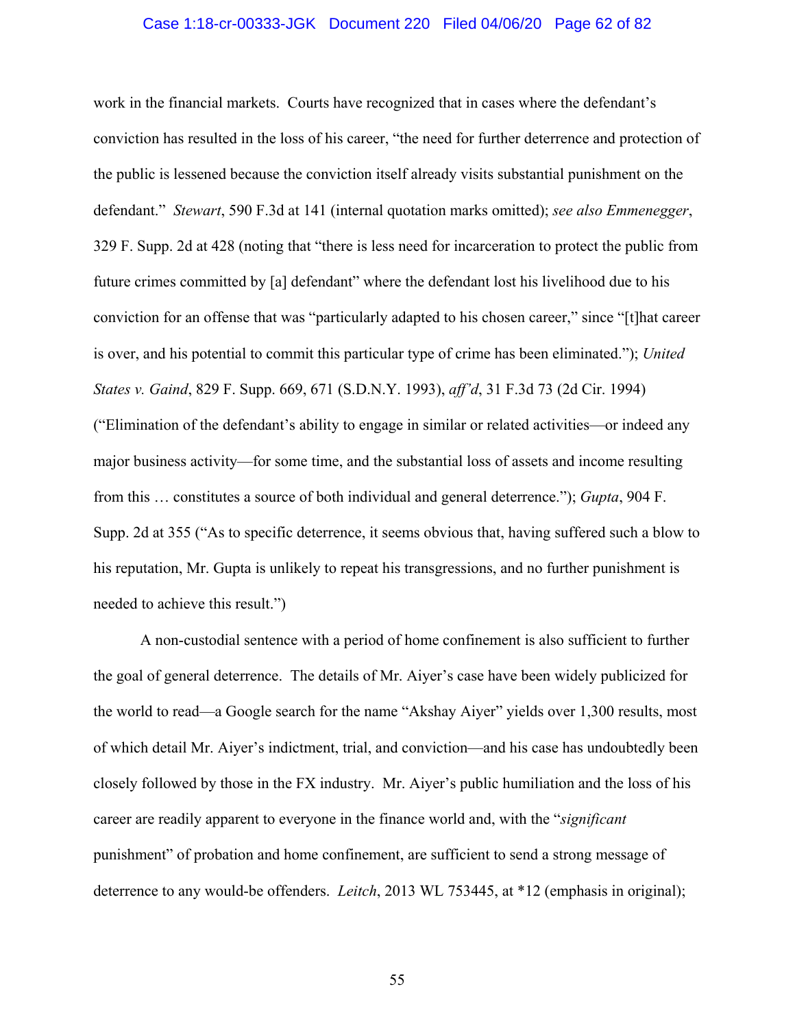work in the financial markets. Courts have recognized that in cases where the defendant's conviction has resulted in the loss of his career, "the need for further deterrence and protection of the public is lessened because the conviction itself already visits substantial punishment on the defendant." *Stewart*, 590 F.3d at 141 (internal quotation marks omitted); *see also Emmenegger*, 329 F. Supp. 2d at 428 (noting that "there is less need for incarceration to protect the public from future crimes committed by [a] defendant" where the defendant lost his livelihood due to his conviction for an offense that was "particularly adapted to his chosen career," since "[t]hat career is over, and his potential to commit this particular type of crime has been eliminated."); *United States v. Gaind*, 829 F. Supp. 669, 671 (S.D.N.Y. 1993), *aff'd*, 31 F.3d 73 (2d Cir. 1994) ("Elimination of the defendant's ability to engage in similar or related activities—or indeed any major business activity—for some time, and the substantial loss of assets and income resulting from this … constitutes a source of both individual and general deterrence."); *Gupta*, 904 F. Supp. 2d at 355 ("As to specific deterrence, it seems obvious that, having suffered such a blow to his reputation, Mr. Gupta is unlikely to repeat his transgressions, and no further punishment is needed to achieve this result.")

A non-custodial sentence with a period of home confinement is also sufficient to further the goal of general deterrence. The details of Mr. Aiyer's case have been widely publicized for the world to read—a Google search for the name "Akshay Aiyer" yields over 1,300 results, most of which detail Mr. Aiyer's indictment, trial, and conviction—and his case has undoubtedly been closely followed by those in the FX industry. Mr. Aiyer's public humiliation and the loss of his career are readily apparent to everyone in the finance world and, with the "*significant* punishment" of probation and home confinement, are sufficient to send a strong message of deterrence to any would-be offenders. *Leitch*, 2013 WL 753445, at *12 (emphasis in original);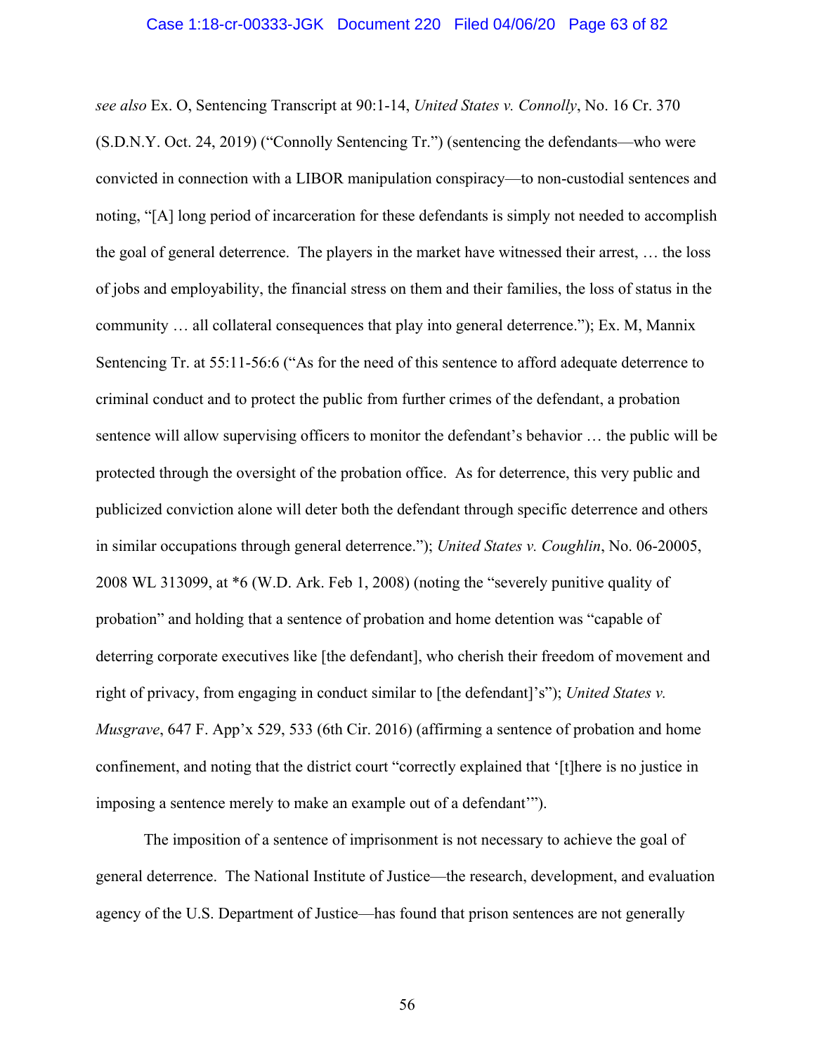*see also* Ex. O, Sentencing Transcript at 90:1-14, *United States v. Connolly*, No. 16 Cr. 370 (S.D.N.Y. Oct. 24, 2019) ("Connolly Sentencing Tr.") (sentencing the defendants—who were convicted in connection with a LIBOR manipulation conspiracy—to non-custodial sentences and noting, "[A] long period of incarceration for these defendants is simply not needed to accomplish the goal of general deterrence. The players in the market have witnessed their arrest, … the loss of jobs and employability, the financial stress on them and their families, the loss of status in the community … all collateral consequences that play into general deterrence."); Ex. M, Mannix Sentencing Tr. at 55:11-56:6 ("As for the need of this sentence to afford adequate deterrence to criminal conduct and to protect the public from further crimes of the defendant, a probation sentence will allow supervising officers to monitor the defendant's behavior … the public will be protected through the oversight of the probation office. As for deterrence, this very public and publicized conviction alone will deter both the defendant through specific deterrence and others in similar occupations through general deterrence."); *United States v. Coughlin*, No. 06-20005, 2008 WL 313099, at *6 (W.D. Ark. Feb 1, 2008) (noting the "severely punitive quality of probation" and holding that a sentence of probation and home detention was "capable of deterring corporate executives like [the defendant], who cherish their freedom of movement and right of privacy, from engaging in conduct similar to [the defendant]'s"); *United States v. Musgrave*, 647 F. App'x 529, 533 (6th Cir. 2016) (affirming a sentence of probation and home confinement, and noting that the district court "correctly explained that '[t]here is no justice in imposing a sentence merely to make an example out of a defendant'").

The imposition of a sentence of imprisonment is not necessary to achieve the goal of general deterrence. The National Institute of Justice—the research, development, and evaluation agency of the U.S. Department of Justice—has found that prison sentences are not generally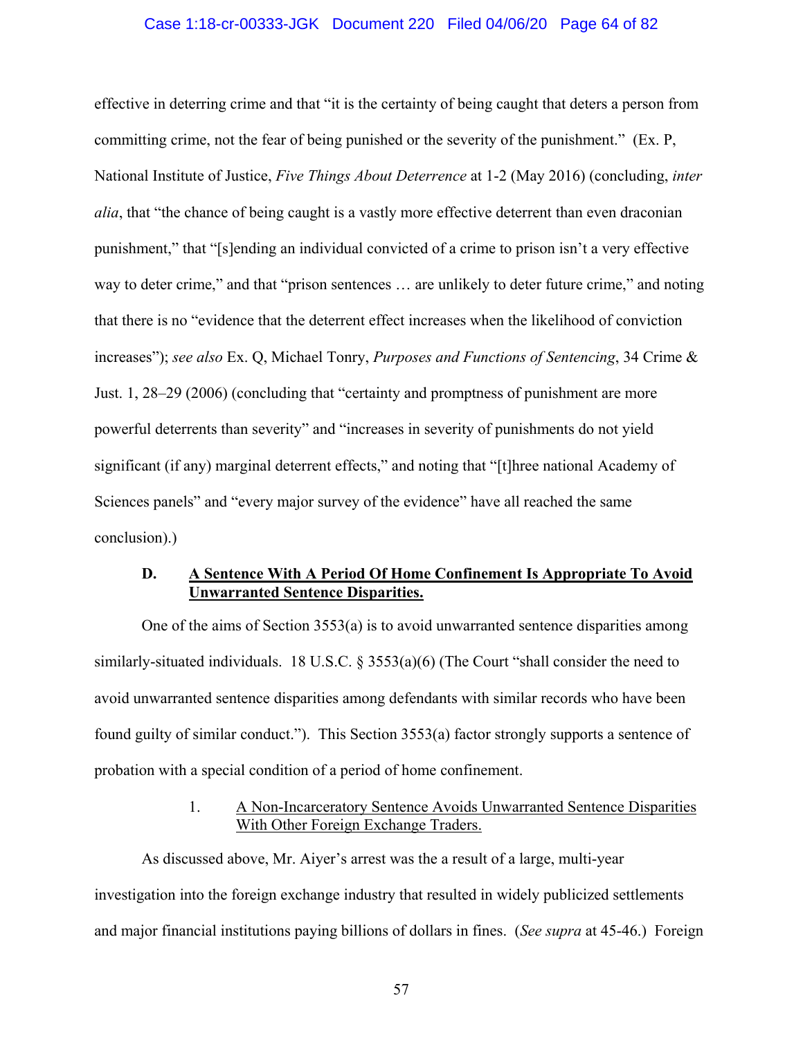effective in deterring crime and that "it is the certainty of being caught that deters a person from committing crime, not the fear of being punished or the severity of the punishment." (Ex. P, National Institute of Justice, *Five Things About Deterrence* at 1-2 (May 2016) (concluding, *inter alia*, that "the chance of being caught is a vastly more effective deterrent than even draconian punishment," that "[s]ending an individual convicted of a crime to prison isn't a very effective way to deter crime," and that "prison sentences … are unlikely to deter future crime," and noting that there is no "evidence that the deterrent effect increases when the likelihood of conviction increases"); *see also* Ex. Q, Michael Tonry, *Purposes and Functions of Sentencing*, 34 Crime & Just. 1, 28–29 (2006) (concluding that "certainty and promptness of punishment are more powerful deterrents than severity" and "increases in severity of punishments do not yield significant (if any) marginal deterrent effects," and noting that "[t]hree national Academy of Sciences panels" and "every major survey of the evidence" have all reached the same conclusion).)

### D. <u>A Sentence With A Period Of Home Confinement Is Appropriate To Avoid Unwarranted Sentence Disparities.</u>

One of the aims of Section 3553(a) is to avoid unwarranted sentence disparities among similarly-situated individuals. 18 U.S.C. § 3553(a)(6) (The Court "shall consider the need to avoid unwarranted sentence disparities among defendants with similar records who have been found guilty of similar conduct."). This Section 3553(a) factor strongly supports a sentence of probation with a special condition of a period of home confinement.

#### 1. <u>A Non-Incarceratory Sentence Avoids Unwarranted Sentence Disparities With Other Foreign Exchange Traders.</u>

As discussed above, Mr. Aiyer's arrest was the a result of a large, multi-year investigation into the foreign exchange industry that resulted in widely publicized settlements and major financial institutions paying billions of dollars in fines. (*See supra* at 45-46.) Foreign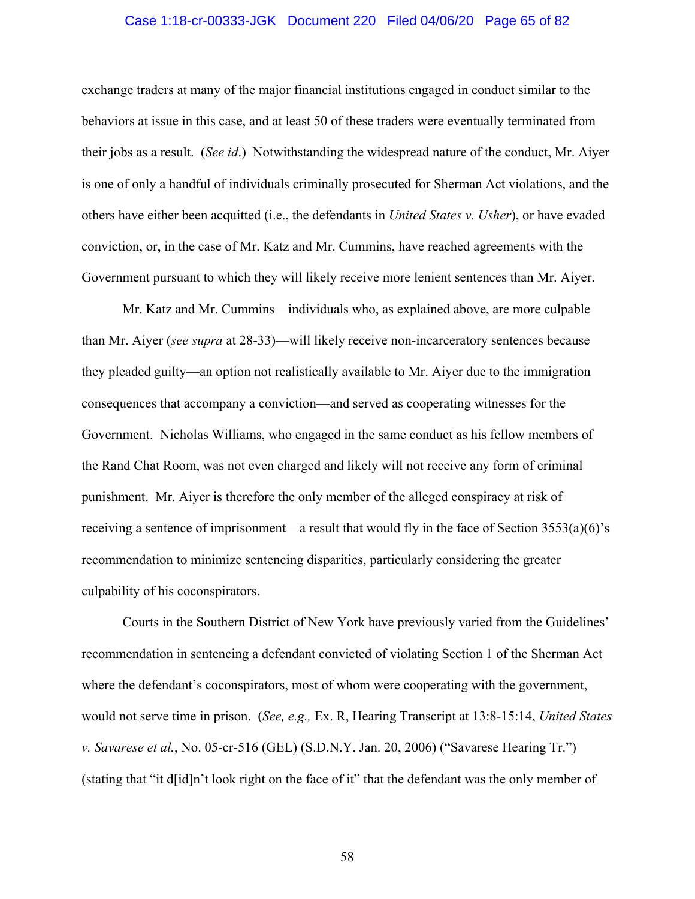exchange traders at many of the major financial institutions engaged in conduct similar to the behaviors at issue in this case, and at least 50 of these traders were eventually terminated from their jobs as a result. (*See id*.) Notwithstanding the widespread nature of the conduct, Mr. Aiyer is one of only a handful of individuals criminally prosecuted for Sherman Act violations, and the others have either been acquitted (i.e., the defendants in *United States v. Usher*), or have evaded conviction, or, in the case of Mr. Katz and Mr. Cummins, have reached agreements with the Government pursuant to which they will likely receive more lenient sentences than Mr. Aiyer.

Mr. Katz and Mr. Cummins—individuals who, as explained above, are more culpable than Mr. Aiyer (*see supra* at 28-33)—will likely receive non-incarceratory sentences because they pleaded guilty—an option not realistically available to Mr. Aiyer due to the immigration consequences that accompany a conviction—and served as cooperating witnesses for the Government. Nicholas Williams, who engaged in the same conduct as his fellow members of the Rand Chat Room, was not even charged and likely will not receive any form of criminal punishment. Mr. Aiyer is therefore the only member of the alleged conspiracy at risk of receiving a sentence of imprisonment—a result that would fly in the face of Section 3553(a)(6)'s recommendation to minimize sentencing disparities, particularly considering the greater culpability of his coconspirators.

Courts in the Southern District of New York have previously varied from the Guidelines' recommendation in sentencing a defendant convicted of violating Section 1 of the Sherman Act where the defendant's coconspirators, most of whom were cooperating with the government, would not serve time in prison. (*See, e.g.,* Ex. R, Hearing Transcript at 13:8-15:14, *United States v. Savarese et al.*, No. 05-cr-516 (GEL) (S.D.N.Y. Jan. 20, 2006) ("Savarese Hearing Tr.") (stating that "it d[id]n't look right on the face of it" that the defendant was the only member of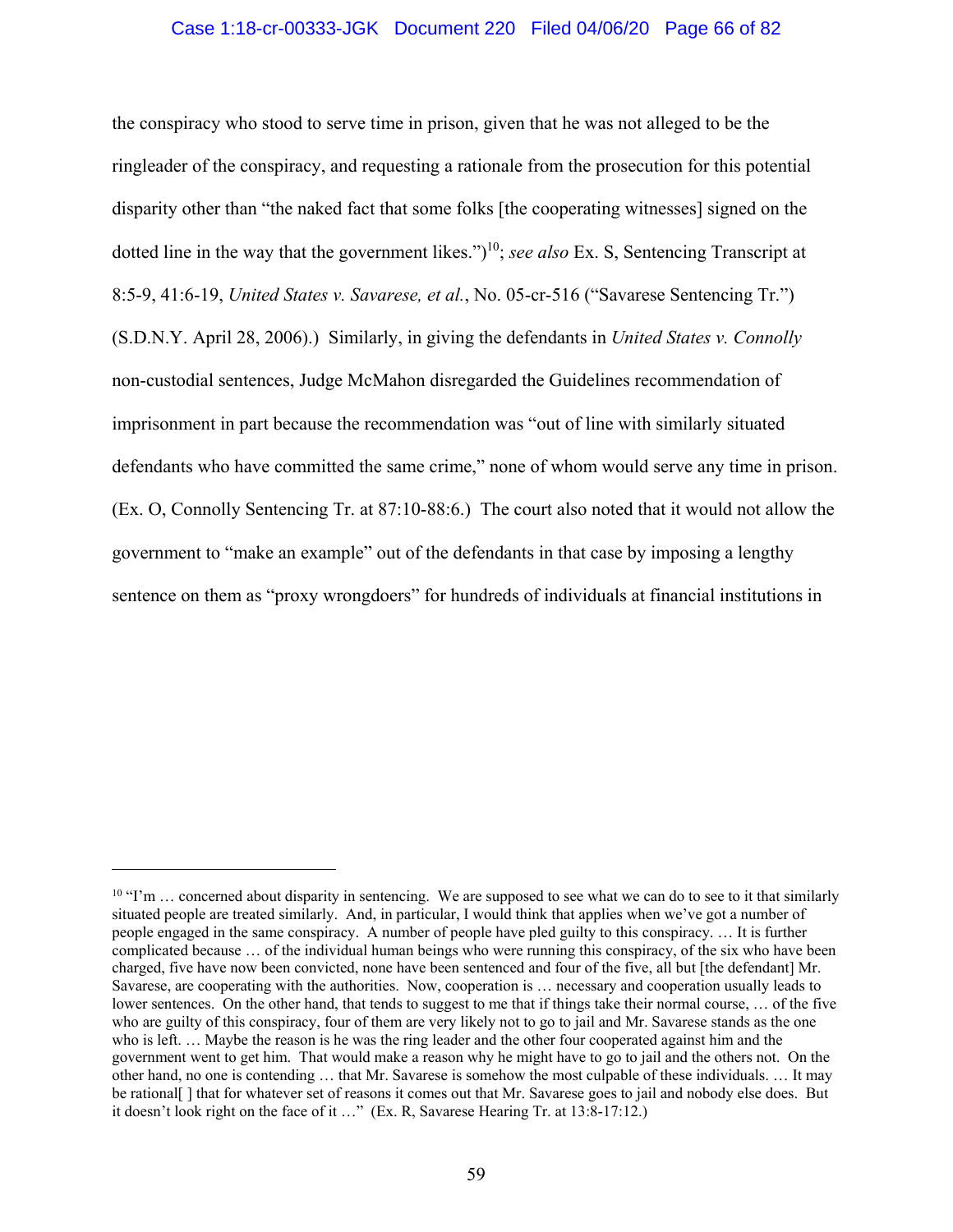the conspiracy who stood to serve time in prison, given that he was not alleged to be the ringleader of the conspiracy, and requesting a rationale from the prosecution for this potential disparity other than "the naked fact that some folks [the cooperating witnesses] signed on the dotted line in the way that the government likes.")[10]; *see also* Ex. S, Sentencing Transcript at 8:5-9, 41:6-19, *United States v. Savarese, et al.*, No. 05-cr-516 ("Savarese Sentencing Tr.") (S.D.N.Y. April 28, 2006).) Similarly, in giving the defendants in *United States v. Connolly* non-custodial sentences, Judge McMahon disregarded the Guidelines recommendation of imprisonment in part because the recommendation was "out of line with similarly situated defendants who have committed the same crime," none of whom would serve any time in prison. (Ex. O, Connolly Sentencing Tr. at 87:10-88:6.) The court also noted that it would not allow the government to "make an example" out of the defendants in that case by imposing a lengthy sentence on them as "proxy wrongdoers" for hundreds of individuals at financial institutions in

---

[10] "I'm … concerned about disparity in sentencing. We are supposed to see what we can do to see to it that similarly situated people are treated similarly. And, in particular, I would think that applies when we've got a number of people engaged in the same conspiracy. A number of people have pled guilty to this conspiracy. … It is further complicated because … of the individual human beings who were running this conspiracy, of the six who have been charged, five have now been convicted, none have been sentenced and four of the five, all but [the defendant] Mr. Savarese, are cooperating with the authorities. Now, cooperation is … necessary and cooperation usually leads to lower sentences. On the other hand, that tends to suggest to me that if things take their normal course, … of the five who are guilty of this conspiracy, four of them are very likely not to go to jail and Mr. Savarese stands as the one who is left. … Maybe the reason is he was the ring leader and the other four cooperated against him and the government went to get him. That would make a reason why he might have to go to jail and the others not. On the other hand, no one is contending … that Mr. Savarese is somehow the most culpable of these individuals. … It may be rational[ ] that for whatever set of reasons it comes out that Mr. Savarese goes to jail and nobody else does. But it doesn't look right on the face of it …" (Ex. R, Savarese Hearing Tr. at 13:8-17:12.)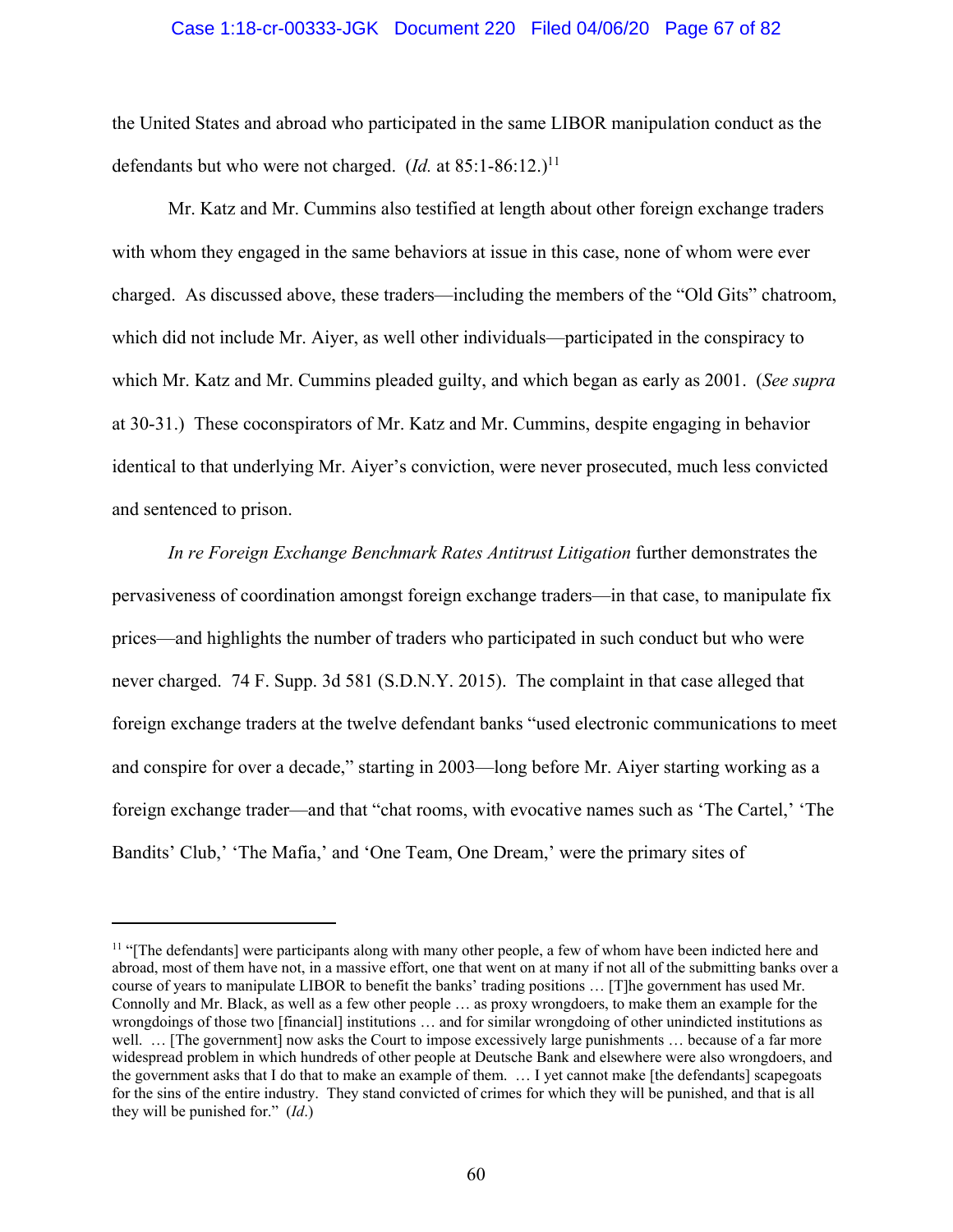the United States and abroad who participated in the same LIBOR manipulation conduct as the defendants but who were not charged. (*Id.* at 85:1-86:12.)[11]

Mr. Katz and Mr. Cummins also testified at length about other foreign exchange traders with whom they engaged in the same behaviors at issue in this case, none of whom were ever charged. As discussed above, these traders—including the members of the "Old Gits" chatroom, which did not include Mr. Aiyer, as well other individuals—participated in the conspiracy to which Mr. Katz and Mr. Cummins pleaded guilty, and which began as early as 2001. (*See supra* at 30-31.) These coconspirators of Mr. Katz and Mr. Cummins, despite engaging in behavior identical to that underlying Mr. Aiyer's conviction, were never prosecuted, much less convicted and sentenced to prison.

*In re Foreign Exchange Benchmark Rates Antitrust Litigation* further demonstrates the pervasiveness of coordination amongst foreign exchange traders—in that case, to manipulate fix prices—and highlights the number of traders who participated in such conduct but who were never charged. 74 F. Supp. 3d 581 (S.D.N.Y. 2015). The complaint in that case alleged that foreign exchange traders at the twelve defendant banks "used electronic communications to meet and conspire for over a decade," starting in 2003—long before Mr. Aiyer starting working as a foreign exchange trader—and that "chat rooms, with evocative names such as 'The Cartel,' 'The Bandits' Club,' 'The Mafia,' and 'One Team, One Dream,' were the primary sites of

---

[11] "[The defendants] were participants along with many other people, a few of whom have been indicted here and abroad, most of them have not, in a massive effort, one that went on at many if not all of the submitting banks over a course of years to manipulate LIBOR to benefit the banks' trading positions … [T]he government has used Mr. Connolly and Mr. Black, as well as a few other people … as proxy wrongdoers, to make them an example for the wrongdoings of those two [financial] institutions … and for similar wrongdoing of other unindicted institutions as well. … [The government] now asks the Court to impose excessively large punishments … because of a far more widespread problem in which hundreds of other people at Deutsche Bank and elsewhere were also wrongdoers, and the government asks that I do that to make an example of them. … I yet cannot make [the defendants] scapegoats for the sins of the entire industry. They stand convicted of crimes for which they will be punished, and that is all they will be punished for." (*Id*.)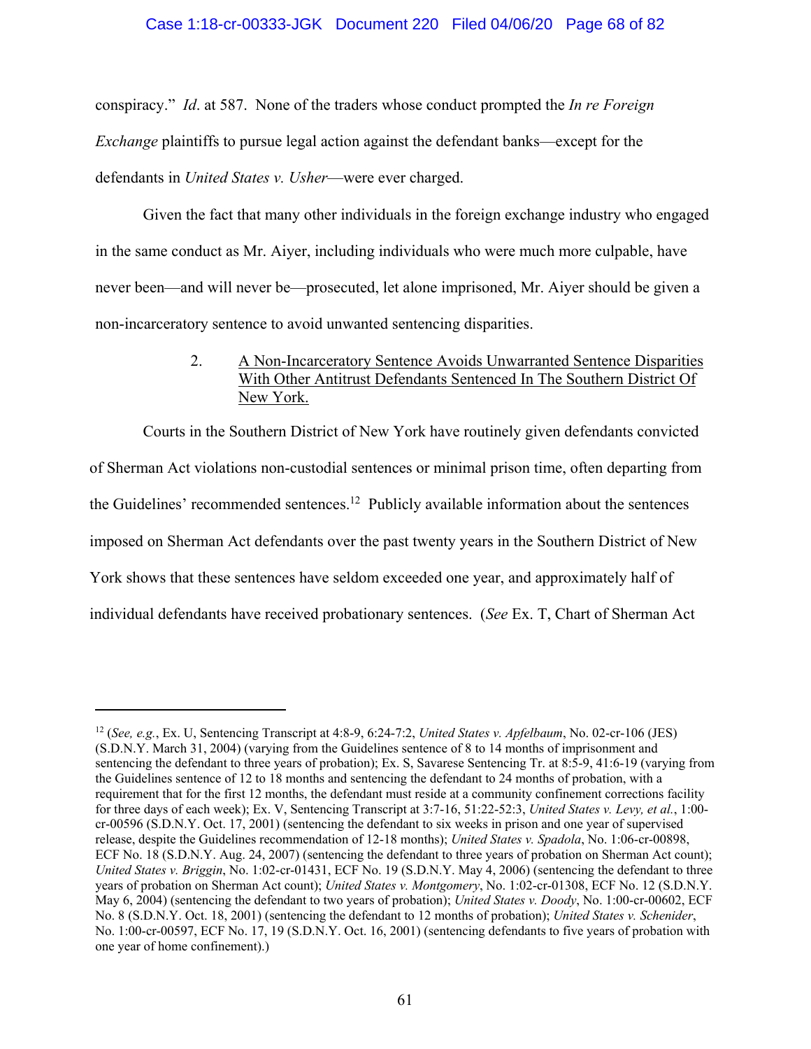conspiracy." *Id*. at 587. None of the traders whose conduct prompted the *In re Foreign Exchange* plaintiffs to pursue legal action against the defendant banks—except for the defendants in *United States v. Usher*—were ever charged.

Given the fact that many other individuals in the foreign exchange industry who engaged in the same conduct as Mr. Aiyer, including individuals who were much more culpable, have never been—and will never be—prosecuted, let alone imprisoned, Mr. Aiyer should be given a non-incarceratory sentence to avoid unwanted sentencing disparities.

2. A Non-Incarceratory Sentence Avoids Unwarranted Sentence Disparities With Other Antitrust Defendants Sentenced In The Southern District Of New York.

Courts in the Southern District of New York have routinely given defendants convicted of Sherman Act violations non-custodial sentences or minimal prison time, often departing from the Guidelines' recommended sentences.[12] Publicly available information about the sentences imposed on Sherman Act defendants over the past twenty years in the Southern District of New York shows that these sentences have seldom exceeded one year, and approximately half of individual defendants have received probationary sentences. (*See* Ex. T, Chart of Sherman Act

---

[12] (*See, e.g.*, Ex. U, Sentencing Transcript at 4:8-9, 6:24-7:2, *United States v. Apfelbaum*, No. 02-cr-106 (JES) (S.D.N.Y. March 31, 2004) (varying from the Guidelines sentence of 8 to 14 months of imprisonment and sentencing the defendant to three years of probation); Ex. S, Savarese Sentencing Tr. at 8:5-9, 41:6-19 (varying from the Guidelines sentence of 12 to 18 months and sentencing the defendant to 24 months of probation, with a requirement that for the first 12 months, the defendant must reside at a community confinement corrections facility for three days of each week); Ex. V, Sentencing Transcript at 3:7-16, 51:22-52:3, *United States v. Levy, et al.*, 1:00-cr-00596 (S.D.N.Y. Oct. 17, 2001) (sentencing the defendant to six weeks in prison and one year of supervised release, despite the Guidelines recommendation of 12-18 months); *United States v. Spadola*, No. 1:06-cr-00898, ECF No. 18 (S.D.N.Y. Aug. 24, 2007) (sentencing the defendant to three years of probation on Sherman Act count); *United States v. Briggin*, No. 1:02-cr-01431, ECF No. 19 (S.D.N.Y. May 4, 2006) (sentencing the defendant to three years of probation on Sherman Act count); *United States v. Montgomery*, No. 1:02-cr-01308, ECF No. 12 (S.D.N.Y. May 6, 2004) (sentencing the defendant to two years of probation); *United States v. Doody*, No. 1:00-cr-00602, ECF No. 8 (S.D.N.Y. Oct. 18, 2001) (sentencing the defendant to 12 months of probation); *United States v. Schenider*, No. 1:00-cr-00597, ECF No. 17, 19 (S.D.N.Y. Oct. 16, 2001) (sentencing defendants to five years of probation with one year of home confinement).)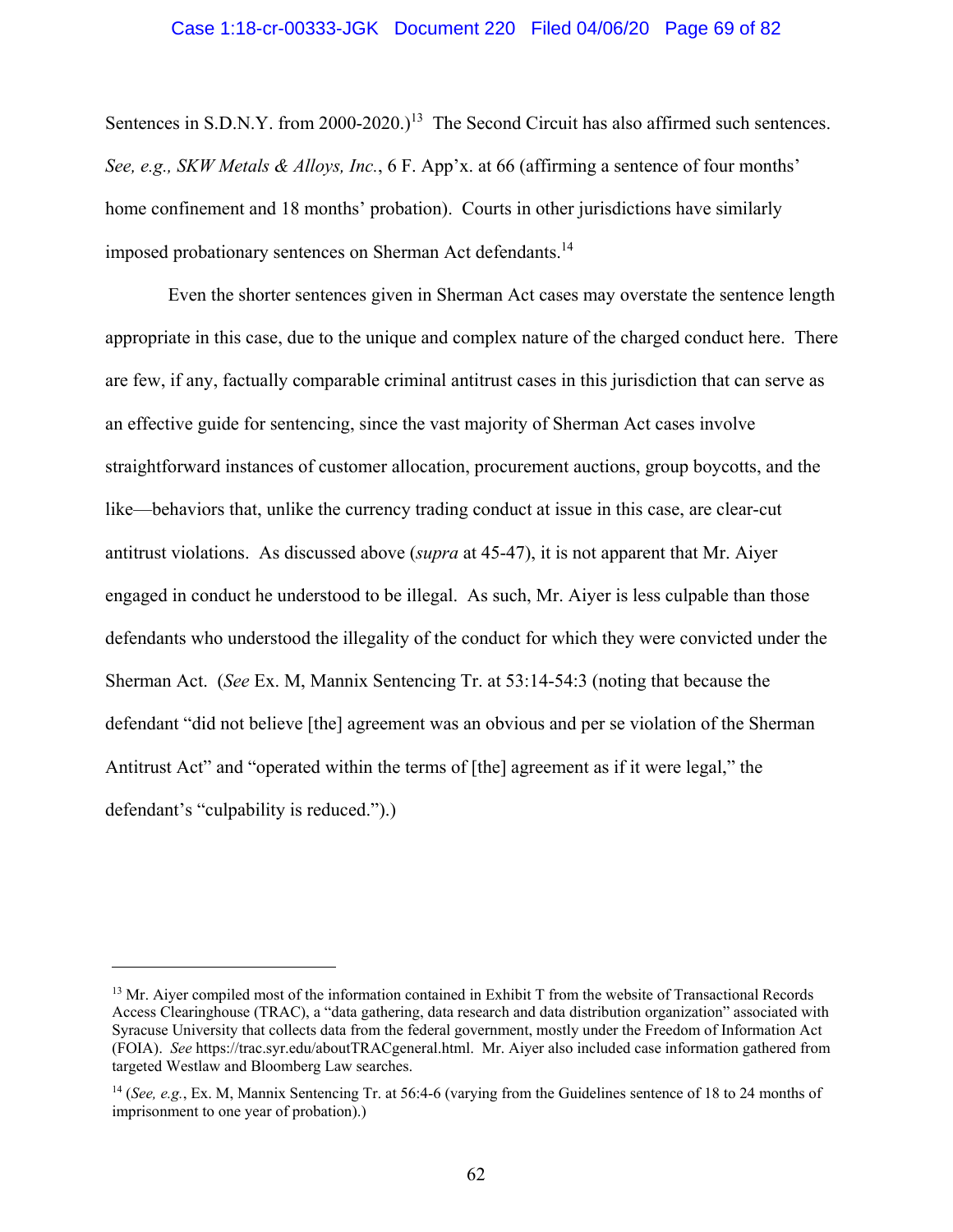Sentences in S.D.N.Y. from 2000-2020.)[13] The Second Circuit has also affirmed such sentences. *See, e.g., SKW Metals & Alloys, Inc.*, 6 F. App'x. at 66 (affirming a sentence of four months' home confinement and 18 months' probation). Courts in other jurisdictions have similarly imposed probationary sentences on Sherman Act defendants.[14]

Even the shorter sentences given in Sherman Act cases may overstate the sentence length appropriate in this case, due to the unique and complex nature of the charged conduct here. There are few, if any, factually comparable criminal antitrust cases in this jurisdiction that can serve as an effective guide for sentencing, since the vast majority of Sherman Act cases involve straightforward instances of customer allocation, procurement auctions, group boycotts, and the like—behaviors that, unlike the currency trading conduct at issue in this case, are clear-cut antitrust violations. As discussed above (*supra* at 45-47), it is not apparent that Mr. Aiyer engaged in conduct he understood to be illegal. As such, Mr. Aiyer is less culpable than those defendants who understood the illegality of the conduct for which they were convicted under the Sherman Act. (*See* Ex. M, Mannix Sentencing Tr. at 53:14-54:3 (noting that because the defendant "did not believe [the] agreement was an obvious and per se violation of the Sherman Antitrust Act" and "operated within the terms of [the] agreement as if it were legal," the defendant's "culpability is reduced.").)

---

[13] Mr. Aiyer compiled most of the information contained in Exhibit T from the website of Transactional Records Access Clearinghouse (TRAC), a "data gathering, data research and data distribution organization" associated with Syracuse University that collects data from the federal government, mostly under the Freedom of Information Act (FOIA). *See* https://trac.syr.edu/aboutTRACgeneral.html. Mr. Aiyer also included case information gathered from targeted Westlaw and Bloomberg Law searches.

[14] (*See, e.g.*, Ex. M, Mannix Sentencing Tr. at 56:4-6 (varying from the Guidelines sentence of 18 to 24 months of imprisonment to one year of probation).)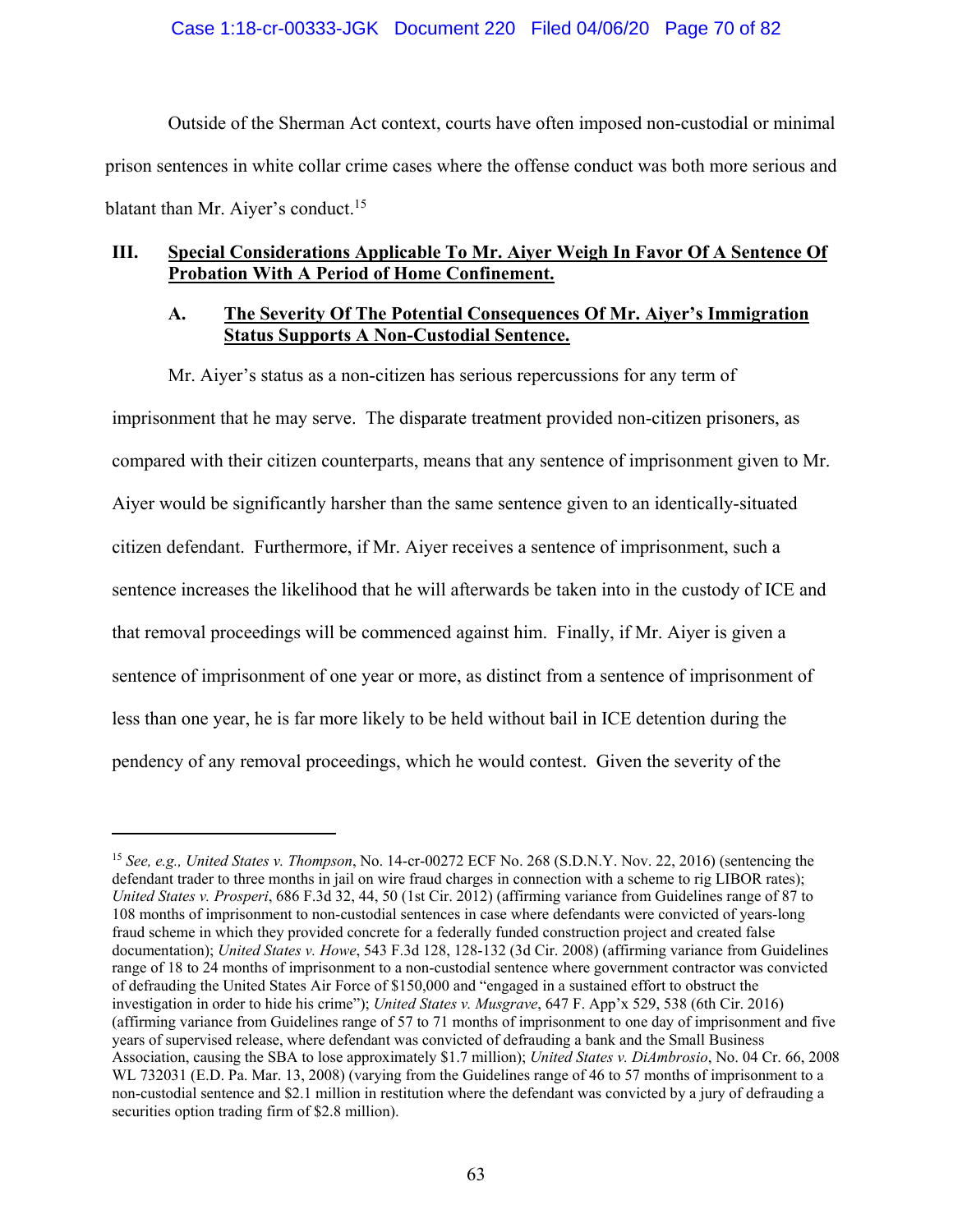Outside of the Sherman Act context, courts have often imposed non-custodial or minimal prison sentences in white collar crime cases where the offense conduct was both more serious and blatant than Mr. Aiyer's conduct.[15]

## III. Special Considerations Applicable To Mr. Aiyer Weigh In Favor Of A Sentence Of Probation With A Period of Home Confinement.

### A. The Severity Of The Potential Consequences Of Mr. Aiyer's Immigration Status Supports A Non-Custodial Sentence.

Mr. Aiyer's status as a non-citizen has serious repercussions for any term of imprisonment that he may serve. The disparate treatment provided non-citizen prisoners, as compared with their citizen counterparts, means that any sentence of imprisonment given to Mr. Aiyer would be significantly harsher than the same sentence given to an identically-situated citizen defendant. Furthermore, if Mr. Aiyer receives a sentence of imprisonment, such a sentence increases the likelihood that he will afterwards be taken into in the custody of ICE and that removal proceedings will be commenced against him. Finally, if Mr. Aiyer is given a sentence of imprisonment of one year or more, as distinct from a sentence of imprisonment of less than one year, he is far more likely to be held without bail in ICE detention during the pendency of any removal proceedings, which he would contest. Given the severity of the

---

[15] *See, e.g., United States v. Thompson*, No. 14-cr-00272 ECF No. 268 (S.D.N.Y. Nov. 22, 2016) (sentencing the defendant trader to three months in jail on wire fraud charges in connection with a scheme to rig LIBOR rates); *United States v. Prosperi*, 686 F.3d 32, 44, 50 (1st Cir. 2012) (affirming variance from Guidelines range of 87 to 108 months of imprisonment to non-custodial sentences in case where defendants were convicted of years-long fraud scheme in which they provided concrete for a federally funded construction project and created false documentation); *United States v. Howe*, 543 F.3d 128, 128-132 (3d Cir. 2008) (affirming variance from Guidelines range of 18 to 24 months of imprisonment to a non-custodial sentence where government contractor was convicted of defrauding the United States Air Force of $150,000 and "engaged in a sustained effort to obstruct the investigation in order to hide his crime"); *United States v. Musgrave*, 647 F. App'x 529, 538 (6th Cir. 2016) (affirming variance from Guidelines range of 57 to 71 months of imprisonment to one day of imprisonment and five years of supervised release, where defendant was convicted of defrauding a bank and the Small Business Association, causing the SBA to lose approximately $1.7 million); *United States v. DiAmbrosio*, No. 04 Cr. 66, 2008 WL 732031 (E.D. Pa. Mar. 13, 2008) (varying from the Guidelines range of 46 to 57 months of imprisonment to a non-custodial sentence and $2.1 million in restitution where the defendant was convicted by a jury of defrauding a securities option trading firm of $2.8 million).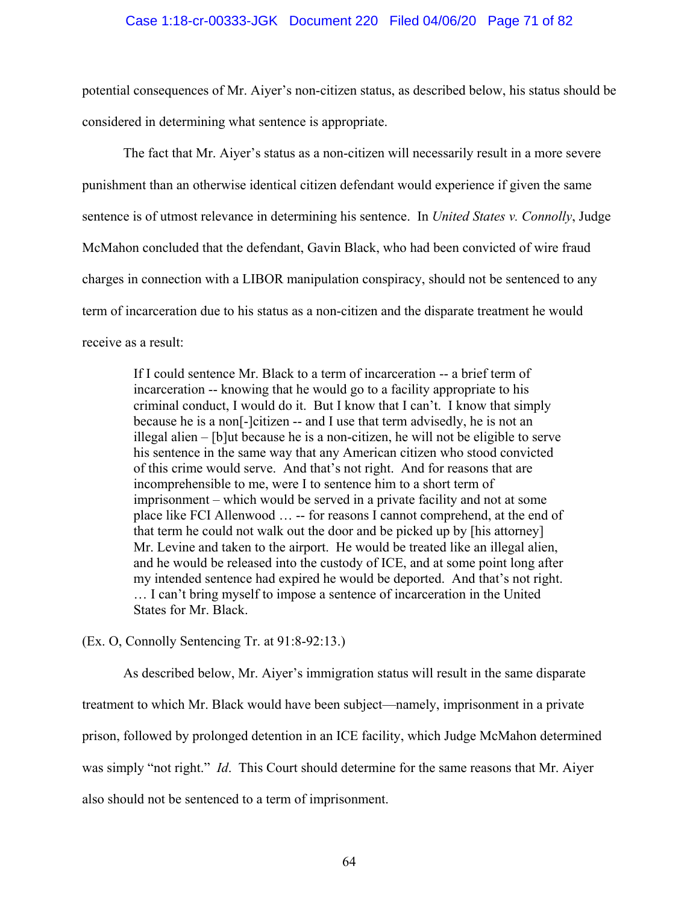potential consequences of Mr. Aiyer's non-citizen status, as described below, his status should be considered in determining what sentence is appropriate.

The fact that Mr. Aiyer's status as a non-citizen will necessarily result in a more severe punishment than an otherwise identical citizen defendant would experience if given the same sentence is of utmost relevance in determining his sentence. In *United States v. Connolly*, Judge McMahon concluded that the defendant, Gavin Black, who had been convicted of wire fraud charges in connection with a LIBOR manipulation conspiracy, should not be sentenced to any term of incarceration due to his status as a non-citizen and the disparate treatment he would receive as a result:

> If I could sentence Mr. Black to a term of incarceration -- a brief term of incarceration -- knowing that he would go to a facility appropriate to his criminal conduct, I would do it. But I know that I can't. I know that simply because he is a non[-]citizen -- and I use that term advisedly, he is not an illegal alien – [b]ut because he is a non-citizen, he will not be eligible to serve his sentence in the same way that any American citizen who stood convicted of this crime would serve. And that's not right. And for reasons that are incomprehensible to me, were I to sentence him to a short term of imprisonment – which would be served in a private facility and not at some place like FCI Allenwood … -- for reasons I cannot comprehend, at the end of that term he could not walk out the door and be picked up by [his attorney] Mr. Levine and taken to the airport. He would be treated like an illegal alien, and he would be released into the custody of ICE, and at some point long after my intended sentence had expired he would be deported. And that's not right. … I can't bring myself to impose a sentence of incarceration in the United States for Mr. Black.

(Ex. O, Connolly Sentencing Tr. at 91:8-92:13.)

As described below, Mr. Aiyer's immigration status will result in the same disparate treatment to which Mr. Black would have been subject—namely, imprisonment in a private prison, followed by prolonged detention in an ICE facility, which Judge McMahon determined was simply "not right." *Id*. This Court should determine for the same reasons that Mr. Aiyer also should not be sentenced to a term of imprisonment.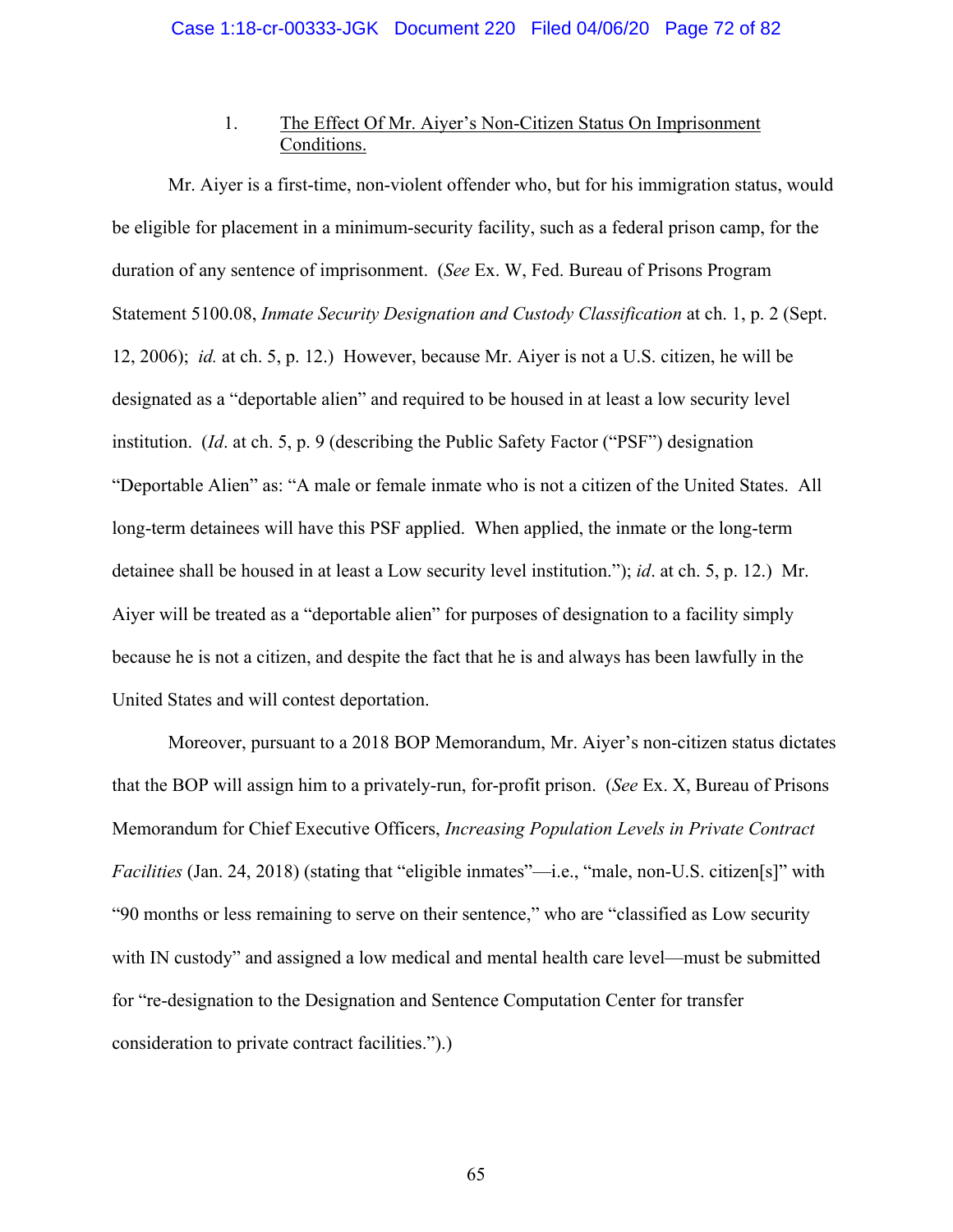### 1. The Effect Of Mr. Aiyer's Non-Citizen Status On Imprisonment Conditions.

Mr. Aiyer is a first-time, non-violent offender who, but for his immigration status, would be eligible for placement in a minimum-security facility, such as a federal prison camp, for the duration of any sentence of imprisonment. (*See* Ex. W, Fed. Bureau of Prisons Program Statement 5100.08, *Inmate Security Designation and Custody Classification* at ch. 1, p. 2 (Sept. 12, 2006); *id.* at ch. 5, p. 12.) However, because Mr. Aiyer is not a U.S. citizen, he will be designated as a "deportable alien" and required to be housed in at least a low security level institution. (*Id*. at ch. 5, p. 9 (describing the Public Safety Factor ("PSF") designation "Deportable Alien" as: "A male or female inmate who is not a citizen of the United States. All long-term detainees will have this PSF applied. When applied, the inmate or the long-term detainee shall be housed in at least a Low security level institution."); *id*. at ch. 5, p. 12.) Mr. Aiyer will be treated as a "deportable alien" for purposes of designation to a facility simply because he is not a citizen, and despite the fact that he is and always has been lawfully in the United States and will contest deportation.

Moreover, pursuant to a 2018 BOP Memorandum, Mr. Aiyer's non-citizen status dictates that the BOP will assign him to a privately-run, for-profit prison. (*See* Ex. X, Bureau of Prisons Memorandum for Chief Executive Officers, *Increasing Population Levels in Private Contract Facilities* (Jan. 24, 2018) (stating that "eligible inmates"—i.e., "male, non-U.S. citizen[s]" with "90 months or less remaining to serve on their sentence," who are "classified as Low security with IN custody" and assigned a low medical and mental health care level—must be submitted for "re-designation to the Designation and Sentence Computation Center for transfer consideration to private contract facilities.").)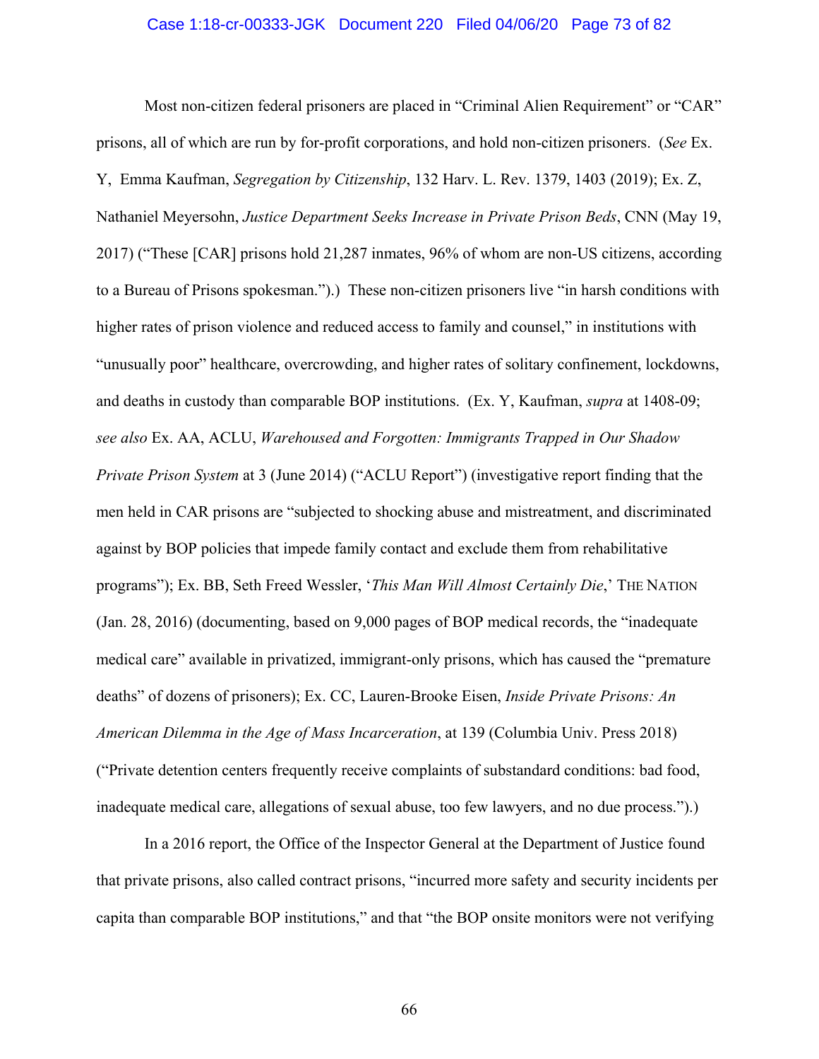Most non-citizen federal prisoners are placed in "Criminal Alien Requirement" or "CAR" prisons, all of which are run by for-profit corporations, and hold non-citizen prisoners. (*See* Ex. Y, Emma Kaufman, *Segregation by Citizenship*, 132 Harv. L. Rev. 1379, 1403 (2019); Ex. Z, Nathaniel Meyersohn, *Justice Department Seeks Increase in Private Prison Beds*, CNN (May 19, 2017) ("These [CAR] prisons hold 21,287 inmates, 96% of whom are non-US citizens, according to a Bureau of Prisons spokesman.").) These non-citizen prisoners live "in harsh conditions with higher rates of prison violence and reduced access to family and counsel," in institutions with "unusually poor" healthcare, overcrowding, and higher rates of solitary confinement, lockdowns, and deaths in custody than comparable BOP institutions. (Ex. Y, Kaufman, *supra* at 1408-09; *see also* Ex. AA, ACLU, *Warehoused and Forgotten: Immigrants Trapped in Our Shadow Private Prison System* at 3 (June 2014) ("ACLU Report") (investigative report finding that the men held in CAR prisons are "subjected to shocking abuse and mistreatment, and discriminated against by BOP policies that impede family contact and exclude them from rehabilitative programs"); Ex. BB, Seth Freed Wessler, '*This Man Will Almost Certainly Die*,' THE NATION (Jan. 28, 2016) (documenting, based on 9,000 pages of BOP medical records, the "inadequate medical care" available in privatized, immigrant-only prisons, which has caused the "premature deaths" of dozens of prisoners); Ex. CC, Lauren-Brooke Eisen, *Inside Private Prisons: An American Dilemma in the Age of Mass Incarceration*, at 139 (Columbia Univ. Press 2018) ("Private detention centers frequently receive complaints of substandard conditions: bad food, inadequate medical care, allegations of sexual abuse, too few lawyers, and no due process.").)

In a 2016 report, the Office of the Inspector General at the Department of Justice found that private prisons, also called contract prisons, "incurred more safety and security incidents per capita than comparable BOP institutions," and that "the BOP onsite monitors were not verifying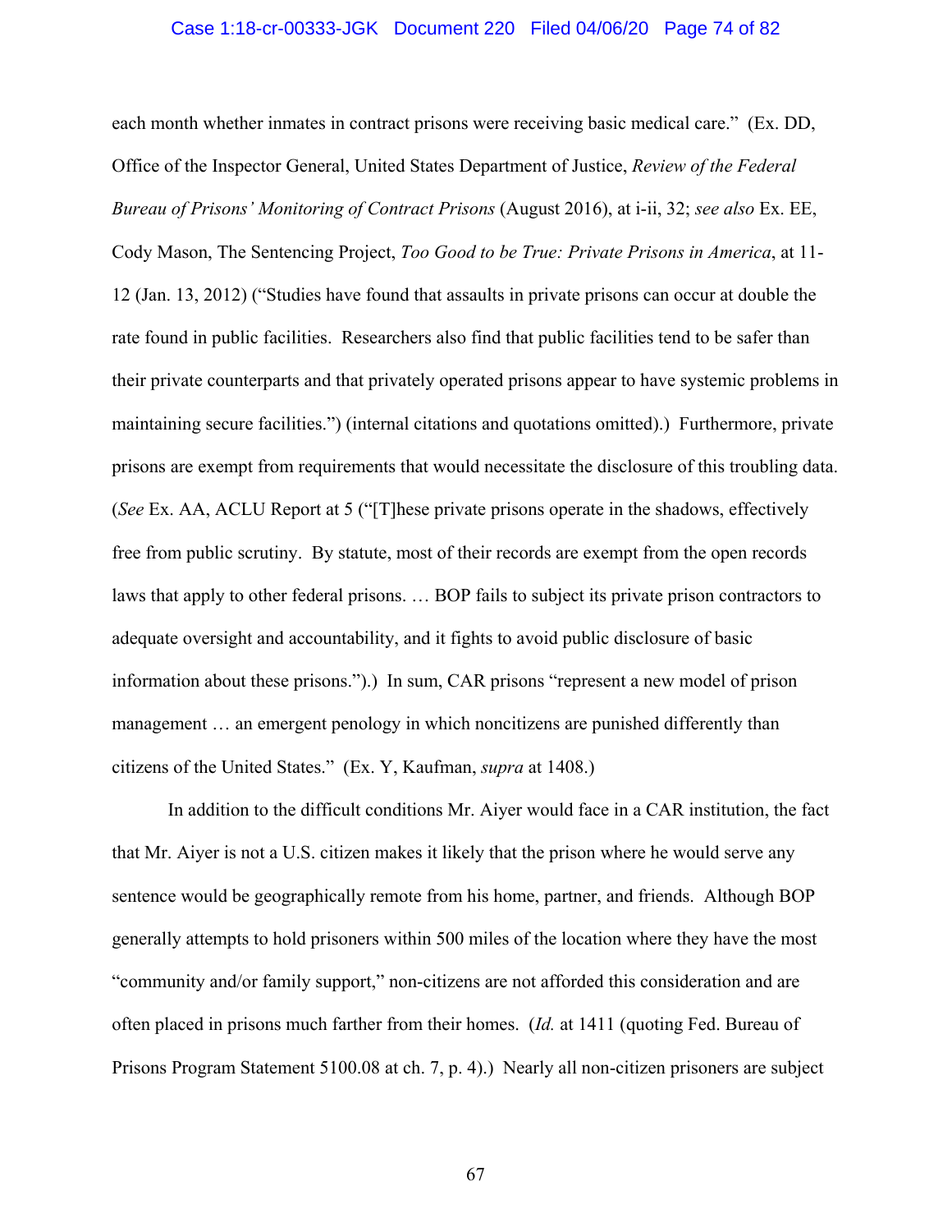each month whether inmates in contract prisons were receiving basic medical care." (Ex. DD, Office of the Inspector General, United States Department of Justice, *Review of the Federal Bureau of Prisons' Monitoring of Contract Prisons* (August 2016), at i-ii, 32; *see also* Ex. EE, Cody Mason, The Sentencing Project, *Too Good to be True: Private Prisons in America*, at 11-12 (Jan. 13, 2012) ("Studies have found that assaults in private prisons can occur at double the rate found in public facilities. Researchers also find that public facilities tend to be safer than their private counterparts and that privately operated prisons appear to have systemic problems in maintaining secure facilities.") (internal citations and quotations omitted).) Furthermore, private prisons are exempt from requirements that would necessitate the disclosure of this troubling data. (*See* Ex. AA, ACLU Report at 5 ("[T]hese private prisons operate in the shadows, effectively free from public scrutiny. By statute, most of their records are exempt from the open records laws that apply to other federal prisons. … BOP fails to subject its private prison contractors to adequate oversight and accountability, and it fights to avoid public disclosure of basic information about these prisons.").) In sum, CAR prisons "represent a new model of prison management … an emergent penology in which noncitizens are punished differently than citizens of the United States." (Ex. Y, Kaufman, *supra* at 1408.)

In addition to the difficult conditions Mr. Aiyer would face in a CAR institution, the fact that Mr. Aiyer is not a U.S. citizen makes it likely that the prison where he would serve any sentence would be geographically remote from his home, partner, and friends. Although BOP generally attempts to hold prisoners within 500 miles of the location where they have the most "community and/or family support," non-citizens are not afforded this consideration and are often placed in prisons much farther from their homes. (*Id.* at 1411 (quoting Fed. Bureau of Prisons Program Statement 5100.08 at ch. 7, p. 4).) Nearly all non-citizen prisoners are subject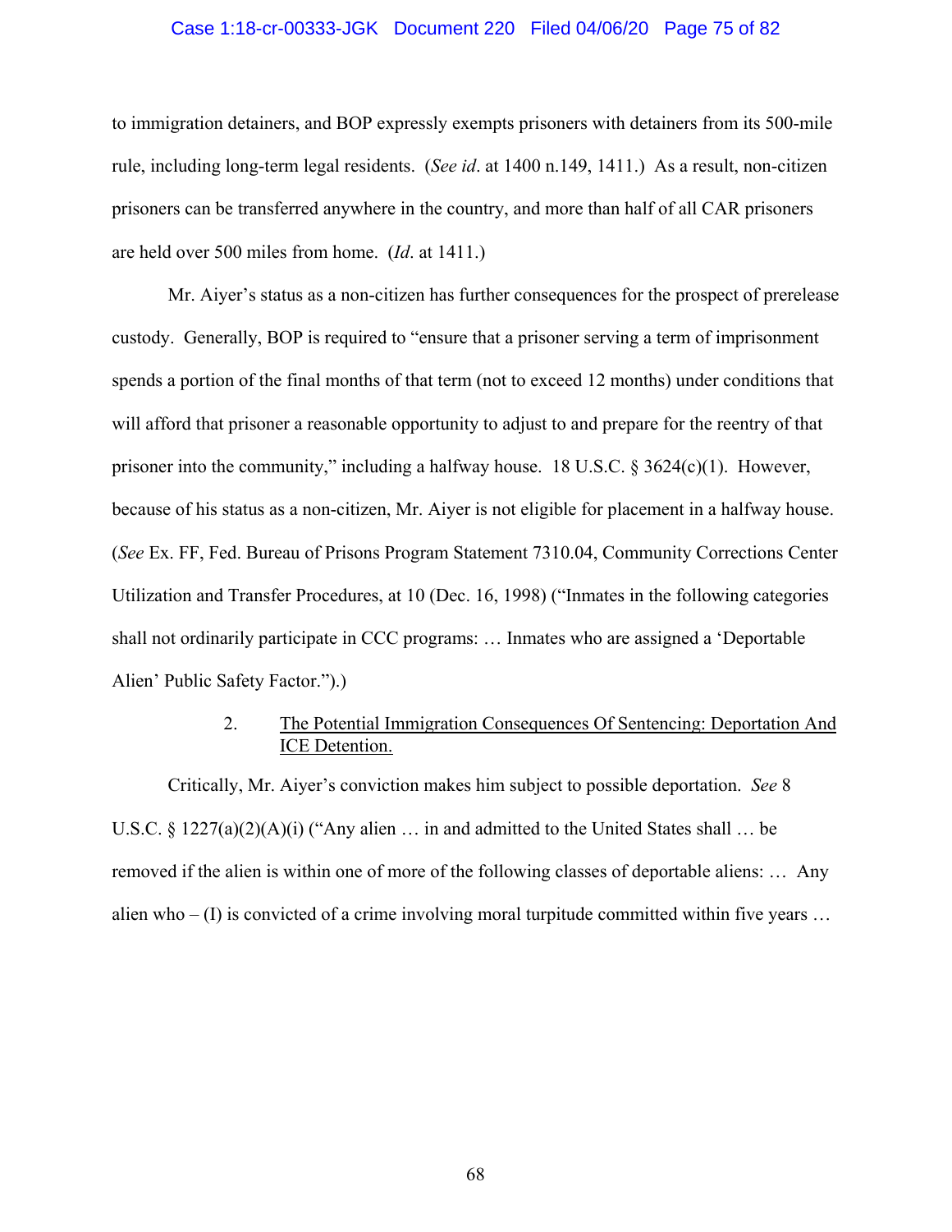to immigration detainers, and BOP expressly exempts prisoners with detainers from its 500-mile rule, including long-term legal residents. (*See id*. at 1400 n.149, 1411.) As a result, non-citizen prisoners can be transferred anywhere in the country, and more than half of all CAR prisoners are held over 500 miles from home. (*Id*. at 1411.)

Mr. Aiyer's status as a non-citizen has further consequences for the prospect of prerelease custody. Generally, BOP is required to "ensure that a prisoner serving a term of imprisonment spends a portion of the final months of that term (not to exceed 12 months) under conditions that will afford that prisoner a reasonable opportunity to adjust to and prepare for the reentry of that prisoner into the community," including a halfway house. 18 U.S.C. § 3624(c)(1). However, because of his status as a non-citizen, Mr. Aiyer is not eligible for placement in a halfway house. (*See* Ex. FF, Fed. Bureau of Prisons Program Statement 7310.04, Community Corrections Center Utilization and Transfer Procedures, at 10 (Dec. 16, 1998) ("Inmates in the following categories shall not ordinarily participate in CCC programs: … Inmates who are assigned a 'Deportable Alien' Public Safety Factor.").)

### 2. <u>The Potential Immigration Consequences Of Sentencing: Deportation And ICE Detention.</u>

Critically, Mr. Aiyer's conviction makes him subject to possible deportation. *See* 8 U.S.C. § 1227(a)(2)(A)(i) ("Any alien … in and admitted to the United States shall … be removed if the alien is within one of more of the following classes of deportable aliens: … Any alien who – (I) is convicted of a crime involving moral turpitude committed within five years …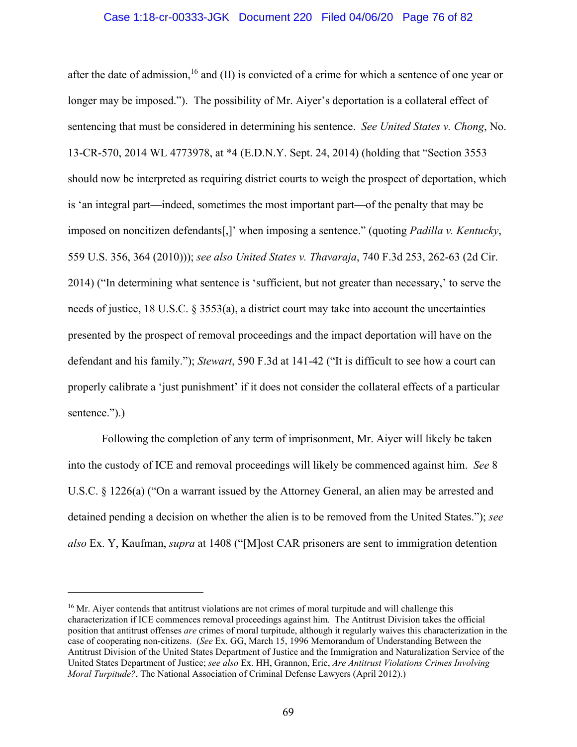after the date of admission,[16] and (II) is convicted of a crime for which a sentence of one year or longer may be imposed."). The possibility of Mr. Aiyer's deportation is a collateral effect of sentencing that must be considered in determining his sentence. *See United States v. Chong*, No. 13-CR-570, 2014 WL 4773978, at *4 (E.D.N.Y. Sept. 24, 2014) (holding that "Section 3553 should now be interpreted as requiring district courts to weigh the prospect of deportation, which is 'an integral part—indeed, sometimes the most important part—of the penalty that may be imposed on noncitizen defendants[,]' when imposing a sentence." (quoting *Padilla v. Kentucky*, 559 U.S. 356, 364 (2010))); *see also United States v. Thavaraja*, 740 F.3d 253, 262-63 (2d Cir. 2014) ("In determining what sentence is 'sufficient, but not greater than necessary,' to serve the needs of justice, 18 U.S.C. § 3553(a), a district court may take into account the uncertainties presented by the prospect of removal proceedings and the impact deportation will have on the defendant and his family."); *Stewart*, 590 F.3d at 141-42 ("It is difficult to see how a court can properly calibrate a 'just punishment' if it does not consider the collateral effects of a particular sentence.").)

Following the completion of any term of imprisonment, Mr. Aiyer will likely be taken into the custody of ICE and removal proceedings will likely be commenced against him. *See* 8 U.S.C. § 1226(a) ("On a warrant issued by the Attorney General, an alien may be arrested and detained pending a decision on whether the alien is to be removed from the United States."); *see also* Ex. Y, Kaufman, *supra* at 1408 ("[M]ost CAR prisoners are sent to immigration detention

---

[16] Mr. Aiyer contends that antitrust violations are not crimes of moral turpitude and will challenge this characterization if ICE commences removal proceedings against him. The Antitrust Division takes the official position that antitrust offenses *are* crimes of moral turpitude, although it regularly waives this characterization in the case of cooperating non-citizens. (*See* Ex. GG, March 15, 1996 Memorandum of Understanding Between the Antitrust Division of the United States Department of Justice and the Immigration and Naturalization Service of the United States Department of Justice; *see also* Ex. HH, Grannon, Eric, *Are Antitrust Violations Crimes Involving Moral Turpitude?*, The National Association of Criminal Defense Lawyers (April 2012).)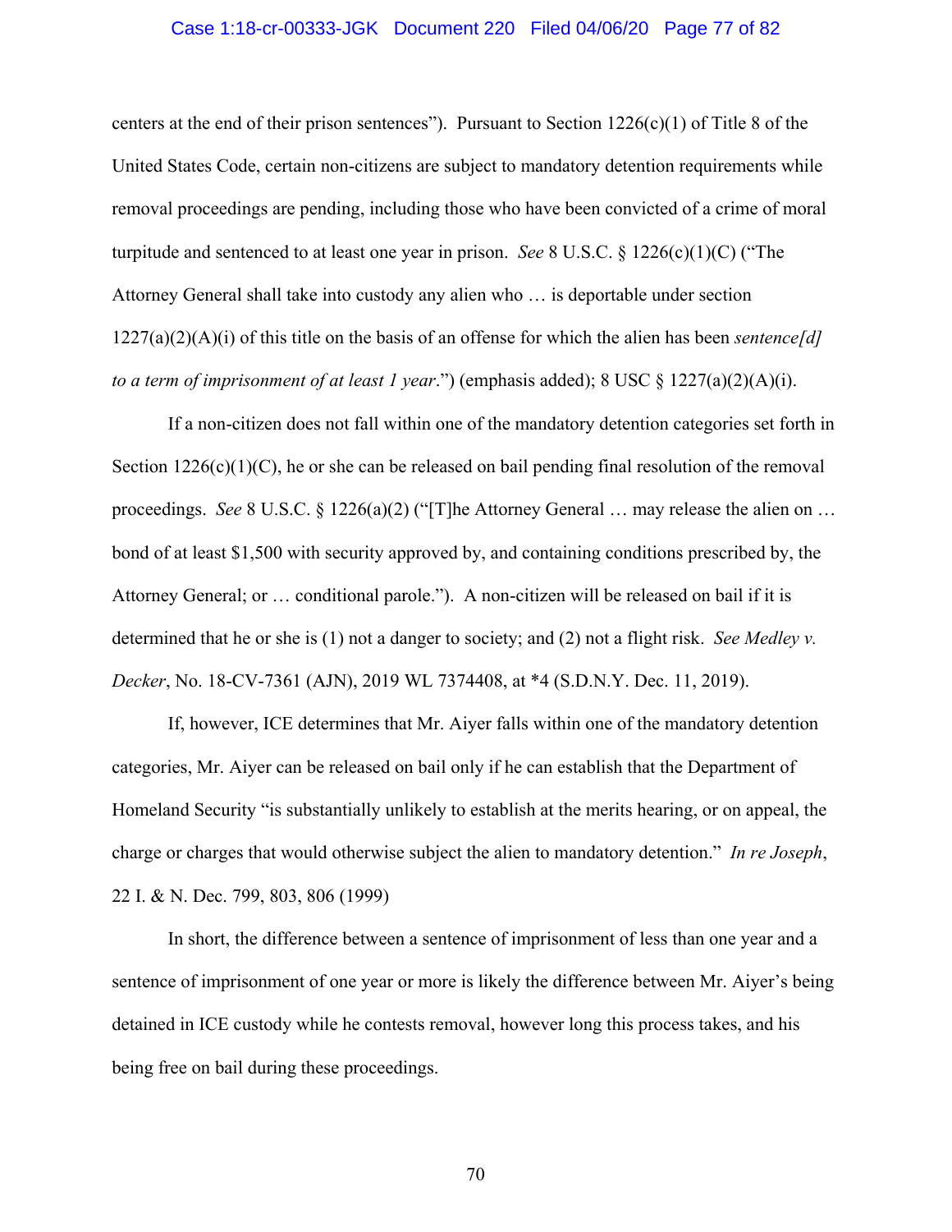centers at the end of their prison sentences"). Pursuant to Section 1226(c)(1) of Title 8 of the United States Code, certain non-citizens are subject to mandatory detention requirements while removal proceedings are pending, including those who have been convicted of a crime of moral turpitude and sentenced to at least one year in prison. *See* 8 U.S.C. § 1226(c)(1)(C) ("The Attorney General shall take into custody any alien who … is deportable under section 1227(a)(2)(A)(i) of this title on the basis of an offense for which the alien has been *sentence[d] to a term of imprisonment of at least 1 year*.") (emphasis added); 8 USC § 1227(a)(2)(A)(i).

If a non-citizen does not fall within one of the mandatory detention categories set forth in Section 1226(c)(1)(C), he or she can be released on bail pending final resolution of the removal proceedings. *See* 8 U.S.C. § 1226(a)(2) ("[T]he Attorney General … may release the alien on … bond of at least $1,500 with security approved by, and containing conditions prescribed by, the Attorney General; or … conditional parole."). A non-citizen will be released on bail if it is determined that he or she is (1) not a danger to society; and (2) not a flight risk. *See Medley v. Decker*, No. 18-CV-7361 (AJN), 2019 WL 7374408, at *4 (S.D.N.Y. Dec. 11, 2019).

If, however, ICE determines that Mr. Aiyer falls within one of the mandatory detention categories, Mr. Aiyer can be released on bail only if he can establish that the Department of Homeland Security "is substantially unlikely to establish at the merits hearing, or on appeal, the charge or charges that would otherwise subject the alien to mandatory detention." *In re Joseph*, 22 I. & N. Dec. 799, 803, 806 (1999)

In short, the difference between a sentence of imprisonment of less than one year and a sentence of imprisonment of one year or more is likely the difference between Mr. Aiyer's being detained in ICE custody while he contests removal, however long this process takes, and his being free on bail during these proceedings.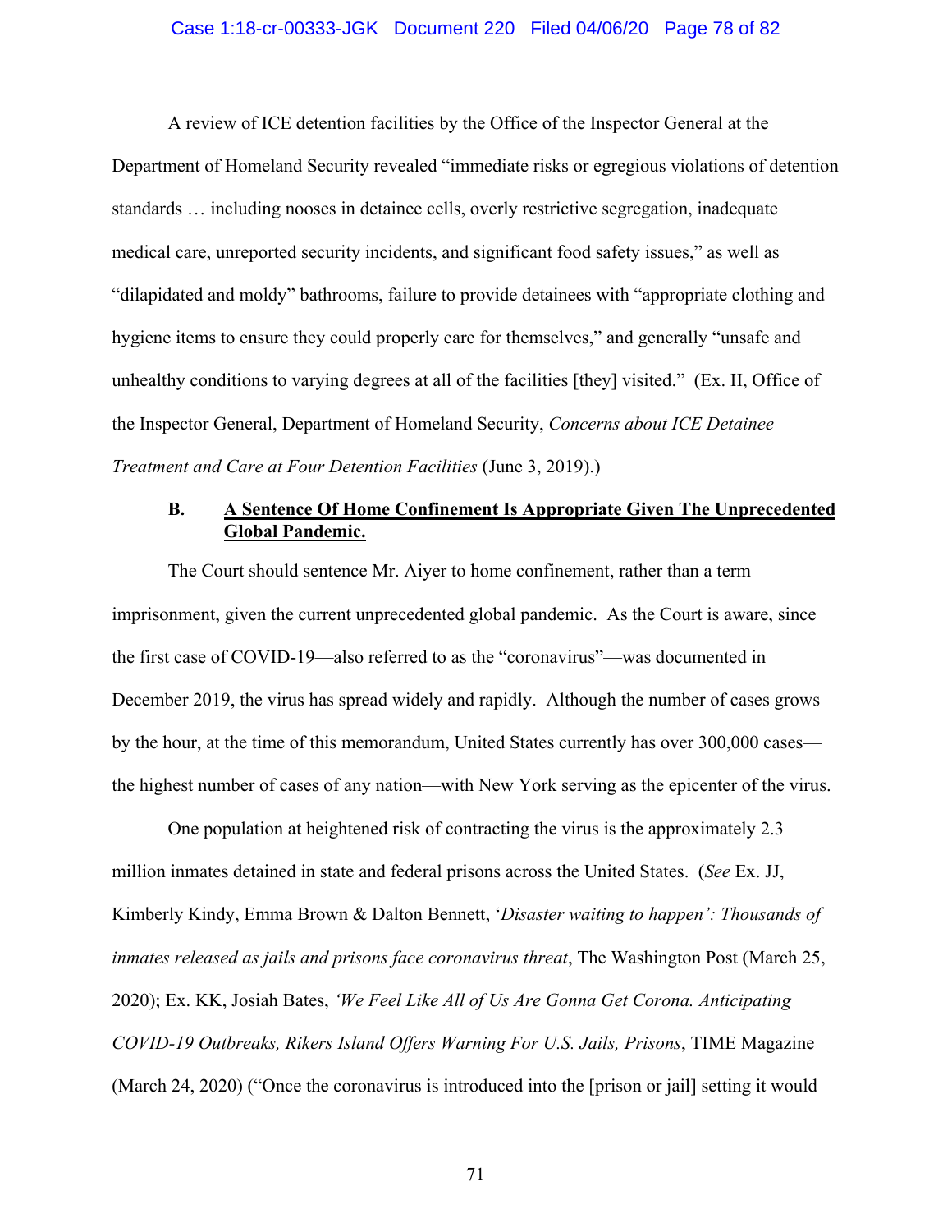A review of ICE detention facilities by the Office of the Inspector General at the Department of Homeland Security revealed "immediate risks or egregious violations of detention standards … including nooses in detainee cells, overly restrictive segregation, inadequate medical care, unreported security incidents, and significant food safety issues," as well as "dilapidated and moldy" bathrooms, failure to provide detainees with "appropriate clothing and hygiene items to ensure they could properly care for themselves," and generally "unsafe and unhealthy conditions to varying degrees at all of the facilities [they] visited." (Ex. II, Office of the Inspector General, Department of Homeland Security, *Concerns about ICE Detainee Treatment and Care at Four Detention Facilities* (June 3, 2019).)

### B. A Sentence Of Home Confinement Is Appropriate Given The Unprecedented Global Pandemic.

The Court should sentence Mr. Aiyer to home confinement, rather than a term imprisonment, given the current unprecedented global pandemic. As the Court is aware, since the first case of COVID-19—also referred to as the "coronavirus"—was documented in December 2019, the virus has spread widely and rapidly. Although the number of cases grows by the hour, at the time of this memorandum, United States currently has over 300,000 cases—the highest number of cases of any nation—with New York serving as the epicenter of the virus.

One population at heightened risk of contracting the virus is the approximately 2.3 million inmates detained in state and federal prisons across the United States. (*See* Ex. JJ, Kimberly Kindy, Emma Brown & Dalton Bennett, '*Disaster waiting to happen': Thousands of inmates released as jails and prisons face coronavirus threat*, The Washington Post (March 25, 2020); Ex. KK, Josiah Bates, *'We Feel Like All of Us Are Gonna Get Corona. Anticipating COVID-19 Outbreaks, Rikers Island Offers Warning For U.S. Jails, Prisons*, TIME Magazine (March 24, 2020) ("Once the coronavirus is introduced into the [prison or jail] setting it would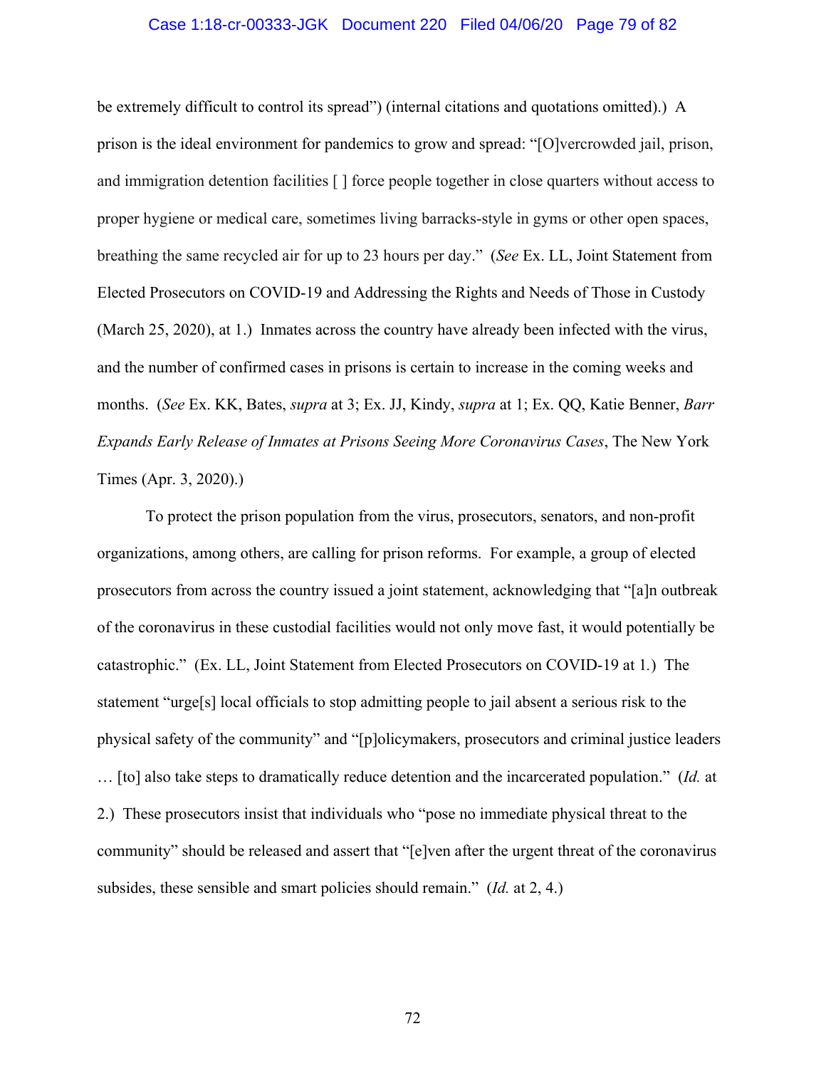be extremely difficult to control its spread") (internal citations and quotations omitted).) A prison is the ideal environment for pandemics to grow and spread: "[O]vercrowded jail, prison, and immigration detention facilities [ ] force people together in close quarters without access to proper hygiene or medical care, sometimes living barracks-style in gyms or other open spaces, breathing the same recycled air for up to 23 hours per day." (*See* Ex. LL, Joint Statement from Elected Prosecutors on COVID-19 and Addressing the Rights and Needs of Those in Custody (March 25, 2020), at 1.) Inmates across the country have already been infected with the virus, and the number of confirmed cases in prisons is certain to increase in the coming weeks and months. (*See* Ex. KK, Bates, *supra* at 3; Ex. JJ, Kindy, *supra* at 1; Ex. QQ, Katie Benner, *Barr Expands Early Release of Inmates at Prisons Seeing More Coronavirus Cases*, The New York Times (Apr. 3, 2020).)

To protect the prison population from the virus, prosecutors, senators, and non-profit organizations, among others, are calling for prison reforms. For example, a group of elected prosecutors from across the country issued a joint statement, acknowledging that "[a]n outbreak of the coronavirus in these custodial facilities would not only move fast, it would potentially be catastrophic." (Ex. LL, Joint Statement from Elected Prosecutors on COVID-19 at 1.) The statement "urge[s] local officials to stop admitting people to jail absent a serious risk to the physical safety of the community" and "[p]olicymakers, prosecutors and criminal justice leaders … [to] also take steps to dramatically reduce detention and the incarcerated population." (*Id.* at 2.) These prosecutors insist that individuals who "pose no immediate physical threat to the community" should be released and assert that "[e]ven after the urgent threat of the coronavirus subsides, these sensible and smart policies should remain." (*Id.* at 2, 4.)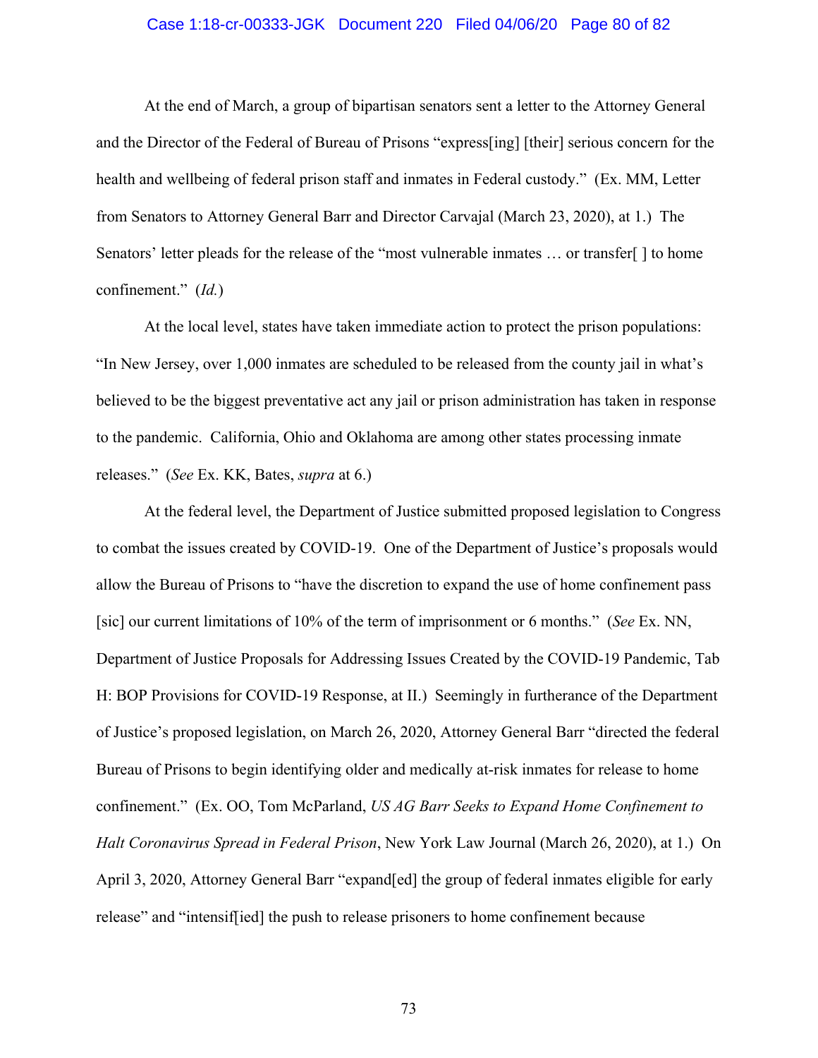At the end of March, a group of bipartisan senators sent a letter to the Attorney General and the Director of the Federal of Bureau of Prisons "express[ing] [their] serious concern for the health and wellbeing of federal prison staff and inmates in Federal custody." (Ex. MM, Letter from Senators to Attorney General Barr and Director Carvajal (March 23, 2020), at 1.) The Senators' letter pleads for the release of the "most vulnerable inmates … or transfer[ ] to home confinement." (*Id.*)

At the local level, states have taken immediate action to protect the prison populations: "In New Jersey, over 1,000 inmates are scheduled to be released from the county jail in what's believed to be the biggest preventative act any jail or prison administration has taken in response to the pandemic. California, Ohio and Oklahoma are among other states processing inmate releases." (*See* Ex. KK, Bates, *supra* at 6.)

At the federal level, the Department of Justice submitted proposed legislation to Congress to combat the issues created by COVID-19. One of the Department of Justice's proposals would allow the Bureau of Prisons to "have the discretion to expand the use of home confinement pass [sic] our current limitations of 10% of the term of imprisonment or 6 months." (*See* Ex. NN, Department of Justice Proposals for Addressing Issues Created by the COVID-19 Pandemic, Tab H: BOP Provisions for COVID-19 Response, at II.) Seemingly in furtherance of the Department of Justice's proposed legislation, on March 26, 2020, Attorney General Barr "directed the federal Bureau of Prisons to begin identifying older and medically at-risk inmates for release to home confinement." (Ex. OO, Tom McParland, *US AG Barr Seeks to Expand Home Confinement to Halt Coronavirus Spread in Federal Prison*, New York Law Journal (March 26, 2020), at 1.) On April 3, 2020, Attorney General Barr "expand[ed] the group of federal inmates eligible for early release" and "intensif[ied] the push to release prisoners to home confinement because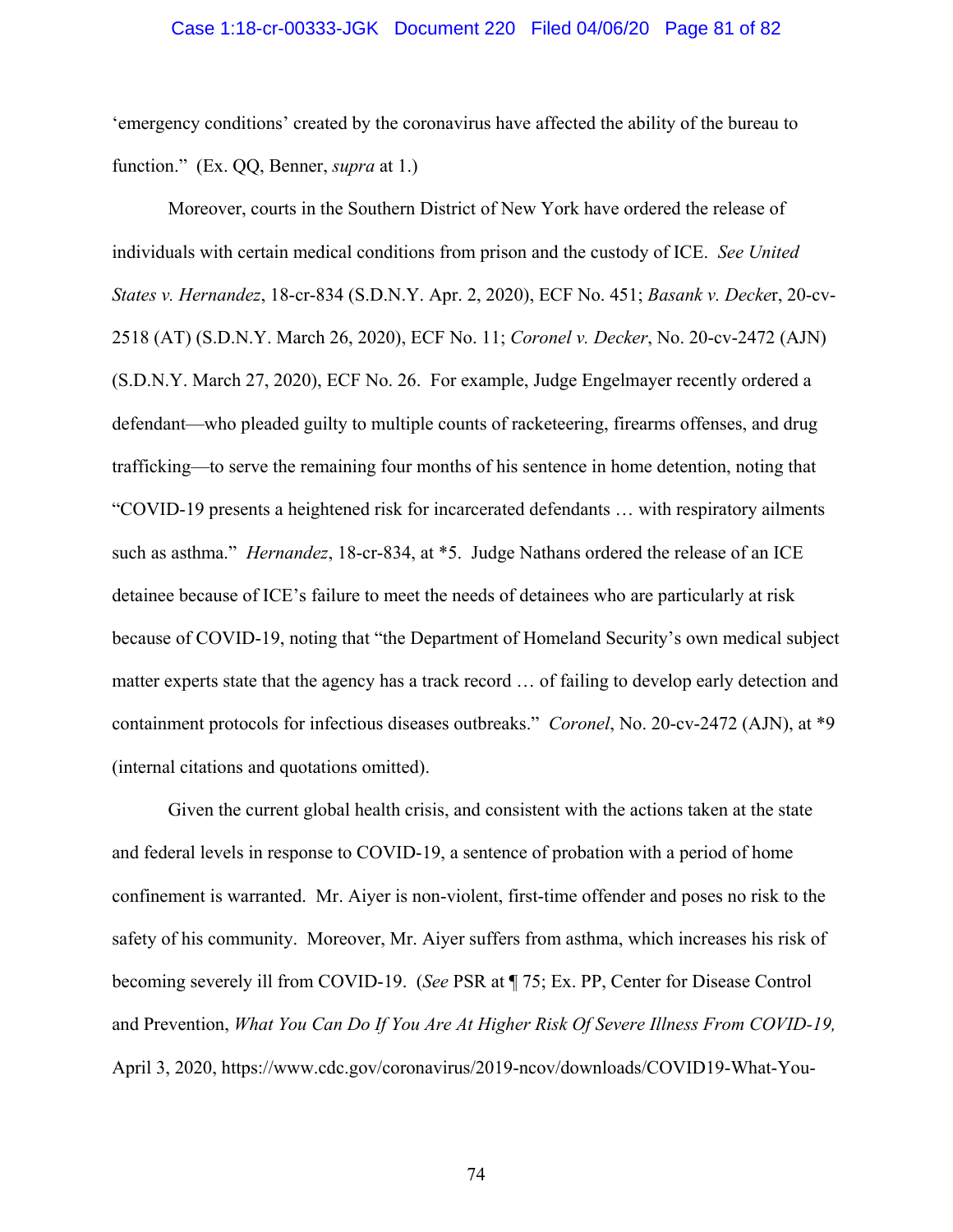'emergency conditions' created by the coronavirus have affected the ability of the bureau to function." (Ex. QQ, Benner, *supra* at 1.)

Moreover, courts in the Southern District of New York have ordered the release of individuals with certain medical conditions from prison and the custody of ICE. *See United States v. Hernandez*, 18-cr-834 (S.D.N.Y. Apr. 2, 2020), ECF No. 451; *Basank v. Decke*r, 20-cv-2518 (AT) (S.D.N.Y. March 26, 2020), ECF No. 11; *Coronel v. Decker*, No. 20-cv-2472 (AJN) (S.D.N.Y. March 27, 2020), ECF No. 26. For example, Judge Engelmayer recently ordered a defendant—who pleaded guilty to multiple counts of racketeering, firearms offenses, and drug trafficking—to serve the remaining four months of his sentence in home detention, noting that "COVID-19 presents a heightened risk for incarcerated defendants … with respiratory ailments such as asthma." *Hernandez*, 18-cr-834, at *5. Judge Nathans ordered the release of an ICE detainee because of ICE's failure to meet the needs of detainees who are particularly at risk because of COVID-19, noting that "the Department of Homeland Security's own medical subject matter experts state that the agency has a track record … of failing to develop early detection and containment protocols for infectious diseases outbreaks." *Coronel*, No. 20-cv-2472 (AJN), at *9 (internal citations and quotations omitted).

Given the current global health crisis, and consistent with the actions taken at the state and federal levels in response to COVID-19, a sentence of probation with a period of home confinement is warranted. Mr. Aiyer is non-violent, first-time offender and poses no risk to the safety of his community. Moreover, Mr. Aiyer suffers from asthma, which increases his risk of becoming severely ill from COVID-19. (*See* PSR at ¶ 75; Ex. PP, Center for Disease Control and Prevention, *What You Can Do If You Are At Higher Risk Of Severe Illness From COVID-19,* April 3, 2020, https://www.cdc.gov/coronavirus/2019-ncov/downloads/COVID19-What-You-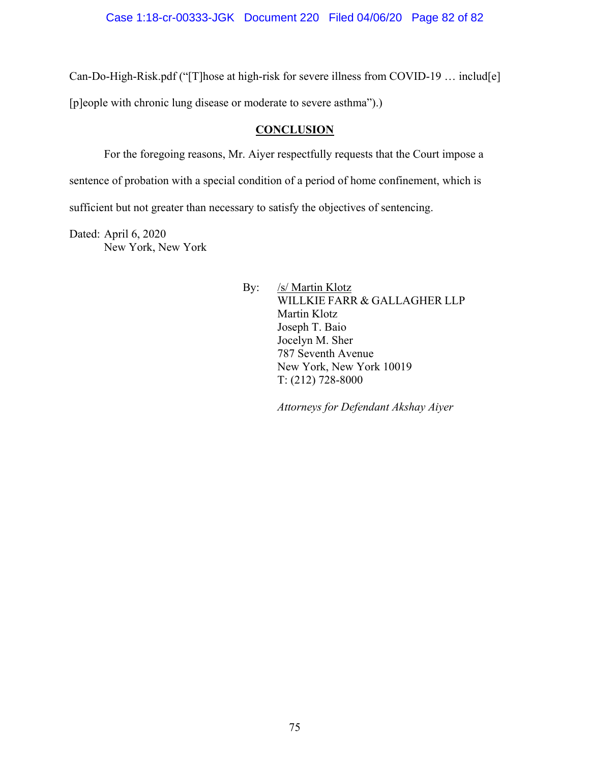Can-Do-High-Risk.pdf ("[T]hose at high-risk for severe illness from COVID-19 … includ[e] [p]eople with chronic lung disease or moderate to severe asthma").)

## CONCLUSION

For the foregoing reasons, Mr. Aiyer respectfully requests that the Court impose a sentence of probation with a special condition of a period of home confinement, which is sufficient but not greater than necessary to satisfy the objectives of sentencing.

Dated: April 6, 2020
New York, New York

By: /s/ Martin Klotz
WILLKIE FARR & GALLAGHER LLP
Martin Klotz
Joseph T. Baio
Jocelyn M. Sher
787 Seventh Avenue
New York, New York 10019
T: (212) 728-8000

*Attorneys for Defendant Akshay Aiyer*